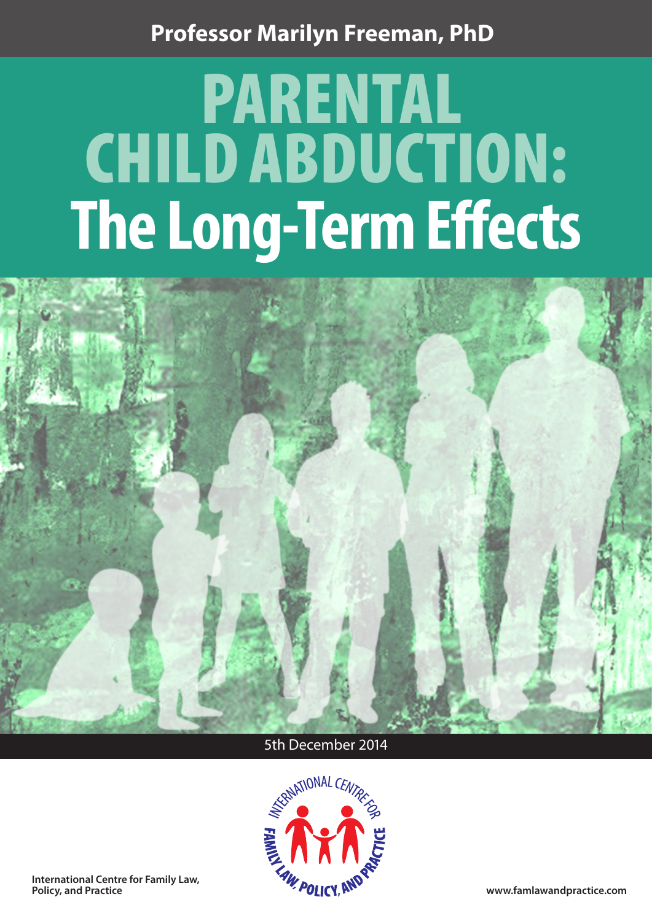Professor Marilyn Freeman, PhD

# PARENTAL CHILD ABDUCTION: The Long-Term Effects

5th December 2014

International Centre for Family Law, Policy, and Practice

www.famlawandpractice.com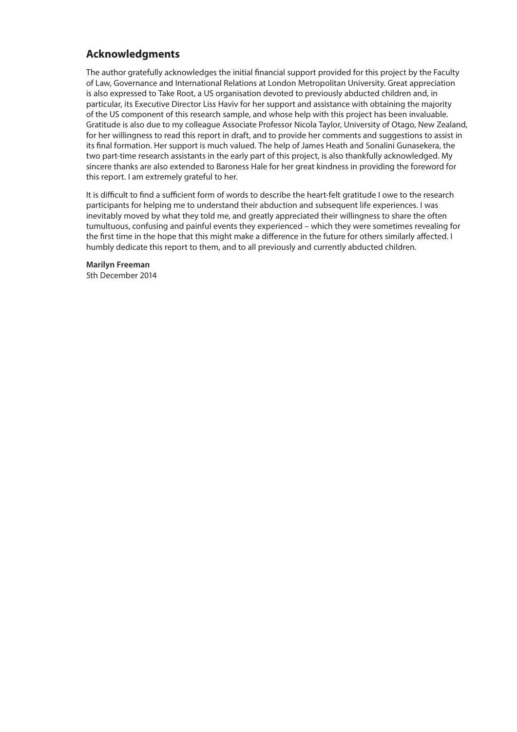## Acknowledgments

The author gratefully acknowledges the initial financial support provided for this project by the Faculty of Law, Governance and International Relations at London Metropolitan University. Great appreciation is also expressed to Take Root, a US organisation devoted to previously abducted children and, in particular, its Executive Director Liss Haviv for her support and assistance with obtaining the majority of the US component of this research sample, and whose help with this project has been invaluable. Gratitude is also due to my colleague Associate Professor Nicola Taylor, University of Otago, New Zealand, for her willingness to read this report in draft, and to provide her comments and suggestions to assist in its final formation. Her support is much valued. The help of James Heath and Sonalini Gunasekera, the two part-time research assistants in the early part of this project, is also thankfully acknowledged. My sincere thanks are also extended to Baroness Hale for her great kindness in providing the foreword for this report. I am extremely grateful to her.

It is difficult to find a sufficient form of words to describe the heart-felt gratitude I owe to the research participants for helping me to understand their abduction and subsequent life experiences. I was inevitably moved by what they told me, and greatly appreciated their willingness to share the often tumultuous, confusing and painful events they experienced – which they were sometimes revealing for the first time in the hope that this might make a difference in the future for others similarly affected. I humbly dedicate this report to them, and to all previously and currently abducted children.

**Marilyn Freeman**
5th December 2014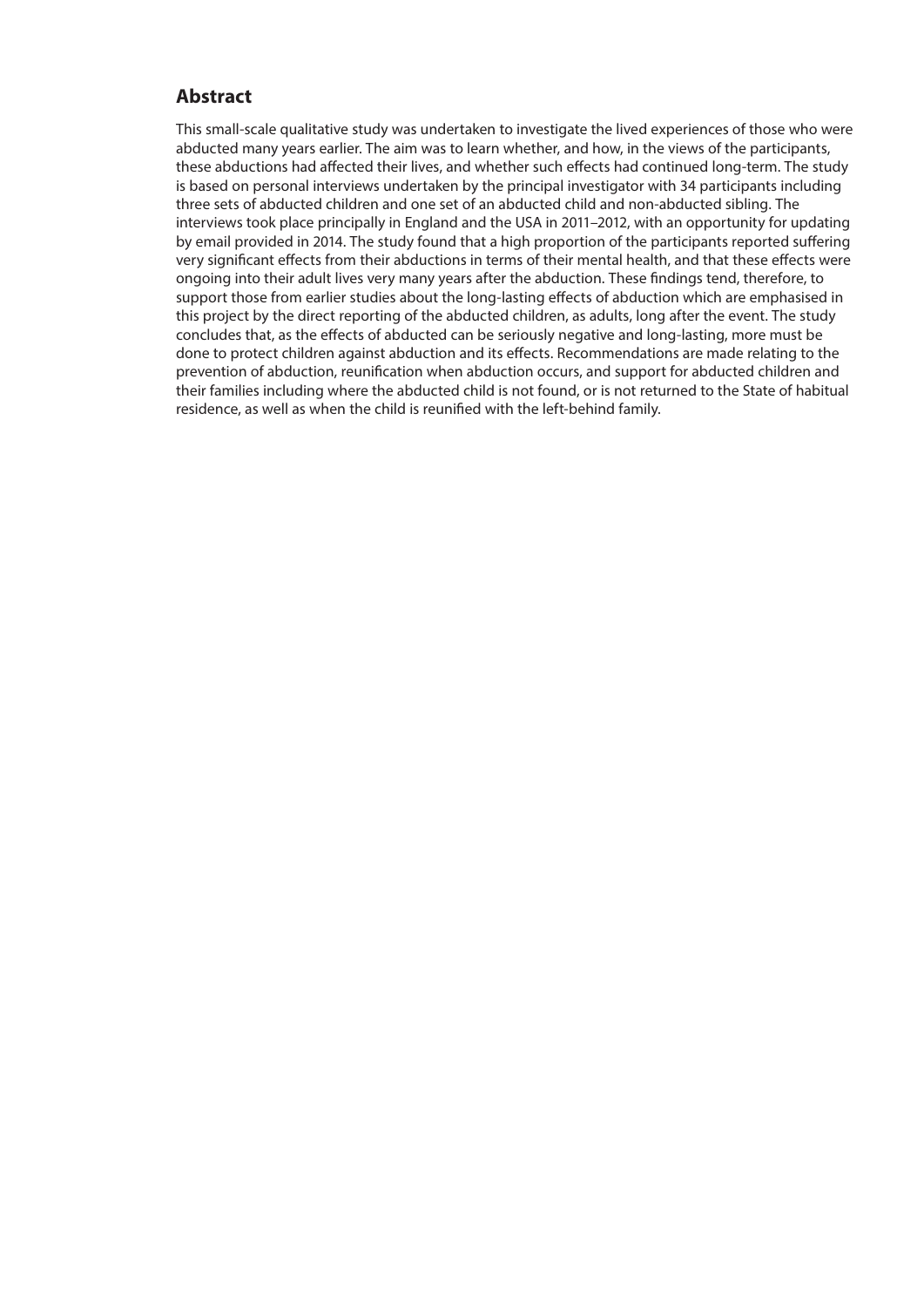## Abstract

This small-scale qualitative study was undertaken to investigate the lived experiences of those who were abducted many years earlier. The aim was to learn whether, and how, in the views of the participants, these abductions had affected their lives, and whether such effects had continued long-term. The study is based on personal interviews undertaken by the principal investigator with 34 participants including three sets of abducted children and one set of an abducted child and non-abducted sibling. The interviews took place principally in England and the USA in 2011–2012, with an opportunity for updating by email provided in 2014. The study found that a high proportion of the participants reported suffering very significant effects from their abductions in terms of their mental health, and that these effects were ongoing into their adult lives very many years after the abduction. These findings tend, therefore, to support those from earlier studies about the long-lasting effects of abduction which are emphasised in this project by the direct reporting of the abducted children, as adults, long after the event. The study concludes that, as the effects of abducted can be seriously negative and long-lasting, more must be done to protect children against abduction and its effects. Recommendations are made relating to the prevention of abduction, reunification when abduction occurs, and support for abducted children and their families including where the abducted child is not found, or is not returned to the State of habitual residence, as well as when the child is reunified with the left-behind family.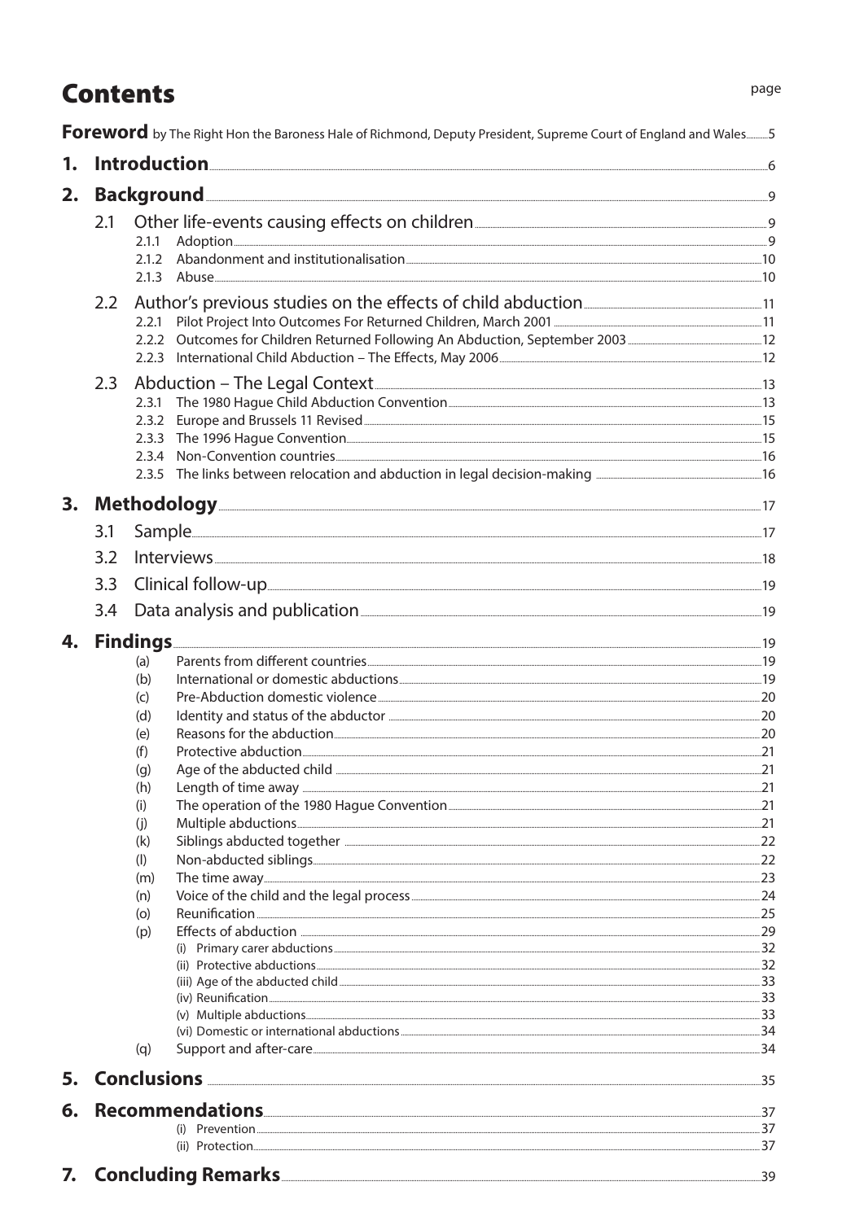# Contents

page

**Foreword** by The Right Hon the Baroness Hale of Richmond, Deputy President, Supreme Court of England and Wales .......... 5

**1. Introduction** .......... 6

**2. Background** .......... 9

2.1 Other life-events causing effects on children .......... 9

- 2.1.1 Adoption .......... 9
- 2.1.2 Abandonment and institutionalisation .......... 10
- 2.1.3 Abuse .......... 10

2.2 Author's previous studies on the effects of child abduction .......... 11

- 2.2.1 Pilot Project Into Outcomes For Returned Children, March 2001 .......... 11
- 2.2.2 Outcomes for Children Returned Following An Abduction, September 2003 .......... 12
- 2.2.3 International Child Abduction – The Effects, May 2006 .......... 12

2.3 Abduction – The Legal Context .......... 13

- 2.3.1 The 1980 Hague Child Abduction Convention .......... 13
- 2.3.2 Europe and Brussels 11 Revised .......... 15
- 2.3.3 The 1996 Hague Convention .......... 15
- 2.3.4 Non-Convention countries .......... 16
- 2.3.5 The links between relocation and abduction in legal decision-making .......... 16

**3. Methodology** .......... 17

3.1 Sample .......... 17

3.2 Interviews .......... 18

3.3 Clinical follow-up .......... 19

3.4 Data analysis and publication .......... 19

**4. Findings** .......... 19

- (a) Parents from different countries .......... 19
- (b) International or domestic abductions .......... 19
- (c) Pre-Abduction domestic violence .......... 20
- (d) Identity and status of the abductor .......... 20
- (e) Reasons for the abduction .......... 20
- (f) Protective abduction .......... 21
- (g) Age of the abducted child .......... 21
- (h) Length of time away .......... 21
- (i) The operation of the 1980 Hague Convention .......... 21
- (j) Multiple abductions .......... 21
- (k) Siblings abducted together .......... 22
- (l) Non-abducted siblings .......... 22
- (m) The time away .......... 23
- (n) Voice of the child and the legal process .......... 24
- (o) Reunification .......... 25
- (p) Effects of abduction .......... 29
  - (i) Primary carer abductions .......... 32
  - (ii) Protective abductions .......... 32
  - (iii) Age of the abducted child .......... 33
  - (iv) Reunification .......... 33
  - (v) Multiple abductions .......... 33
  - (vi) Domestic or international abductions .......... 34
- (q) Support and after-care .......... 34

**5. Conclusions** .......... 35

**6. Recommendations** .......... 37

- (i) Prevention .......... 37
- (ii) Protection .......... 37

**7. Concluding Remarks** .......... 39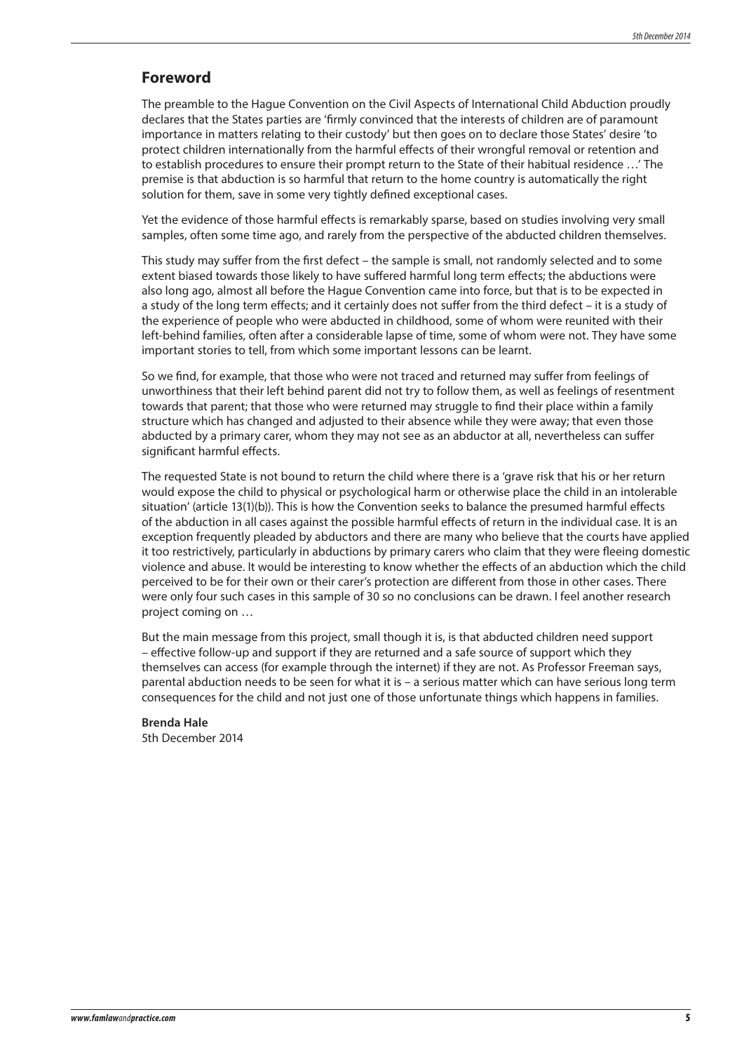## Foreword

The preamble to the Hague Convention on the Civil Aspects of International Child Abduction proudly declares that the States parties are 'firmly convinced that the interests of children are of paramount importance in matters relating to their custody' but then goes on to declare those States' desire 'to protect children internationally from the harmful effects of their wrongful removal or retention and to establish procedures to ensure their prompt return to the State of their habitual residence …' The premise is that abduction is so harmful that return to the home country is automatically the right solution for them, save in some very tightly defined exceptional cases.

Yet the evidence of those harmful effects is remarkably sparse, based on studies involving very small samples, often some time ago, and rarely from the perspective of the abducted children themselves.

This study may suffer from the first defect – the sample is small, not randomly selected and to some extent biased towards those likely to have suffered harmful long term effects; the abductions were also long ago, almost all before the Hague Convention came into force, but that is to be expected in a study of the long term effects; and it certainly does not suffer from the third defect – it is a study of the experience of people who were abducted in childhood, some of whom were reunited with their left-behind families, often after a considerable lapse of time, some of whom were not. They have some important stories to tell, from which some important lessons can be learnt.

So we find, for example, that those who were not traced and returned may suffer from feelings of unworthiness that their left behind parent did not try to follow them, as well as feelings of resentment towards that parent; that those who were returned may struggle to find their place within a family structure which has changed and adjusted to their absence while they were away; that even those abducted by a primary carer, whom they may not see as an abductor at all, nevertheless can suffer significant harmful effects.

The requested State is not bound to return the child where there is a 'grave risk that his or her return would expose the child to physical or psychological harm or otherwise place the child in an intolerable situation' (article 13(1)(b)). This is how the Convention seeks to balance the presumed harmful effects of the abduction in all cases against the possible harmful effects of return in the individual case. It is an exception frequently pleaded by abductors and there are many who believe that the courts have applied it too restrictively, particularly in abductions by primary carers who claim that they were fleeing domestic violence and abuse. It would be interesting to know whether the effects of an abduction which the child perceived to be for their own or their carer's protection are different from those in other cases. There were only four such cases in this sample of 30 so no conclusions can be drawn. I feel another research project coming on …

But the main message from this project, small though it is, is that abducted children need support – effective follow-up and support if they are returned and a safe source of support which they themselves can access (for example through the internet) if they are not. As Professor Freeman says, parental abduction needs to be seen for what it is – a serious matter which can have serious long term consequences for the child and not just one of those unfortunate things which happens in families.

**Brenda Hale**
5th December 2014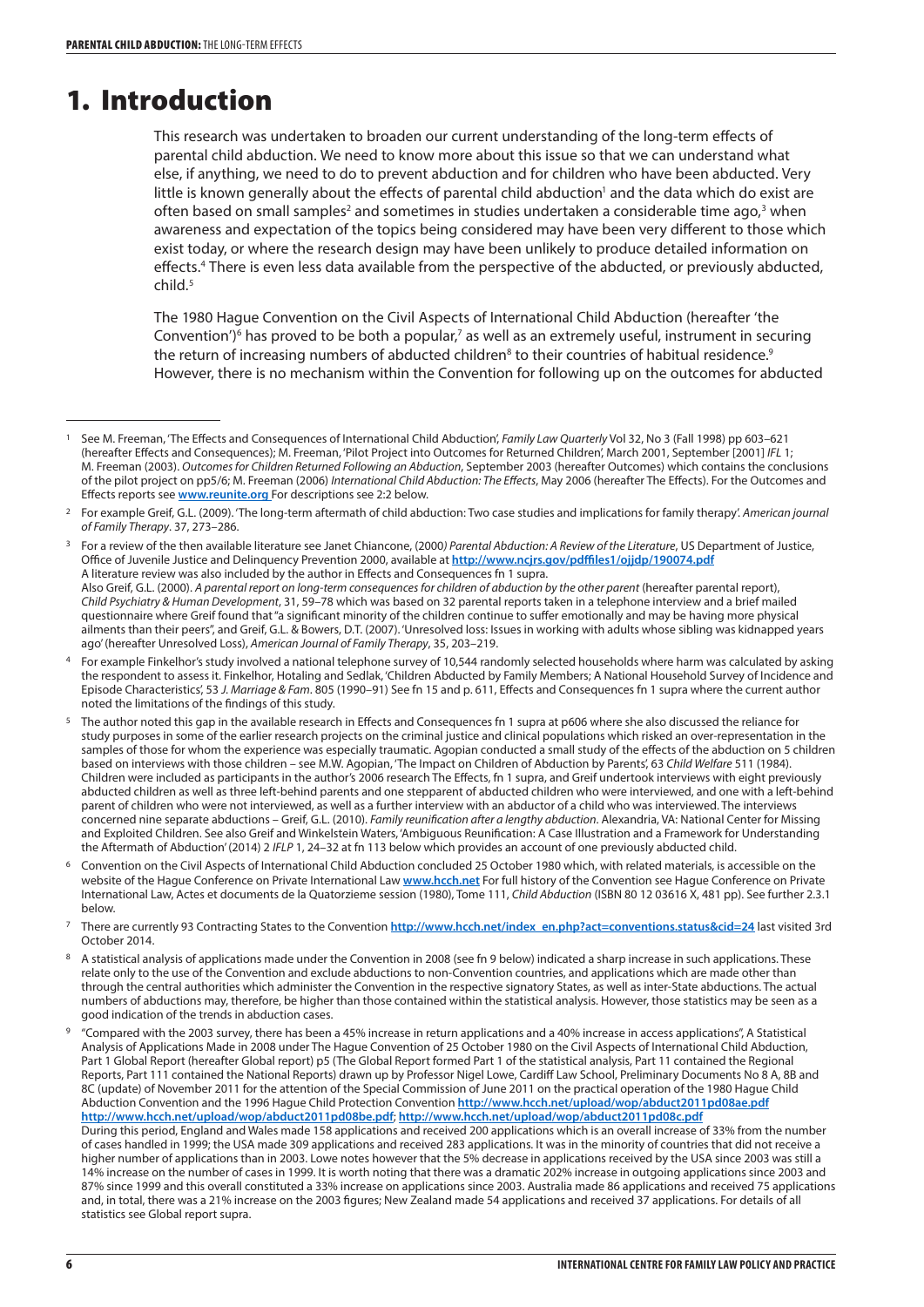# 1. Introduction

This research was undertaken to broaden our current understanding of the long-term effects of parental child abduction. We need to know more about this issue so that we can understand what else, if anything, we need to do to prevent abduction and for children who have been abducted. Very little is known generally about the effects of parental child abduction[1] and the data which do exist are often based on small samples[2] and sometimes in studies undertaken a considerable time ago,[3] when awareness and expectation of the topics being considered may have been very different to those which exist today, or where the research design may have been unlikely to produce detailed information on effects.[4] There is even less data available from the perspective of the abducted, or previously abducted, child.[5]

The 1980 Hague Convention on the Civil Aspects of International Child Abduction (hereafter 'the Convention')[6] has proved to be both a popular,[7] as well as an extremely useful, instrument in securing the return of increasing numbers of abducted children[8] to their countries of habitual residence.[9] However, there is no mechanism within the Convention for following up on the outcomes for abducted

---

[1] See M. Freeman, 'The Effects and Consequences of International Child Abduction', *Family Law Quarterly* Vol 32, No 3 (Fall 1998) pp 603–621 (hereafter Effects and Consequences); M. Freeman, 'Pilot Project into Outcomes for Returned Children', March 2001, September [2001] *IFL* 1; M. Freeman (2003). *Outcomes for Children Returned Following an Abduction*, September 2003 (hereafter Outcomes) which contains the conclusions of the pilot project on pp5/6; M. Freeman (2006) *International Child Abduction: The Effects*, May 2006 (hereafter The Effects). For the Outcomes and Effects reports see **www.reunite.org** For descriptions see 2:2 below.

[2] For example Greif, G.L. (2009). 'The long-term aftermath of child abduction: Two case studies and implications for family therapy'. *American journal of Family Therapy*. 37, 273–286.

[3] For a review of the then available literature see Janet Chiancone, (2000*) Parental Abduction: A Review of the Literature*, US Department of Justice, Office of Juvenile Justice and Delinquency Prevention 2000, available at **http://www.ncjrs.gov/pdffiles1/ojjdp/190074.pdf**
A literature review was also included by the author in Effects and Consequences fn 1 supra.
Also Greif, G.L. (2000). *A parental report on long-term consequences for children of abduction by the other parent* (hereafter parental report), *Child Psychiatry & Human Development*, 31, 59–78 which was based on 32 parental reports taken in a telephone interview and a brief mailed questionnaire where Greif found that "a significant minority of the children continue to suffer emotionally and may be having more physical ailments than their peers", and Greif, G.L. & Bowers, D.T. (2007). 'Unresolved loss: Issues in working with adults whose sibling was kidnapped years ago' (hereafter Unresolved Loss), *American Journal of Family Therapy*, 35, 203–219.

[4] For example Finkelhor's study involved a national telephone survey of 10,544 randomly selected households where harm was calculated by asking the respondent to assess it. Finkelhor, Hotaling and Sedlak, 'Children Abducted by Family Members; A National Household Survey of Incidence and Episode Characteristics', 53 *J. Marriage & Fam*. 805 (1990–91) See fn 15 and p. 611, Effects and Consequences fn 1 supra where the current author noted the limitations of the findings of this study.

[5] The author noted this gap in the available research in Effects and Consequences fn 1 supra at p606 where she also discussed the reliance for study purposes in some of the earlier research projects on the criminal justice and clinical populations which risked an over-representation in the samples of those for whom the experience was especially traumatic. Agopian conducted a small study of the effects of the abduction on 5 children based on interviews with those children – see M.W. Agopian, 'The Impact on Children of Abduction by Parents', 63 *Child Welfare* 511 (1984). Children were included as participants in the author's 2006 research The Effects, fn 1 supra, and Greif undertook interviews with eight previously abducted children as well as three left-behind parents and one stepparent of abducted children who were interviewed, and one with a left-behind parent of children who were not interviewed, as well as a further interview with an abductor of a child who was interviewed. The interviews concerned nine separate abductions – Greif, G.L. (2010). *Family reunification after a lengthy abduction*. Alexandria, VA: National Center for Missing and Exploited Children. See also Greif and Winkelstein Waters, 'Ambiguous Reunification: A Case Illustration and a Framework for Understanding the Aftermath of Abduction' (2014) 2 *IFLP* 1, 24–32 at fn 113 below which provides an account of one previously abducted child.

[6] Convention on the Civil Aspects of International Child Abduction concluded 25 October 1980 which, with related materials, is accessible on the website of the Hague Conference on Private International Law **www.hcch.net** For full history of the Convention see Hague Conference on Private International Law, Actes et documents de la Quatorzieme session (1980), Tome 111, *Child Abduction* (ISBN 80 12 03616 X, 481 pp). See further 2.3.1 below.

[7] There are currently 93 Contracting States to the Convention **http://www.hcch.net/index_en.php?act=conventions.status&cid=24** last visited 3rd October 2014.

[8] A statistical analysis of applications made under the Convention in 2008 (see fn 9 below) indicated a sharp increase in such applications. These relate only to the use of the Convention and exclude abductions to non-Convention countries, and applications which are made other than through the central authorities which administer the Convention in the respective signatory States, as well as inter-State abductions. The actual numbers of abductions may, therefore, be higher than those contained within the statistical analysis. However, those statistics may be seen as a good indication of the trends in abduction cases.

[9] "Compared with the 2003 survey, there has been a 45% increase in return applications and a 40% increase in access applications", A Statistical Analysis of Applications Made in 2008 under The Hague Convention of 25 October 1980 on the Civil Aspects of International Child Abduction, Part 1 Global Report (hereafter Global report) p5 (The Global Report formed Part 1 of the statistical analysis, Part 11 contained the Regional Reports, Part 111 contained the National Reports) drawn up by Professor Nigel Lowe, Cardiff Law School, Preliminary Documents No 8 A, 8B and 8C (update) of November 2011 for the attention of the Special Commission of June 2011 on the practical operation of the 1980 Hague Child Abduction Convention and the 1996 Hague Child Protection Convention **http://www.hcch.net/upload/wop/abduct2011pd08ae.pdf** **http://www.hcch.net/upload/wop/abduct2011pd08be.pdf**; **http://www.hcch.net/upload/wop/abduct2011pd08c.pdf**
During this period, England and Wales made 158 applications and received 200 applications which is an overall increase of 33% from the number of cases handled in 1999; the USA made 309 applications and received 283 applications. It was in the minority of countries that did not receive a higher number of applications than in 2003. Lowe notes however that the 5% decrease in applications received by the USA since 2003 was still a 14% increase on the number of cases in 1999. It is worth noting that there was a dramatic 202% increase in outgoing applications since 2003 and 87% since 1999 and this overall constituted a 33% increase on applications since 2003. Australia made 86 applications and received 75 applications and, in total, there was a 21% increase on the 2003 figures; New Zealand made 54 applications and received 37 applications. For details of all statistics see Global report supra.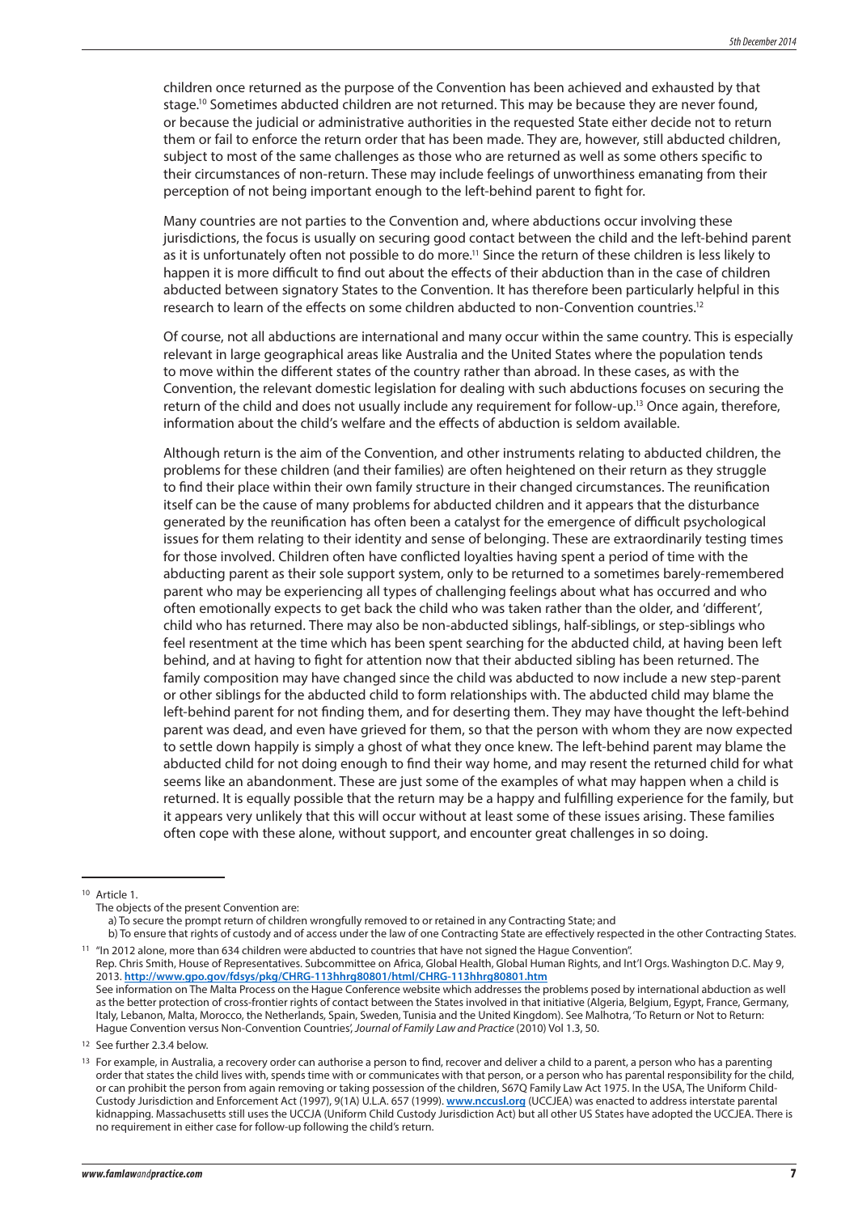children once returned as the purpose of the Convention has been achieved and exhausted by that stage.[10] Sometimes abducted children are not returned. This may be because they are never found, or because the judicial or administrative authorities in the requested State either decide not to return them or fail to enforce the return order that has been made. They are, however, still abducted children, subject to most of the same challenges as those who are returned as well as some others specific to their circumstances of non-return. These may include feelings of unworthiness emanating from their perception of not being important enough to the left-behind parent to fight for.

Many countries are not parties to the Convention and, where abductions occur involving these jurisdictions, the focus is usually on securing good contact between the child and the left-behind parent as it is unfortunately often not possible to do more.[11] Since the return of these children is less likely to happen it is more difficult to find out about the effects of their abduction than in the case of children abducted between signatory States to the Convention. It has therefore been particularly helpful in this research to learn of the effects on some children abducted to non-Convention countries.[12]

Of course, not all abductions are international and many occur within the same country. This is especially relevant in large geographical areas like Australia and the United States where the population tends to move within the different states of the country rather than abroad. In these cases, as with the Convention, the relevant domestic legislation for dealing with such abductions focuses on securing the return of the child and does not usually include any requirement for follow-up.[13] Once again, therefore, information about the child's welfare and the effects of abduction is seldom available.

Although return is the aim of the Convention, and other instruments relating to abducted children, the problems for these children (and their families) are often heightened on their return as they struggle to find their place within their own family structure in their changed circumstances. The reunification itself can be the cause of many problems for abducted children and it appears that the disturbance generated by the reunification has often been a catalyst for the emergence of difficult psychological issues for them relating to their identity and sense of belonging. These are extraordinarily testing times for those involved. Children often have conflicted loyalties having spent a period of time with the abducting parent as their sole support system, only to be returned to a sometimes barely-remembered parent who may be experiencing all types of challenging feelings about what has occurred and who often emotionally expects to get back the child who was taken rather than the older, and 'different', child who has returned. There may also be non-abducted siblings, half-siblings, or step-siblings who feel resentment at the time which has been spent searching for the abducted child, at having been left behind, and at having to fight for attention now that their abducted sibling has been returned. The family composition may have changed since the child was abducted to now include a new step-parent or other siblings for the abducted child to form relationships with. The abducted child may blame the left-behind parent for not finding them, and for deserting them. They may have thought the left-behind parent was dead, and even have grieved for them, so that the person with whom they are now expected to settle down happily is simply a ghost of what they once knew. The left-behind parent may blame the abducted child for not doing enough to find their way home, and may resent the returned child for what seems like an abandonment. These are just some of the examples of what may happen when a child is returned. It is equally possible that the return may be a happy and fulfilling experience for the family, but it appears very unlikely that this will occur without at least some of these issues arising. These families often cope with these alone, without support, and encounter great challenges in so doing.

---

[10] Article 1.
The objects of the present Convention are:
a) To secure the prompt return of children wrongfully removed to or retained in any Contracting State; and
b) To ensure that rights of custody and of access under the law of one Contracting State are effectively respected in the other Contracting States.

[11] "In 2012 alone, more than 634 children were abducted to countries that have not signed the Hague Convention".
Rep. Chris Smith, House of Representatives. Subcommittee on Africa, Global Health, Global Human Rights, and Int'l Orgs. Washington D.C. May 9, 2013. **http://www.gpo.gov/fdsys/pkg/CHRG-113hhrg80801/html/CHRG-113hhrg80801.htm**
See information on The Malta Process on the Hague Conference website which addresses the problems posed by international abduction as well as the better protection of cross-frontier rights of contact between the States involved in that initiative (Algeria, Belgium, Egypt, France, Germany, Italy, Lebanon, Malta, Morocco, the Netherlands, Spain, Sweden, Tunisia and the United Kingdom). See Malhotra, 'To Return or Not to Return: Hague Convention versus Non-Convention Countries', *Journal of Family Law and Practice* (2010) Vol 1.3, 50.

[12] See further 2.3.4 below.

[13] For example, in Australia, a recovery order can authorise a person to find, recover and deliver a child to a parent, a person who has a parenting order that states the child lives with, spends time with or communicates with that person, or a person who has parental responsibility for the child, or can prohibit the person from again removing or taking possession of the children, S67Q Family Law Act 1975. In the USA, The Uniform Child-Custody Jurisdiction and Enforcement Act (1997), 9(1A) U.L.A. 657 (1999). **www.nccusl.org** (UCCJEA) was enacted to address interstate parental kidnapping. Massachusetts still uses the UCCJA (Uniform Child Custody Jurisdiction Act) but all other US States have adopted the UCCJEA. There is no requirement in either case for follow-up following the child's return.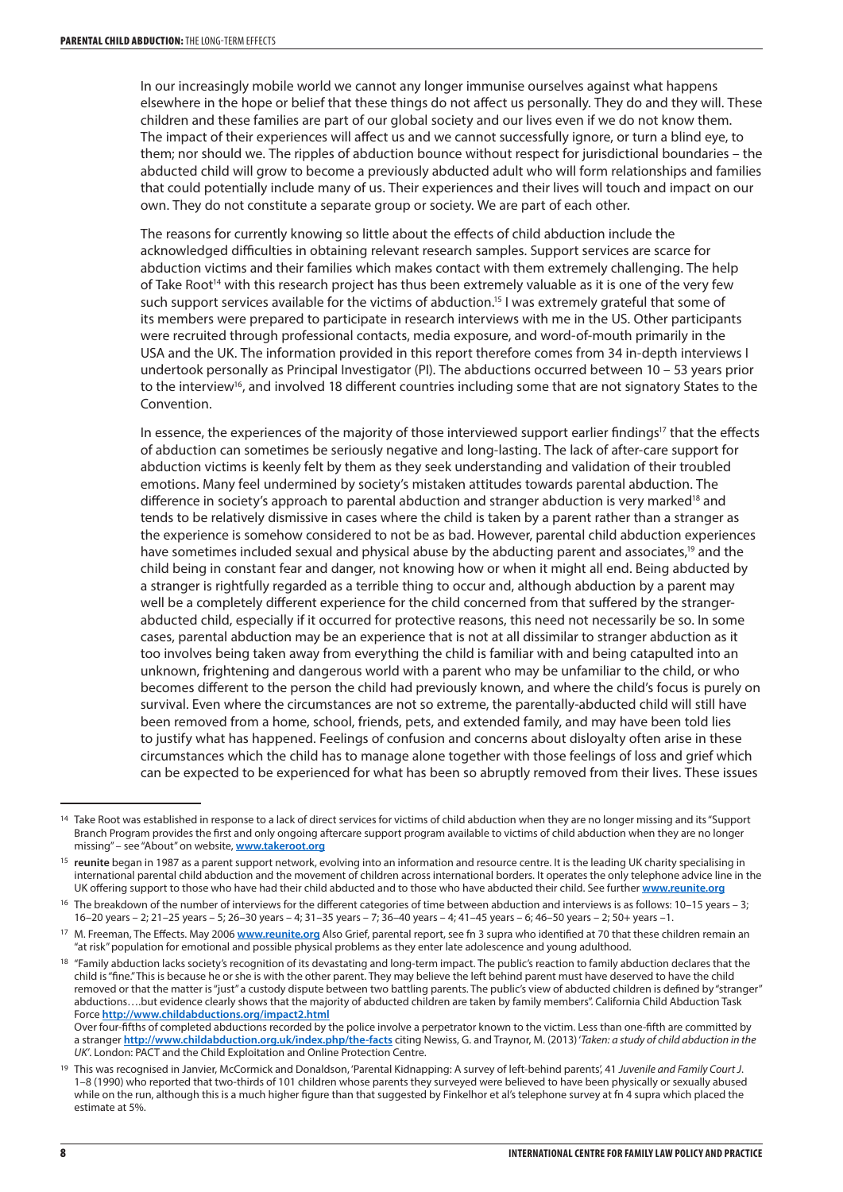In our increasingly mobile world we cannot any longer immunise ourselves against what happens elsewhere in the hope or belief that these things do not affect us personally. They do and they will. These children and these families are part of our global society and our lives even if we do not know them. The impact of their experiences will affect us and we cannot successfully ignore, or turn a blind eye, to them; nor should we. The ripples of abduction bounce without respect for jurisdictional boundaries – the abducted child will grow to become a previously abducted adult who will form relationships and families that could potentially include many of us. Their experiences and their lives will touch and impact on our own. They do not constitute a separate group or society. We are part of each other.

The reasons for currently knowing so little about the effects of child abduction include the acknowledged difficulties in obtaining relevant research samples. Support services are scarce for abduction victims and their families which makes contact with them extremely challenging. The help of Take Root[14] with this research project has thus been extremely valuable as it is one of the very few such support services available for the victims of abduction.[15] I was extremely grateful that some of its members were prepared to participate in research interviews with me in the US. Other participants were recruited through professional contacts, media exposure, and word-of-mouth primarily in the USA and the UK. The information provided in this report therefore comes from 34 in-depth interviews I undertook personally as Principal Investigator (PI). The abductions occurred between 10 – 53 years prior to the interview[16], and involved 18 different countries including some that are not signatory States to the Convention.

In essence, the experiences of the majority of those interviewed support earlier findings[17] that the effects of abduction can sometimes be seriously negative and long-lasting. The lack of after-care support for abduction victims is keenly felt by them as they seek understanding and validation of their troubled emotions. Many feel undermined by society's mistaken attitudes towards parental abduction. The difference in society's approach to parental abduction and stranger abduction is very marked[18] and tends to be relatively dismissive in cases where the child is taken by a parent rather than a stranger as the experience is somehow considered to not be as bad. However, parental child abduction experiences have sometimes included sexual and physical abuse by the abducting parent and associates,[19] and the child being in constant fear and danger, not knowing how or when it might all end. Being abducted by a stranger is rightfully regarded as a terrible thing to occur and, although abduction by a parent may well be a completely different experience for the child concerned from that suffered by the stranger-abducted child, especially if it occurred for protective reasons, this need not necessarily be so. In some cases, parental abduction may be an experience that is not at all dissimilar to stranger abduction as it too involves being taken away from everything the child is familiar with and being catapulted into an unknown, frightening and dangerous world with a parent who may be unfamiliar to the child, or who becomes different to the person the child had previously known, and where the child's focus is purely on survival. Even where the circumstances are not so extreme, the parentally-abducted child will still have been removed from a home, school, friends, pets, and extended family, and may have been told lies to justify what has happened. Feelings of confusion and concerns about disloyalty often arise in these circumstances which the child has to manage alone together with those feelings of loss and grief which can be expected to be experienced for what has been so abruptly removed from their lives. These issues

---

[14] Take Root was established in response to a lack of direct services for victims of child abduction when they are no longer missing and its "Support Branch Program provides the first and only ongoing aftercare support program available to victims of child abduction when they are no longer missing" – see "About" on website, **www.takeroot.org**

[15] **reunite** began in 1987 as a parent support network, evolving into an information and resource centre. It is the leading UK charity specialising in international parental child abduction and the movement of children across international borders. It operates the only telephone advice line in the UK offering support to those who have had their child abducted and to those who have abducted their child. See further **www.reunite.org**

[16] The breakdown of the number of interviews for the different categories of time between abduction and interviews is as follows: 10–15 years – 3; 16–20 years – 2; 21–25 years – 5; 26–30 years – 4; 31–35 years – 7; 36–40 years – 4; 41–45 years – 6; 46–50 years – 2; 50+ years –1.

[17] M. Freeman, The Effects. May 2006 **www.reunite.org** Also Grief, parental report, see fn 3 supra who identified at 70 that these children remain an "at risk" population for emotional and possible physical problems as they enter late adolescence and young adulthood.

[18] "Family abduction lacks society's recognition of its devastating and long-term impact. The public's reaction to family abduction declares that the child is "fine." This is because he or she is with the other parent. They may believe the left behind parent must have deserved to have the child removed or that the matter is "just" a custody dispute between two battling parents. The public's view of abducted children is defined by "stranger" abductions….but evidence clearly shows that the majority of abducted children are taken by family members". California Child Abduction Task Force **http://www.childabductions.org/impact2.html**
Over four-fifths of completed abductions recorded by the police involve a perpetrator known to the victim. Less than one-fifth are committed by a stranger **http://www.childabduction.org.uk/index.php/the-facts** citing Newiss, G. and Traynor, M. (2013) '*Taken: a study of child abduction in the UK*'. London: PACT and the Child Exploitation and Online Protection Centre.

[19] This was recognised in Janvier, McCormick and Donaldson, 'Parental Kidnapping: A survey of left-behind parents', 41 *Juvenile and Family Court J*. 1–8 (1990) who reported that two-thirds of 101 children whose parents they surveyed were believed to have been physically or sexually abused while on the run, although this is a much higher figure than that suggested by Finkelhor et al's telephone survey at fn 4 supra which placed the estimate at 5%.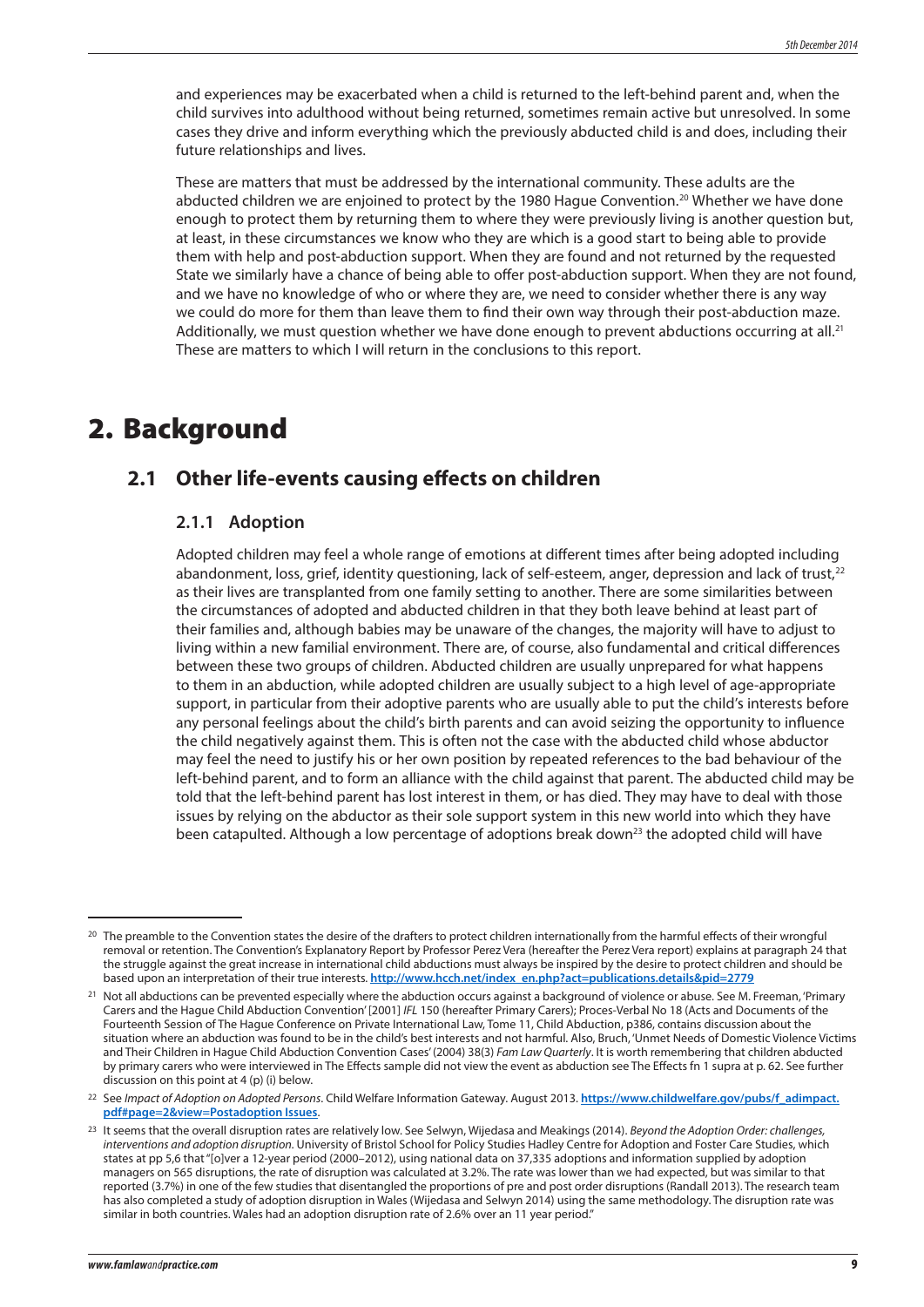and experiences may be exacerbated when a child is returned to the left-behind parent and, when the child survives into adulthood without being returned, sometimes remain active but unresolved. In some cases they drive and inform everything which the previously abducted child is and does, including their future relationships and lives.

These are matters that must be addressed by the international community. These adults are the abducted children we are enjoined to protect by the 1980 Hague Convention.[20] Whether we have done enough to protect them by returning them to where they were previously living is another question but, at least, in these circumstances we know who they are which is a good start to being able to provide them with help and post-abduction support. When they are found and not returned by the requested State we similarly have a chance of being able to offer post-abduction support. When they are not found, and we have no knowledge of who or where they are, we need to consider whether there is any way we could do more for them than leave them to find their own way through their post-abduction maze. Additionally, we must question whether we have done enough to prevent abductions occurring at all.[21] These are matters to which I will return in the conclusions to this report.

# 2. Background

## 2.1 Other life-events causing effects on children

### 2.1.1 Adoption

Adopted children may feel a whole range of emotions at different times after being adopted including abandonment, loss, grief, identity questioning, lack of self-esteem, anger, depression and lack of trust,[22] as their lives are transplanted from one family setting to another. There are some similarities between the circumstances of adopted and abducted children in that they both leave behind at least part of their families and, although babies may be unaware of the changes, the majority will have to adjust to living within a new familial environment. There are, of course, also fundamental and critical differences between these two groups of children. Abducted children are usually unprepared for what happens to them in an abduction, while adopted children are usually subject to a high level of age-appropriate support, in particular from their adoptive parents who are usually able to put the child's interests before any personal feelings about the child's birth parents and can avoid seizing the opportunity to influence the child negatively against them. This is often not the case with the abducted child whose abductor may feel the need to justify his or her own position by repeated references to the bad behaviour of the left-behind parent, and to form an alliance with the child against that parent. The abducted child may be told that the left-behind parent has lost interest in them, or has died. They may have to deal with those issues by relying on the abductor as their sole support system in this new world into which they have been catapulted. Although a low percentage of adoptions break down[23] the adopted child will have

---

[20] The preamble to the Convention states the desire of the drafters to protect children internationally from the harmful effects of their wrongful removal or retention. The Convention's Explanatory Report by Professor Perez Vera (hereafter the Perez Vera report) explains at paragraph 24 that the struggle against the great increase in international child abductions must always be inspired by the desire to protect children and should be based upon an interpretation of their true interests. **http://www.hcch.net/index_en.php?act=publications.details&pid=2779**

[21] Not all abductions can be prevented especially where the abduction occurs against a background of violence or abuse. See M. Freeman, 'Primary Carers and the Hague Child Abduction Convention' [2001] *IFL* 150 (hereafter Primary Carers); Proces-Verbal No 18 (Acts and Documents of the Fourteenth Session of The Hague Conference on Private International Law, Tome 11, Child Abduction, p386, contains discussion about the situation where an abduction was found to be in the child's best interests and not harmful. Also, Bruch, 'Unmet Needs of Domestic Violence Victims and Their Children in Hague Child Abduction Convention Cases' (2004) 38(3) *Fam Law Quarterly*. It is worth remembering that children abducted by primary carers who were interviewed in The Effects sample did not view the event as abduction see The Effects fn 1 supra at p. 62. See further discussion on this point at 4 (p) (i) below.

[22] See *Impact of Adoption on Adopted Persons*. Child Welfare Information Gateway. August 2013. **https://www.childwelfare.gov/pubs/f_adimpact.pdf#page=2&view=Postadoption Issues**.

[23] It seems that the overall disruption rates are relatively low. See Selwyn, Wijedasa and Meakings (2014). *Beyond the Adoption Order: challenges, interventions and adoption disruption*. University of Bristol School for Policy Studies Hadley Centre for Adoption and Foster Care Studies, which states at pp 5,6 that "[o]ver a 12-year period (2000–2012), using national data on 37,335 adoptions and information supplied by adoption managers on 565 disruptions, the rate of disruption was calculated at 3.2%. The rate was lower than we had expected, but was similar to that reported (3.7%) in one of the few studies that disentangled the proportions of pre and post order disruptions (Randall 2013). The research team has also completed a study of adoption disruption in Wales (Wijedasa and Selwyn 2014) using the same methodology. The disruption rate was similar in both countries. Wales had an adoption disruption rate of 2.6% over an 11 year period."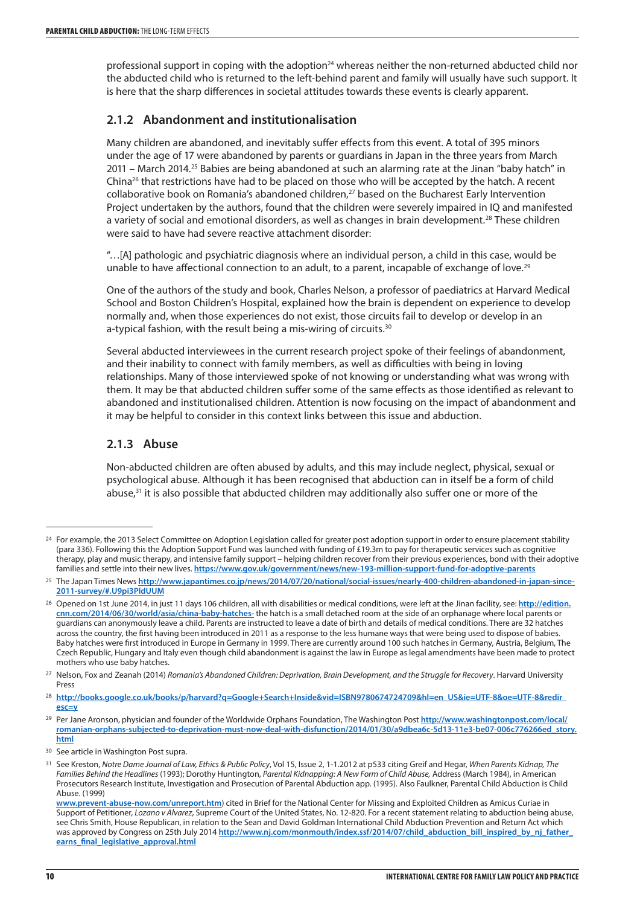professional support in coping with the adoption[24] whereas neither the non-returned abducted child nor the abducted child who is returned to the left-behind parent and family will usually have such support. It is here that the sharp differences in societal attitudes towards these events is clearly apparent.

### 2.1.2 Abandonment and institutionalisation

Many children are abandoned, and inevitably suffer effects from this event. A total of 395 minors under the age of 17 were abandoned by parents or guardians in Japan in the three years from March 2011 – March 2014.[25] Babies are being abandoned at such an alarming rate at the Jinan "baby hatch" in China[26] that restrictions have had to be placed on those who will be accepted by the hatch. A recent collaborative book on Romania's abandoned children,[27] based on the Bucharest Early Intervention Project undertaken by the authors, found that the children were severely impaired in IQ and manifested a variety of social and emotional disorders, as well as changes in brain development.[28] These children were said to have had severe reactive attachment disorder:

"…[A] pathologic and psychiatric diagnosis where an individual person, a child in this case, would be unable to have affectional connection to an adult, to a parent, incapable of exchange of love.[29]

One of the authors of the study and book, Charles Nelson, a professor of paediatrics at Harvard Medical School and Boston Children's Hospital, explained how the brain is dependent on experience to develop normally and, when those experiences do not exist, those circuits fail to develop or develop in an a-typical fashion, with the result being a mis-wiring of circuits.[30]

Several abducted interviewees in the current research project spoke of their feelings of abandonment, and their inability to connect with family members, as well as difficulties with being in loving relationships. Many of those interviewed spoke of not knowing or understanding what was wrong with them. It may be that abducted children suffer some of the same effects as those identified as relevant to abandoned and institutionalised children. Attention is now focusing on the impact of abandonment and it may be helpful to consider in this context links between this issue and abduction.

### 2.1.3 Abuse

Non-abducted children are often abused by adults, and this may include neglect, physical, sexual or psychological abuse. Although it has been recognised that abduction can in itself be a form of child abuse,[31] it is also possible that abducted children may additionally also suffer one or more of the

---

[24] For example, the 2013 Select Committee on Adoption Legislation called for greater post adoption support in order to ensure placement stability (para 336). Following this the Adoption Support Fund was launched with funding of £19.3m to pay for therapeutic services such as cognitive therapy, play and music therapy, and intensive family support – helping children recover from their previous experiences, bond with their adoptive families and settle into their new lives. **https://www.gov.uk/government/news/new-193-million-support-fund-for-adoptive-parents**

[25] The Japan Times News **http://www.japantimes.co.jp/news/2014/07/20/national/social-issues/nearly-400-children-abandoned-in-japan-since-2011-survey/#.U9pi3PldUUM**

[26] Opened on 1st June 2014, in just 11 days 106 children, all with disabilities or medical conditions, were left at the Jinan facility, see: **http://edition.cnn.com/2014/06/30/world/asia/china-baby-hatches-** the hatch is a small detached room at the side of an orphanage where local parents or guardians can anonymously leave a child. Parents are instructed to leave a date of birth and details of medical conditions. There are 32 hatches across the country, the first having been introduced in 2011 as a response to the less humane ways that were being used to dispose of babies. Baby hatches were first introduced in Europe in Germany in 1999. There are currently around 100 such hatches in Germany, Austria, Belgium, The Czech Republic, Hungary and Italy even though child abandonment is against the law in Europe as legal amendments have been made to protect mothers who use baby hatches.

[27] Nelson, Fox and Zeanah (2014) *Romania's Abandoned Children: Deprivation, Brain Development, and the Struggle for Recovery*. Harvard University Press

[28] **http://books.google.co.uk/books/p/harvard?q=Google+Search+Inside&vid=ISBN9780674724709&hl=en_US&ie=UTF-8&oe=UTF-8&redir_esc=y**

[29] Per Jane Aronson, physician and founder of the Worldwide Orphans Foundation, The Washington Post **http://www.washingtonpost.com/local/romanian-orphans-subjected-to-deprivation-must-now-deal-with-disfunction/2014/01/30/a9dbea6c-5d13-11e3-be07-006c776266ed_story.html**

[30] See article in Washington Post supra.

[31] See Kreston, *Notre Dame Journal of Law, Ethics & Public Policy*, Vol 15, Issue 2, 1-1.2012 at p533 citing Greif and Hegar, *When Parents Kidnap, The Families Behind the Headlines* (1993); Dorothy Huntington, *Parental Kidnapping: A New Form of Child Abuse,* Address (March 1984), in American Prosecutors Research Institute, Investigation and Prosecution of Parental Abduction app. (1995). Also Faulkner, Parental Child Abduction is Child Abuse. (1999) **www.prevent-abuse-now.com/unreport.htm**) cited in Brief for the National Center for Missing and Exploited Children as Amicus Curiae in Support of Petitioner, *Lozano v Alvarez*, Supreme Court of the United States, No. 12-820. For a recent statement relating to abduction being abuse, see Chris Smith, House Republican, in relation to the Sean and David Goldman International Child Abduction Prevention and Return Act which was approved by Congress on 25th July 2014 **http://www.nj.com/monmouth/index.ssf/2014/07/child_abduction_bill_inspired_by_nj_father_earns_final_legislative_approval.html**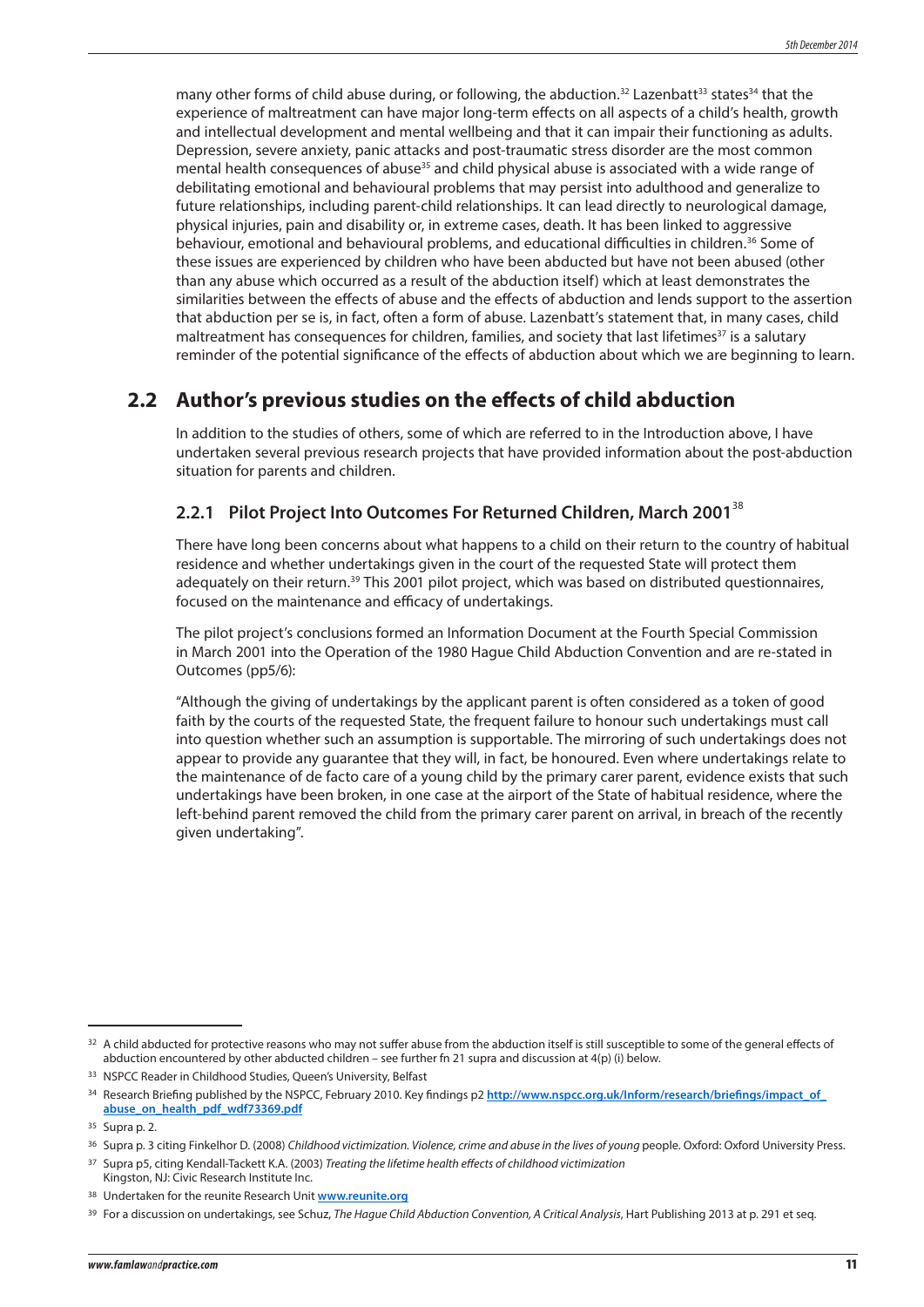many other forms of child abuse during, or following, the abduction.[32] Lazenbatt[33] states[34] that the experience of maltreatment can have major long-term effects on all aspects of a child's health, growth and intellectual development and mental wellbeing and that it can impair their functioning as adults. Depression, severe anxiety, panic attacks and post-traumatic stress disorder are the most common mental health consequences of abuse[35] and child physical abuse is associated with a wide range of debilitating emotional and behavioural problems that may persist into adulthood and generalize to future relationships, including parent-child relationships. It can lead directly to neurological damage, physical injuries, pain and disability or, in extreme cases, death. It has been linked to aggressive behaviour, emotional and behavioural problems, and educational difficulties in children.[36] Some of these issues are experienced by children who have been abducted but have not been abused (other than any abuse which occurred as a result of the abduction itself) which at least demonstrates the similarities between the effects of abuse and the effects of abduction and lends support to the assertion that abduction per se is, in fact, often a form of abuse. Lazenbatt's statement that, in many cases, child maltreatment has consequences for children, families, and society that last lifetimes[37] is a salutary reminder of the potential significance of the effects of abduction about which we are beginning to learn.

## 2.2 Author's previous studies on the effects of child abduction

In addition to the studies of others, some of which are referred to in the Introduction above, I have undertaken several previous research projects that have provided information about the post-abduction situation for parents and children.

### 2.2.1 Pilot Project Into Outcomes For Returned Children, March 2001[38]

There have long been concerns about what happens to a child on their return to the country of habitual residence and whether undertakings given in the court of the requested State will protect them adequately on their return.[39] This 2001 pilot project, which was based on distributed questionnaires, focused on the maintenance and efficacy of undertakings.

The pilot project's conclusions formed an Information Document at the Fourth Special Commission in March 2001 into the Operation of the 1980 Hague Child Abduction Convention and are re-stated in Outcomes (pp5/6):

"Although the giving of undertakings by the applicant parent is often considered as a token of good faith by the courts of the requested State, the frequent failure to honour such undertakings must call into question whether such an assumption is supportable. The mirroring of such undertakings does not appear to provide any guarantee that they will, in fact, be honoured. Even where undertakings relate to the maintenance of de facto care of a young child by the primary carer parent, evidence exists that such undertakings have been broken, in one case at the airport of the State of habitual residence, where the left-behind parent removed the child from the primary carer parent on arrival, in breach of the recently given undertaking".

---

[32] A child abducted for protective reasons who may not suffer abuse from the abduction itself is still susceptible to some of the general effects of abduction encountered by other abducted children – see further fn 21 supra and discussion at 4(p) (i) below.

[33] NSPCC Reader in Childhood Studies, Queen's University, Belfast

[34] Research Briefing published by the NSPCC, February 2010. Key findings p2 **http://www.nspcc.org.uk/Inform/research/briefings/impact_of_abuse_on_health_pdf_wdf73369.pdf**

[35] Supra p. 2.

[36] Supra p. 3 citing Finkelhor D. (2008) *Childhood victimization. Violence, crime and abuse in the lives of young* people. Oxford: Oxford University Press.

[37] Supra p5, citing Kendall-Tackett K.A. (2003) *Treating the lifetime health effects of childhood victimization* Kingston, NJ: Civic Research Institute Inc.

[38] Undertaken for the reunite Research Unit **www.reunite.org**

[39] For a discussion on undertakings, see Schuz, *The Hague Child Abduction Convention, A Critical Analysis*, Hart Publishing 2013 at p. 291 et seq.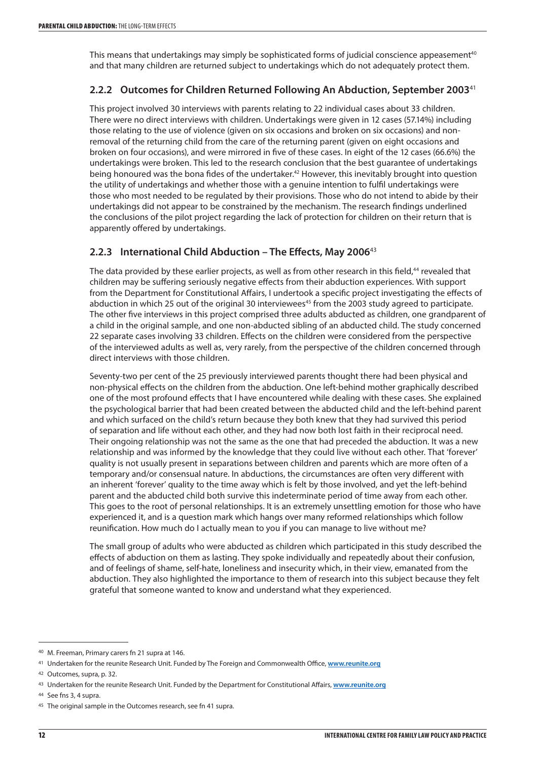This means that undertakings may simply be sophisticated forms of judicial conscience appeasement[40] and that many children are returned subject to undertakings which do not adequately protect them.

### 2.2.2 Outcomes for Children Returned Following An Abduction, September 2003[41]

This project involved 30 interviews with parents relating to 22 individual cases about 33 children. There were no direct interviews with children. Undertakings were given in 12 cases (57.14%) including those relating to the use of violence (given on six occasions and broken on six occasions) and non-removal of the returning child from the care of the returning parent (given on eight occasions and broken on four occasions), and were mirrored in five of these cases. In eight of the 12 cases (66.6%) the undertakings were broken. This led to the research conclusion that the best guarantee of undertakings being honoured was the bona fides of the undertaker.[42] However, this inevitably brought into question the utility of undertakings and whether those with a genuine intention to fulfil undertakings were those who most needed to be regulated by their provisions. Those who do not intend to abide by their undertakings did not appear to be constrained by the mechanism. The research findings underlined the conclusions of the pilot project regarding the lack of protection for children on their return that is apparently offered by undertakings.

### 2.2.3 International Child Abduction – The Effects, May 2006[43]

The data provided by these earlier projects, as well as from other research in this field,[44] revealed that children may be suffering seriously negative effects from their abduction experiences. With support from the Department for Constitutional Affairs, I undertook a specific project investigating the effects of abduction in which 25 out of the original 30 interviewees[45] from the 2003 study agreed to participate. The other five interviews in this project comprised three adults abducted as children, one grandparent of a child in the original sample, and one non-abducted sibling of an abducted child. The study concerned 22 separate cases involving 33 children. Effects on the children were considered from the perspective of the interviewed adults as well as, very rarely, from the perspective of the children concerned through direct interviews with those children.

Seventy-two per cent of the 25 previously interviewed parents thought there had been physical and non-physical effects on the children from the abduction. One left-behind mother graphically described one of the most profound effects that I have encountered while dealing with these cases. She explained the psychological barrier that had been created between the abducted child and the left-behind parent and which surfaced on the child's return because they both knew that they had survived this period of separation and life without each other, and they had now both lost faith in their reciprocal need. Their ongoing relationship was not the same as the one that had preceded the abduction. It was a new relationship and was informed by the knowledge that they could live without each other. That 'forever' quality is not usually present in separations between children and parents which are more often of a temporary and/or consensual nature. In abductions, the circumstances are often very different with an inherent 'forever' quality to the time away which is felt by those involved, and yet the left-behind parent and the abducted child both survive this indeterminate period of time away from each other. This goes to the root of personal relationships. It is an extremely unsettling emotion for those who have experienced it, and is a question mark which hangs over many reformed relationships which follow reunification. How much do I actually mean to you if you can manage to live without me?

The small group of adults who were abducted as children which participated in this study described the effects of abduction on them as lasting. They spoke individually and repeatedly about their confusion, and of feelings of shame, self-hate, loneliness and insecurity which, in their view, emanated from the abduction. They also highlighted the importance to them of research into this subject because they felt grateful that someone wanted to know and understand what they experienced.

---

[40] M. Freeman, Primary carers fn 21 supra at 146.

[41] Undertaken for the reunite Research Unit. Funded by The Foreign and Commonwealth Office, www.reunite.org

[42] Outcomes, supra, p. 32.

[43] Undertaken for the reunite Research Unit. Funded by the Department for Constitutional Affairs, www.reunite.org

[44] See fns 3, 4 supra.

[45] The original sample in the Outcomes research, see fn 41 supra.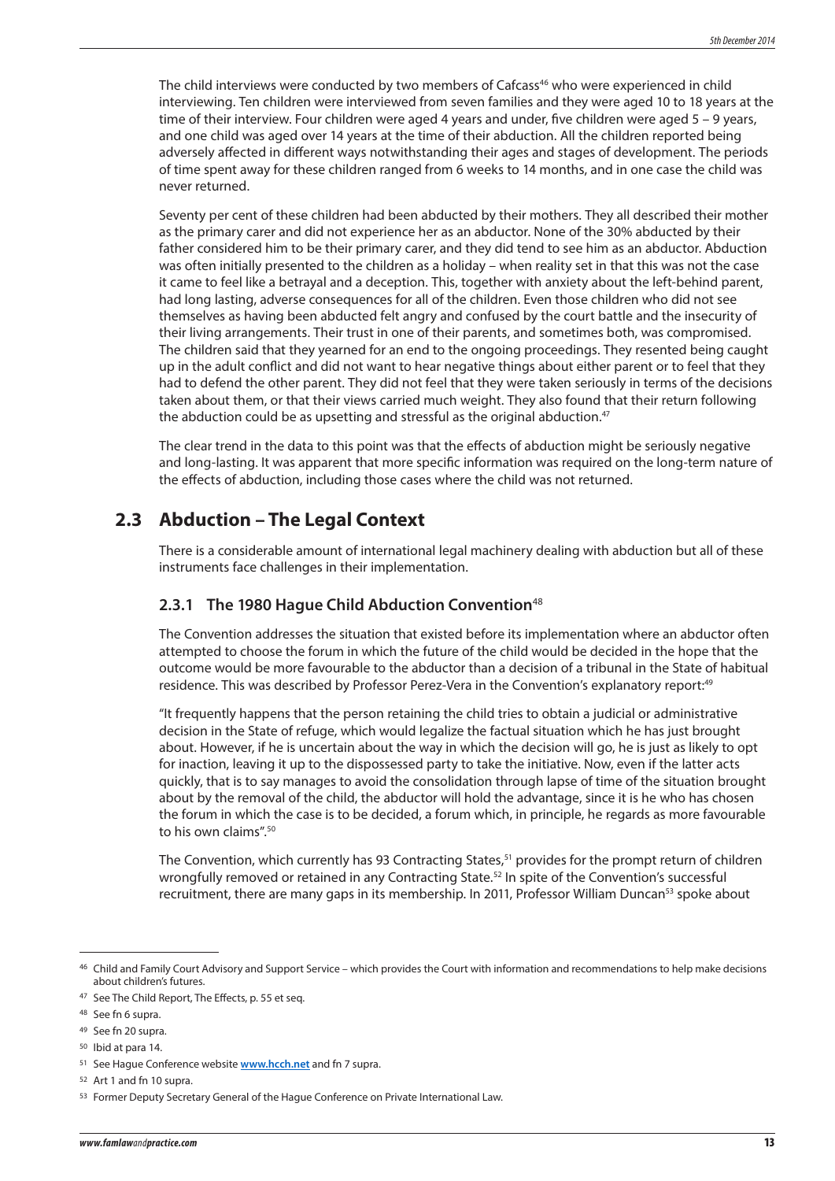The child interviews were conducted by two members of Cafcass[46] who were experienced in child interviewing. Ten children were interviewed from seven families and they were aged 10 to 18 years at the time of their interview. Four children were aged 4 years and under, five children were aged 5 – 9 years, and one child was aged over 14 years at the time of their abduction. All the children reported being adversely affected in different ways notwithstanding their ages and stages of development. The periods of time spent away for these children ranged from 6 weeks to 14 months, and in one case the child was never returned.

Seventy per cent of these children had been abducted by their mothers. They all described their mother as the primary carer and did not experience her as an abductor. None of the 30% abducted by their father considered him to be their primary carer, and they did tend to see him as an abductor. Abduction was often initially presented to the children as a holiday – when reality set in that this was not the case it came to feel like a betrayal and a deception. This, together with anxiety about the left-behind parent, had long lasting, adverse consequences for all of the children. Even those children who did not see themselves as having been abducted felt angry and confused by the court battle and the insecurity of their living arrangements. Their trust in one of their parents, and sometimes both, was compromised. The children said that they yearned for an end to the ongoing proceedings. They resented being caught up in the adult conflict and did not want to hear negative things about either parent or to feel that they had to defend the other parent. They did not feel that they were taken seriously in terms of the decisions taken about them, or that their views carried much weight. They also found that their return following the abduction could be as upsetting and stressful as the original abduction.[47]

The clear trend in the data to this point was that the effects of abduction might be seriously negative and long-lasting. It was apparent that more specific information was required on the long-term nature of the effects of abduction, including those cases where the child was not returned.

## 2.3 Abduction – The Legal Context

There is a considerable amount of international legal machinery dealing with abduction but all of these instruments face challenges in their implementation.

### 2.3.1 The 1980 Hague Child Abduction Convention[48]

The Convention addresses the situation that existed before its implementation where an abductor often attempted to choose the forum in which the future of the child would be decided in the hope that the outcome would be more favourable to the abductor than a decision of a tribunal in the State of habitual residence. This was described by Professor Perez-Vera in the Convention's explanatory report:[49]

"It frequently happens that the person retaining the child tries to obtain a judicial or administrative decision in the State of refuge, which would legalize the factual situation which he has just brought about. However, if he is uncertain about the way in which the decision will go, he is just as likely to opt for inaction, leaving it up to the dispossessed party to take the initiative. Now, even if the latter acts quickly, that is to say manages to avoid the consolidation through lapse of time of the situation brought about by the removal of the child, the abductor will hold the advantage, since it is he who has chosen the forum in which the case is to be decided, a forum which, in principle, he regards as more favourable to his own claims".[50]

The Convention, which currently has 93 Contracting States,[51] provides for the prompt return of children wrongfully removed or retained in any Contracting State.[52] In spite of the Convention's successful recruitment, there are many gaps in its membership. In 2011, Professor William Duncan[53] spoke about

---

[46] Child and Family Court Advisory and Support Service – which provides the Court with information and recommendations to help make decisions about children's futures.

[47] See The Child Report, The Effects, p. 55 et seq.

[48] See fn 6 supra.

[49] See fn 20 supra.

[50] Ibid at para 14.

[51] See Hague Conference website **www.hcch.net** and fn 7 supra.

[52] Art 1 and fn 10 supra.

[53] Former Deputy Secretary General of the Hague Conference on Private International Law.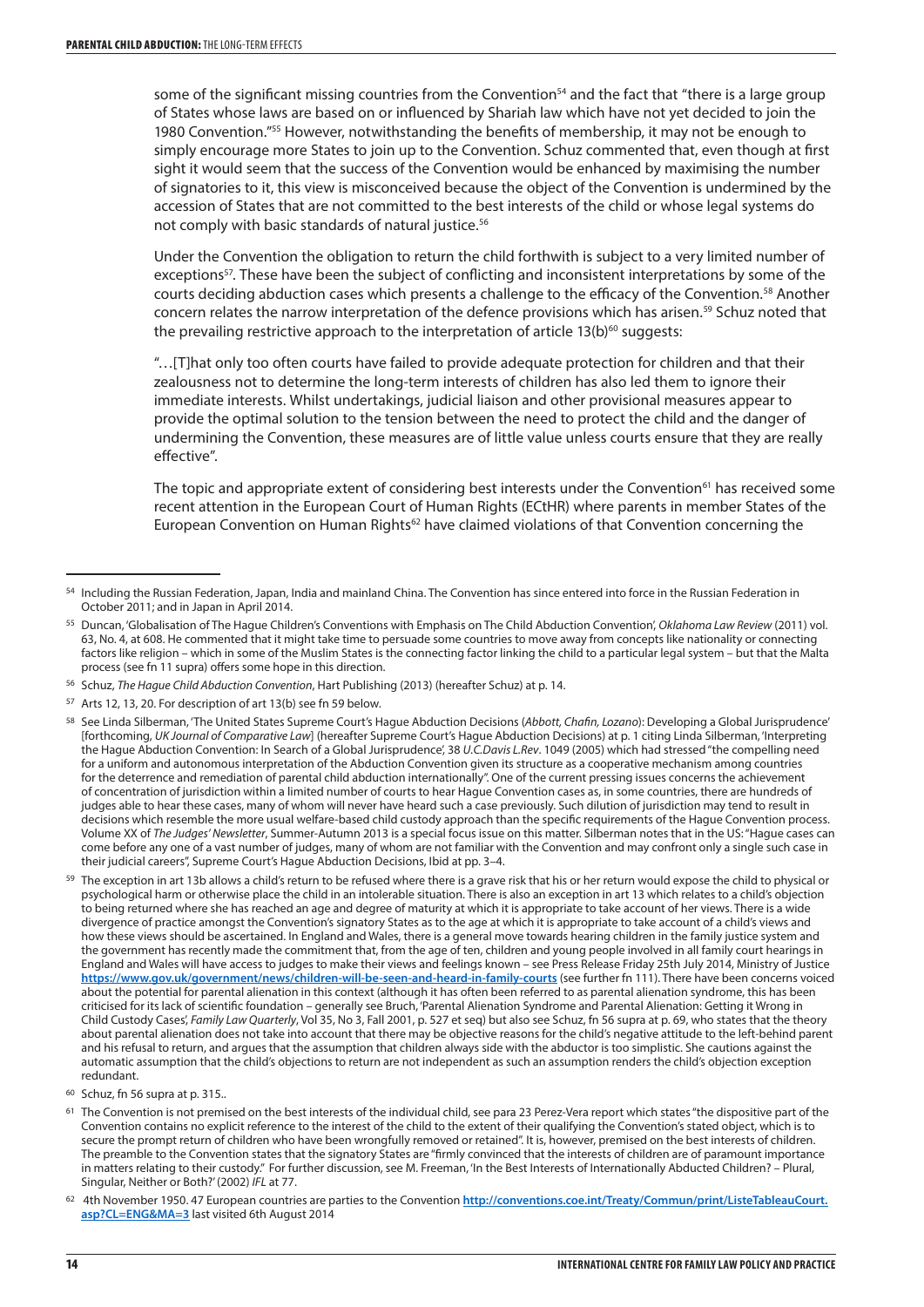some of the significant missing countries from the Convention[54] and the fact that "there is a large group of States whose laws are based on or influenced by Shariah law which have not yet decided to join the 1980 Convention."[55] However, notwithstanding the benefits of membership, it may not be enough to simply encourage more States to join up to the Convention. Schuz commented that, even though at first sight it would seem that the success of the Convention would be enhanced by maximising the number of signatories to it, this view is misconceived because the object of the Convention is undermined by the accession of States that are not committed to the best interests of the child or whose legal systems do not comply with basic standards of natural justice.[56]

Under the Convention the obligation to return the child forthwith is subject to a very limited number of exceptions[57]. These have been the subject of conflicting and inconsistent interpretations by some of the courts deciding abduction cases which presents a challenge to the efficacy of the Convention.[58] Another concern relates the narrow interpretation of the defence provisions which has arisen.[59] Schuz noted that the prevailing restrictive approach to the interpretation of article 13(b)[60] suggests:

"…[T]hat only too often courts have failed to provide adequate protection for children and that their zealousness not to determine the long-term interests of children has also led them to ignore their immediate interests. Whilst undertakings, judicial liaison and other provisional measures appear to provide the optimal solution to the tension between the need to protect the child and the danger of undermining the Convention, these measures are of little value unless courts ensure that they are really effective".

The topic and appropriate extent of considering best interests under the Convention[61] has received some recent attention in the European Court of Human Rights (ECtHR) where parents in member States of the European Convention on Human Rights[62] have claimed violations of that Convention concerning the

---

[54] Including the Russian Federation, Japan, India and mainland China. The Convention has since entered into force in the Russian Federation in October 2011; and in Japan in April 2014.

[55] Duncan, 'Globalisation of The Hague Children's Conventions with Emphasis on The Child Abduction Convention', *Oklahoma Law Review* (2011) vol. 63, No. 4, at 608. He commented that it might take time to persuade some countries to move away from concepts like nationality or connecting factors like religion – which in some of the Muslim States is the connecting factor linking the child to a particular legal system – but that the Malta process (see fn 11 supra) offers some hope in this direction.

[56] Schuz, *The Hague Child Abduction Convention*, Hart Publishing (2013) (hereafter Schuz) at p. 14.

[57] Arts 12, 13, 20. For description of art 13(b) see fn 59 below.

[58] See Linda Silberman, 'The United States Supreme Court's Hague Abduction Decisions (*Abbott*, *Chafin, Lozano*): Developing a Global Jurisprudence' [forthcoming, *UK Journal of Comparative Law*] (hereafter Supreme Court's Hague Abduction Decisions) at p. 1 citing Linda Silberman, 'Interpreting the Hague Abduction Convention: In Search of a Global Jurisprudence', 38 *U.C.Davis L.Rev*. 1049 (2005) which had stressed "the compelling need for a uniform and autonomous interpretation of the Abduction Convention given its structure as a cooperative mechanism among countries for the deterrence and remediation of parental child abduction internationally". One of the current pressing issues concerns the achievement of concentration of jurisdiction within a limited number of courts to hear Hague Convention cases as, in some countries, there are hundreds of judges able to hear these cases, many of whom will never have heard such a case previously. Such dilution of jurisdiction may tend to result in decisions which resemble the more usual welfare-based child custody approach than the specific requirements of the Hague Convention process. Volume XX of *The Judges' Newsletter*, Summer-Autumn 2013 is a special focus issue on this matter. Silberman notes that in the US: "Hague cases can come before any one of a vast number of judges, many of whom are not familiar with the Convention and may confront only a single such case in their judicial careers", Supreme Court's Hague Abduction Decisions, Ibid at pp. 3–4.

[59] The exception in art 13b allows a child's return to be refused where there is a grave risk that his or her return would expose the child to physical or psychological harm or otherwise place the child in an intolerable situation. There is also an exception in art 13 which relates to a child's objection to being returned where she has reached an age and degree of maturity at which it is appropriate to take account of her views. There is a wide divergence of practice amongst the Convention's signatory States as to the age at which it is appropriate to take account of a child's views and how these views should be ascertained. In England and Wales, there is a general move towards hearing children in the family justice system and the government has recently made the commitment that, from the age of ten, children and young people involved in all family court hearings in England and Wales will have access to judges to make their views and feelings known – see Press Release Friday 25th July 2014, Ministry of Justice **https://www.gov.uk/government/news/children-will-be-seen-and-heard-in-family-courts** (see further fn 111). There have been concerns voiced about the potential for parental alienation in this context (although it has often been referred to as parental alienation syndrome, this has been criticised for its lack of scientific foundation – generally see Bruch, 'Parental Alienation Syndrome and Parental Alienation: Getting it Wrong in Child Custody Cases', *Family Law Quarterly*, Vol 35, No 3, Fall 2001, p. 527 et seq) but also see Schuz, fn 56 supra at p. 69, who states that the theory about parental alienation does not take into account that there may be objective reasons for the child's negative attitude to the left-behind parent and his refusal to return, and argues that the assumption that children always side with the abductor is too simplistic. She cautions against the automatic assumption that the child's objections to return are not independent as such an assumption renders the child's objection exception redundant.

[60] Schuz, fn 56 supra at p. 315..

[61] The Convention is not premised on the best interests of the individual child, see para 23 Perez-Vera report which states "the dispositive part of the Convention contains no explicit reference to the interest of the child to the extent of their qualifying the Convention's stated object, which is to secure the prompt return of children who have been wrongfully removed or retained". It is, however, premised on the best interests of children. The preamble to the Convention states that the signatory States are "firmly convinced that the interests of children are of paramount importance in matters relating to their custody." For further discussion, see M. Freeman, 'In the Best Interests of Internationally Abducted Children? – Plural, Singular, Neither or Both?' (2002) *IFL* at 77.

[62] 4th November 1950. 47 European countries are parties to the Convention **http://conventions.coe.int/Treaty/Commun/print/ListeTableauCourt.asp?CL=ENG&MA=3** last visited 6th August 2014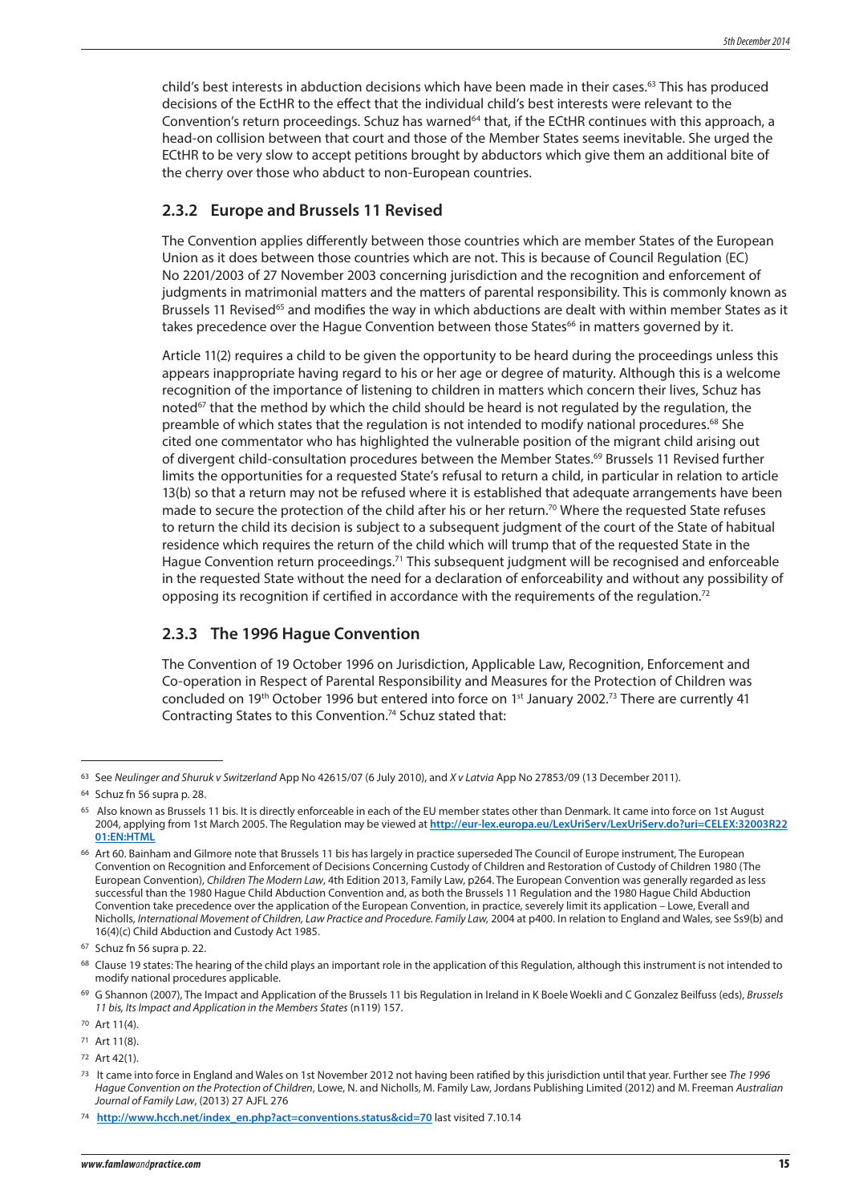child's best interests in abduction decisions which have been made in their cases.[63] This has produced decisions of the EctHR to the effect that the individual child's best interests were relevant to the Convention's return proceedings. Schuz has warned[64] that, if the ECtHR continues with this approach, a head-on collision between that court and those of the Member States seems inevitable. She urged the ECtHR to be very slow to accept petitions brought by abductors which give them an additional bite of the cherry over those who abduct to non-European countries.

### 2.3.2 Europe and Brussels 11 Revised

The Convention applies differently between those countries which are member States of the European Union as it does between those countries which are not. This is because of Council Regulation (EC) No 2201/2003 of 27 November 2003 concerning jurisdiction and the recognition and enforcement of judgments in matrimonial matters and the matters of parental responsibility. This is commonly known as Brussels 11 Revised[65] and modifies the way in which abductions are dealt with within member States as it takes precedence over the Hague Convention between those States[66] in matters governed by it.

Article 11(2) requires a child to be given the opportunity to be heard during the proceedings unless this appears inappropriate having regard to his or her age or degree of maturity. Although this is a welcome recognition of the importance of listening to children in matters which concern their lives, Schuz has noted[67] that the method by which the child should be heard is not regulated by the regulation, the preamble of which states that the regulation is not intended to modify national procedures.[68] She cited one commentator who has highlighted the vulnerable position of the migrant child arising out of divergent child-consultation procedures between the Member States.[69] Brussels 11 Revised further limits the opportunities for a requested State's refusal to return a child, in particular in relation to article 13(b) so that a return may not be refused where it is established that adequate arrangements have been made to secure the protection of the child after his or her return.[70] Where the requested State refuses to return the child its decision is subject to a subsequent judgment of the court of the State of habitual residence which requires the return of the child which will trump that of the requested State in the Hague Convention return proceedings.[71] This subsequent judgment will be recognised and enforceable in the requested State without the need for a declaration of enforceability and without any possibility of opposing its recognition if certified in accordance with the requirements of the regulation.[72]

### 2.3.3 The 1996 Hague Convention

The Convention of 19 October 1996 on Jurisdiction, Applicable Law, Recognition, Enforcement and Co-operation in Respect of Parental Responsibility and Measures for the Protection of Children was concluded on 19th October 1996 but entered into force on 1st January 2002.[73] There are currently 41 Contracting States to this Convention.[74] Schuz stated that:

---

[63] See *Neulinger and Shuruk v Switzerland* App No 42615/07 (6 July 2010), and *X v Latvia* App No 27853/09 (13 December 2011).

[64] Schuz fn 56 supra p. 28.

[65] Also known as Brussels 11 bis. It is directly enforceable in each of the EU member states other than Denmark. It came into force on 1st August 2004, applying from 1st March 2005. The Regulation may be viewed at **http://eur-lex.europa.eu/LexUriServ/LexUriServ.do?uri=CELEX:32003R2201:EN:HTML**

[66] Art 60. Bainham and Gilmore note that Brussels 11 bis has largely in practice superseded The Council of Europe instrument, The European Convention on Recognition and Enforcement of Decisions Concerning Custody of Children and Restoration of Custody of Children 1980 (The European Convention), *Children The Modern Law*, 4th Edition 2013, Family Law, p264. The European Convention was generally regarded as less successful than the 1980 Hague Child Abduction Convention and, as both the Brussels 11 Regulation and the 1980 Hague Child Abduction Convention take precedence over the application of the European Convention, in practice, severely limit its application – Lowe, Everall and Nicholls, *International Movement of Children, Law Practice and Procedure. Family Law,* 2004 at p400. In relation to England and Wales, see Ss9(b) and 16(4)(c) Child Abduction and Custody Act 1985.

[67] Schuz fn 56 supra p. 22.

[68] Clause 19 states: The hearing of the child plays an important role in the application of this Regulation, although this instrument is not intended to modify national procedures applicable.

[69] G Shannon (2007), The Impact and Application of the Brussels 11 bis Regulation in Ireland in K Boele Woekli and C Gonzalez Beilfuss (eds), *Brussels 11 bis, Its Impact and Application in the Members States* (n119) 157.

[70] Art 11(4).

[71] Art 11(8).

[72] Art 42(1).

[73] It came into force in England and Wales on 1st November 2012 not having been ratified by this jurisdiction until that year. Further see *The 1996 Hague Convention on the Protection of Children*, Lowe, N. and Nicholls, M. Family Law, Jordans Publishing Limited (2012) and M. Freeman *Australian Journal of Family Law*, (2013) 27 AJFL 276

[74] **http://www.hcch.net/index_en.php?act=conventions.status&cid=70** last visited 7.10.14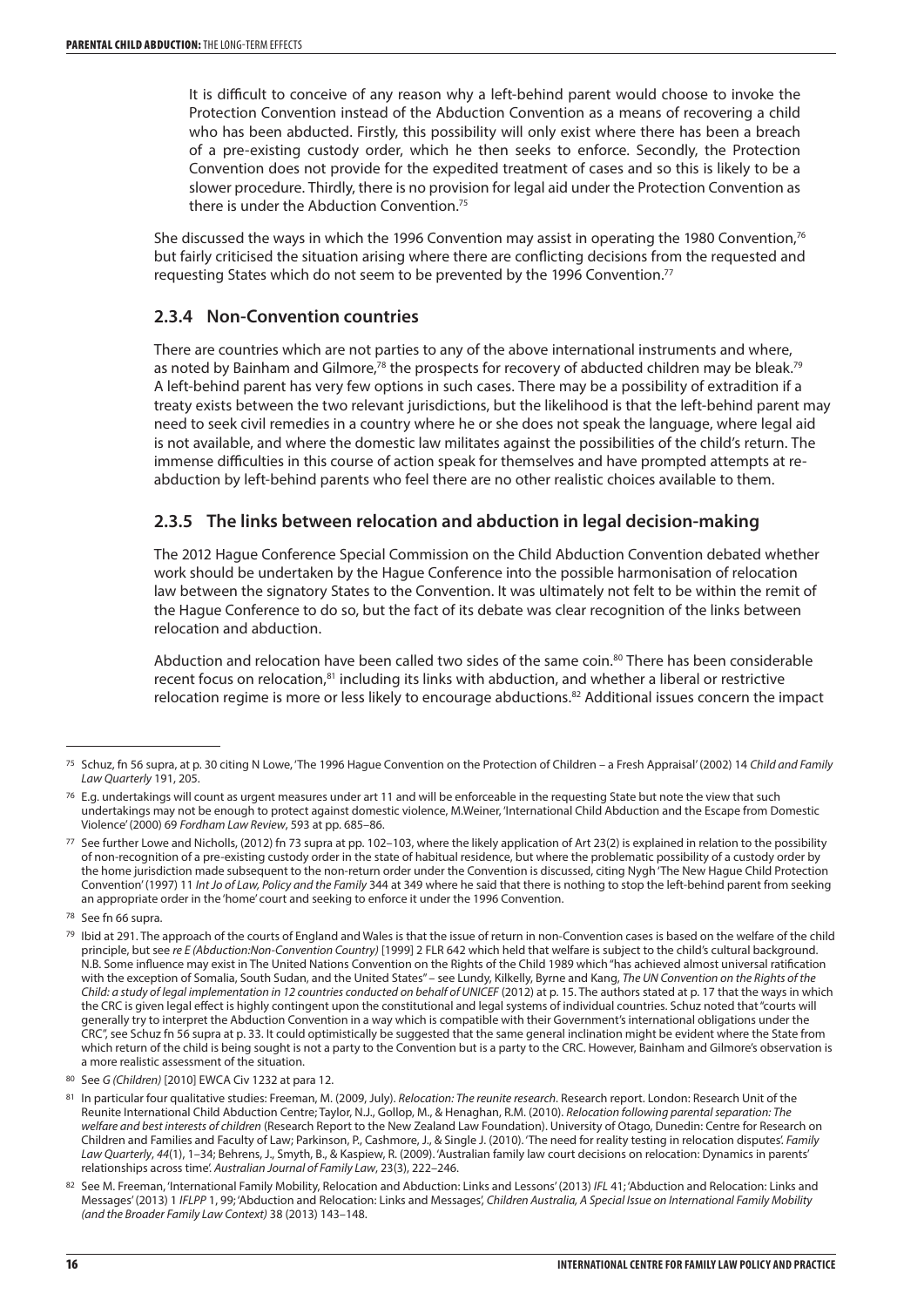It is difficult to conceive of any reason why a left-behind parent would choose to invoke the Protection Convention instead of the Abduction Convention as a means of recovering a child who has been abducted. Firstly, this possibility will only exist where there has been a breach of a pre-existing custody order, which he then seeks to enforce. Secondly, the Protection Convention does not provide for the expedited treatment of cases and so this is likely to be a slower procedure. Thirdly, there is no provision for legal aid under the Protection Convention as there is under the Abduction Convention.[75]

She discussed the ways in which the 1996 Convention may assist in operating the 1980 Convention,[76] but fairly criticised the situation arising where there are conflicting decisions from the requested and requesting States which do not seem to be prevented by the 1996 Convention.[77]

### 2.3.4 Non-Convention countries

There are countries which are not parties to any of the above international instruments and where, as noted by Bainham and Gilmore,[78] the prospects for recovery of abducted children may be bleak.[79] A left-behind parent has very few options in such cases. There may be a possibility of extradition if a treaty exists between the two relevant jurisdictions, but the likelihood is that the left-behind parent may need to seek civil remedies in a country where he or she does not speak the language, where legal aid is not available, and where the domestic law militates against the possibilities of the child's return. The immense difficulties in this course of action speak for themselves and have prompted attempts at re-abduction by left-behind parents who feel there are no other realistic choices available to them.

### 2.3.5 The links between relocation and abduction in legal decision-making

The 2012 Hague Conference Special Commission on the Child Abduction Convention debated whether work should be undertaken by the Hague Conference into the possible harmonisation of relocation law between the signatory States to the Convention. It was ultimately not felt to be within the remit of the Hague Conference to do so, but the fact of its debate was clear recognition of the links between relocation and abduction.

Abduction and relocation have been called two sides of the same coin.[80] There has been considerable recent focus on relocation,[81] including its links with abduction, and whether a liberal or restrictive relocation regime is more or less likely to encourage abductions.[82] Additional issues concern the impact

---

[75] Schuz, fn 56 supra, at p. 30 citing N Lowe, 'The 1996 Hague Convention on the Protection of Children – a Fresh Appraisal' (2002) 14 *Child and Family Law Quarterly* 191, 205.

[76] E.g. undertakings will count as urgent measures under art 11 and will be enforceable in the requesting State but note the view that such undertakings may not be enough to protect against domestic violence, M.Weiner, 'International Child Abduction and the Escape from Domestic Violence' (2000) 69 *Fordham Law Review*, 593 at pp. 685–86.

[77] See further Lowe and Nicholls, (2012) fn 73 supra at pp. 102–103, where the likely application of Art 23(2) is explained in relation to the possibility of non-recognition of a pre-existing custody order in the state of habitual residence, but where the problematic possibility of a custody order by the home jurisdiction made subsequent to the non-return order under the Convention is discussed, citing Nygh 'The New Hague Child Protection Convention' (1997) 11 *Int Jo of Law, Policy and the Family* 344 at 349 where he said that there is nothing to stop the left-behind parent from seeking an appropriate order in the 'home' court and seeking to enforce it under the 1996 Convention.

[78] See fn 66 supra.

[79] Ibid at 291. The approach of the courts of England and Wales is that the issue of return in non-Convention cases is based on the welfare of the child principle, but see *re E (Abduction:Non-Convention Country)* [1999] 2 FLR 642 which held that welfare is subject to the child's cultural background. N.B. Some influence may exist in The United Nations Convention on the Rights of the Child 1989 which "has achieved almost universal ratification with the exception of Somalia, South Sudan, and the United States" – see Lundy, Kilkelly, Byrne and Kang, *The UN Convention on the Rights of the Child: a study of legal implementation in 12 countries conducted on behalf of UNICEF* (2012) at p. 15. The authors stated at p. 17 that the ways in which the CRC is given legal effect is highly contingent upon the constitutional and legal systems of individual countries. Schuz noted that "courts will generally try to interpret the Abduction Convention in a way which is compatible with their Government's international obligations under the CRC", see Schuz fn 56 supra at p. 33. It could optimistically be suggested that the same general inclination might be evident where the State from which return of the child is being sought is not a party to the Convention but is a party to the CRC. However, Bainham and Gilmore's observation is a more realistic assessment of the situation.

[80] See *G (Children)* [2010] EWCA Civ 1232 at para 12.

[81] In particular four qualitative studies: Freeman, M. (2009, July). *Relocation: The reunite research*. Research report. London: Research Unit of the Reunite International Child Abduction Centre; Taylor, N.J., Gollop, M., & Henaghan, R.M. (2010). *Relocation following parental separation: The welfare and best interests of children* (Research Report to the New Zealand Law Foundation). University of Otago, Dunedin: Centre for Research on Children and Families and Faculty of Law; Parkinson, P., Cashmore, J., & Single J. (2010). 'The need for reality testing in relocation disputes'. *Family Law Quarterly*, *44*(1), 1–34; Behrens, J., Smyth, B., & Kaspiew, R. (2009). 'Australian family law court decisions on relocation: Dynamics in parents' relationships across time'. *Australian Journal of Family Law*, 23(3), 222–246.

[82] See M. Freeman, 'International Family Mobility, Relocation and Abduction: Links and Lessons' (2013) *IFL* 41; 'Abduction and Relocation: Links and Messages' (2013) 1 *IFLPP* 1, 99; 'Abduction and Relocation: Links and Messages', *Children Australia, A Special Issue on International Family Mobility (and the Broader Family Law Context)* 38 (2013) 143–148.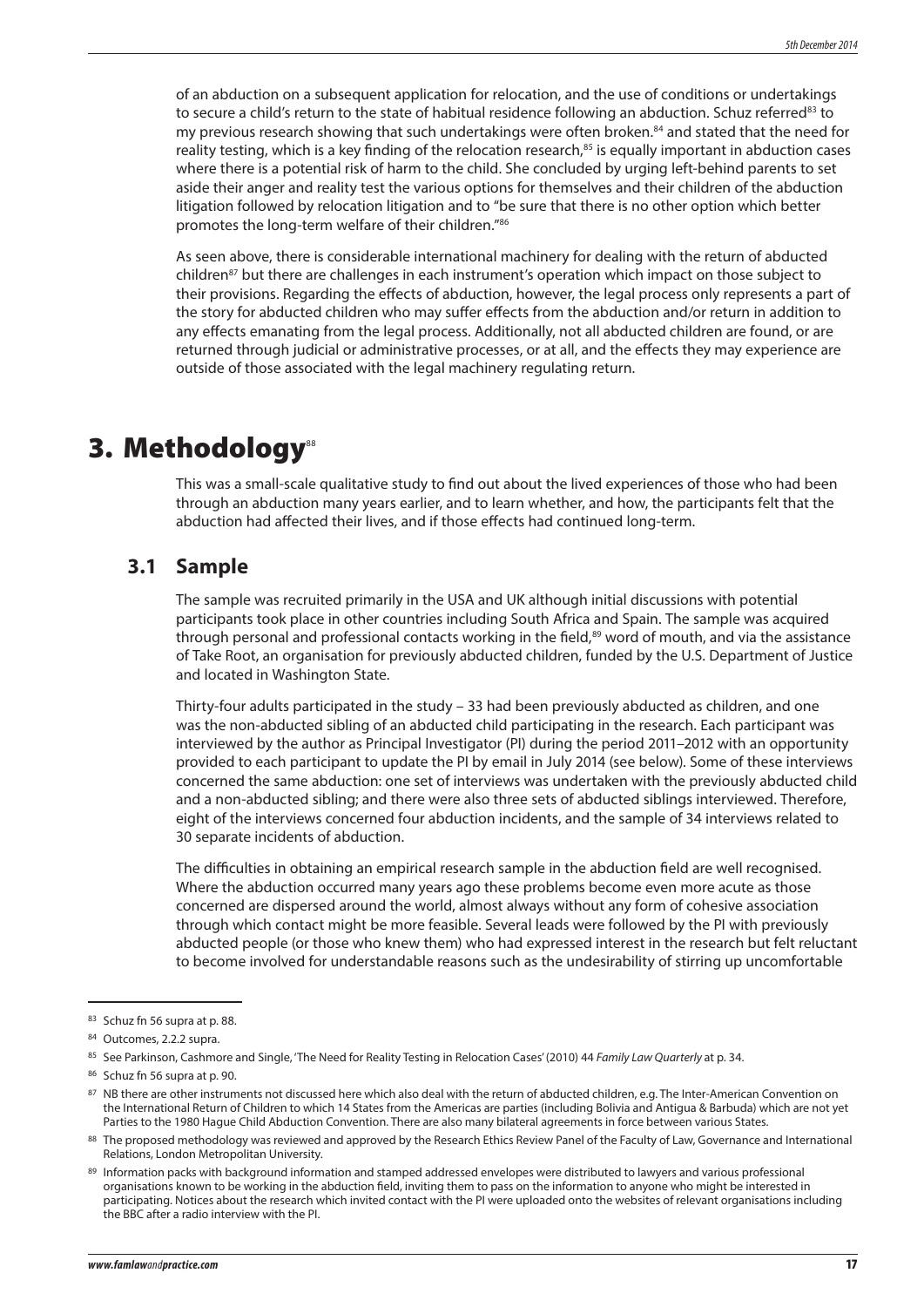of an abduction on a subsequent application for relocation, and the use of conditions or undertakings to secure a child's return to the state of habitual residence following an abduction. Schuz referred[83] to my previous research showing that such undertakings were often broken.[84] and stated that the need for reality testing, which is a key finding of the relocation research,[85] is equally important in abduction cases where there is a potential risk of harm to the child. She concluded by urging left-behind parents to set aside their anger and reality test the various options for themselves and their children of the abduction litigation followed by relocation litigation and to "be sure that there is no other option which better promotes the long-term welfare of their children."[86]

As seen above, there is considerable international machinery for dealing with the return of abducted children[87] but there are challenges in each instrument's operation which impact on those subject to their provisions. Regarding the effects of abduction, however, the legal process only represents a part of the story for abducted children who may suffer effects from the abduction and/or return in addition to any effects emanating from the legal process. Additionally, not all abducted children are found, or are returned through judicial or administrative processes, or at all, and the effects they may experience are outside of those associated with the legal machinery regulating return.

# 3. Methodology[88]

This was a small-scale qualitative study to find out about the lived experiences of those who had been through an abduction many years earlier, and to learn whether, and how, the participants felt that the abduction had affected their lives, and if those effects had continued long-term.

## 3.1 Sample

The sample was recruited primarily in the USA and UK although initial discussions with potential participants took place in other countries including South Africa and Spain. The sample was acquired through personal and professional contacts working in the field,[89] word of mouth, and via the assistance of Take Root, an organisation for previously abducted children, funded by the U.S. Department of Justice and located in Washington State.

Thirty-four adults participated in the study – 33 had been previously abducted as children, and one was the non-abducted sibling of an abducted child participating in the research. Each participant was interviewed by the author as Principal Investigator (PI) during the period 2011–2012 with an opportunity provided to each participant to update the PI by email in July 2014 (see below). Some of these interviews concerned the same abduction: one set of interviews was undertaken with the previously abducted child and a non-abducted sibling; and there were also three sets of abducted siblings interviewed. Therefore, eight of the interviews concerned four abduction incidents, and the sample of 34 interviews related to 30 separate incidents of abduction.

The difficulties in obtaining an empirical research sample in the abduction field are well recognised. Where the abduction occurred many years ago these problems become even more acute as those concerned are dispersed around the world, almost always without any form of cohesive association through which contact might be more feasible. Several leads were followed by the PI with previously abducted people (or those who knew them) who had expressed interest in the research but felt reluctant to become involved for understandable reasons such as the undesirability of stirring up uncomfortable

---

[83] Schuz fn 56 supra at p. 88.

[84] Outcomes, 2.2.2 supra.

[85] See Parkinson, Cashmore and Single, 'The Need for Reality Testing in Relocation Cases' (2010) 44 *Family Law Quarterly* at p. 34.

[86] Schuz fn 56 supra at p. 90.

[87] NB there are other instruments not discussed here which also deal with the return of abducted children, e.g. The Inter-American Convention on the International Return of Children to which 14 States from the Americas are parties (including Bolivia and Antigua & Barbuda) which are not yet Parties to the 1980 Hague Child Abduction Convention. There are also many bilateral agreements in force between various States.

[88] The proposed methodology was reviewed and approved by the Research Ethics Review Panel of the Faculty of Law, Governance and International Relations, London Metropolitan University.

[89] Information packs with background information and stamped addressed envelopes were distributed to lawyers and various professional organisations known to be working in the abduction field, inviting them to pass on the information to anyone who might be interested in participating. Notices about the research which invited contact with the PI were uploaded onto the websites of relevant organisations including the BBC after a radio interview with the PI.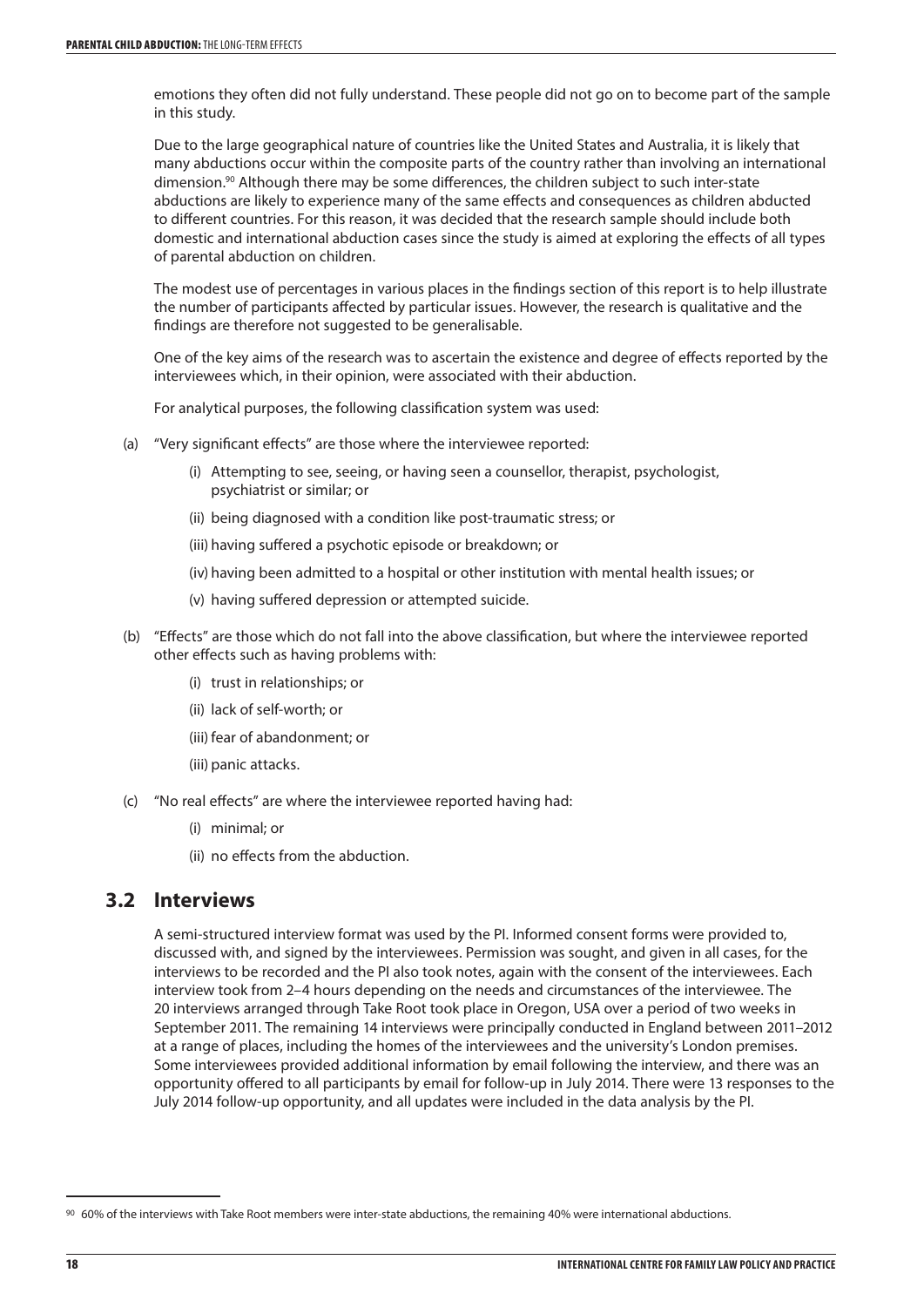emotions they often did not fully understand. These people did not go on to become part of the sample in this study.

Due to the large geographical nature of countries like the United States and Australia, it is likely that many abductions occur within the composite parts of the country rather than involving an international dimension.[90] Although there may be some differences, the children subject to such inter-state abductions are likely to experience many of the same effects and consequences as children abducted to different countries. For this reason, it was decided that the research sample should include both domestic and international abduction cases since the study is aimed at exploring the effects of all types of parental abduction on children.

The modest use of percentages in various places in the findings section of this report is to help illustrate the number of participants affected by particular issues. However, the research is qualitative and the findings are therefore not suggested to be generalisable.

One of the key aims of the research was to ascertain the existence and degree of effects reported by the interviewees which, in their opinion, were associated with their abduction.

For analytical purposes, the following classification system was used:

(a) "Very significant effects" are those where the interviewee reported:

  (i) Attempting to see, seeing, or having seen a counsellor, therapist, psychologist, psychiatrist or similar; or

  (ii) being diagnosed with a condition like post-traumatic stress; or

  (iii) having suffered a psychotic episode or breakdown; or

  (iv) having been admitted to a hospital or other institution with mental health issues; or

  (v) having suffered depression or attempted suicide.

(b) "Effects" are those which do not fall into the above classification, but where the interviewee reported other effects such as having problems with:

  (i) trust in relationships; or

  (ii) lack of self-worth; or

  (iii) fear of abandonment; or

  (iii) panic attacks.

(c) "No real effects" are where the interviewee reported having had:

  (i) minimal; or

  (ii) no effects from the abduction.

## 3.2 Interviews

A semi-structured interview format was used by the PI. Informed consent forms were provided to, discussed with, and signed by the interviewees. Permission was sought, and given in all cases, for the interviews to be recorded and the PI also took notes, again with the consent of the interviewees. Each interview took from 2–4 hours depending on the needs and circumstances of the interviewee. The 20 interviews arranged through Take Root took place in Oregon, USA over a period of two weeks in September 2011. The remaining 14 interviews were principally conducted in England between 2011–2012 at a range of places, including the homes of the interviewees and the university's London premises. Some interviewees provided additional information by email following the interview, and there was an opportunity offered to all participants by email for follow-up in July 2014. There were 13 responses to the July 2014 follow-up opportunity, and all updates were included in the data analysis by the PI.

[90] 60% of the interviews with Take Root members were inter-state abductions, the remaining 40% were international abductions.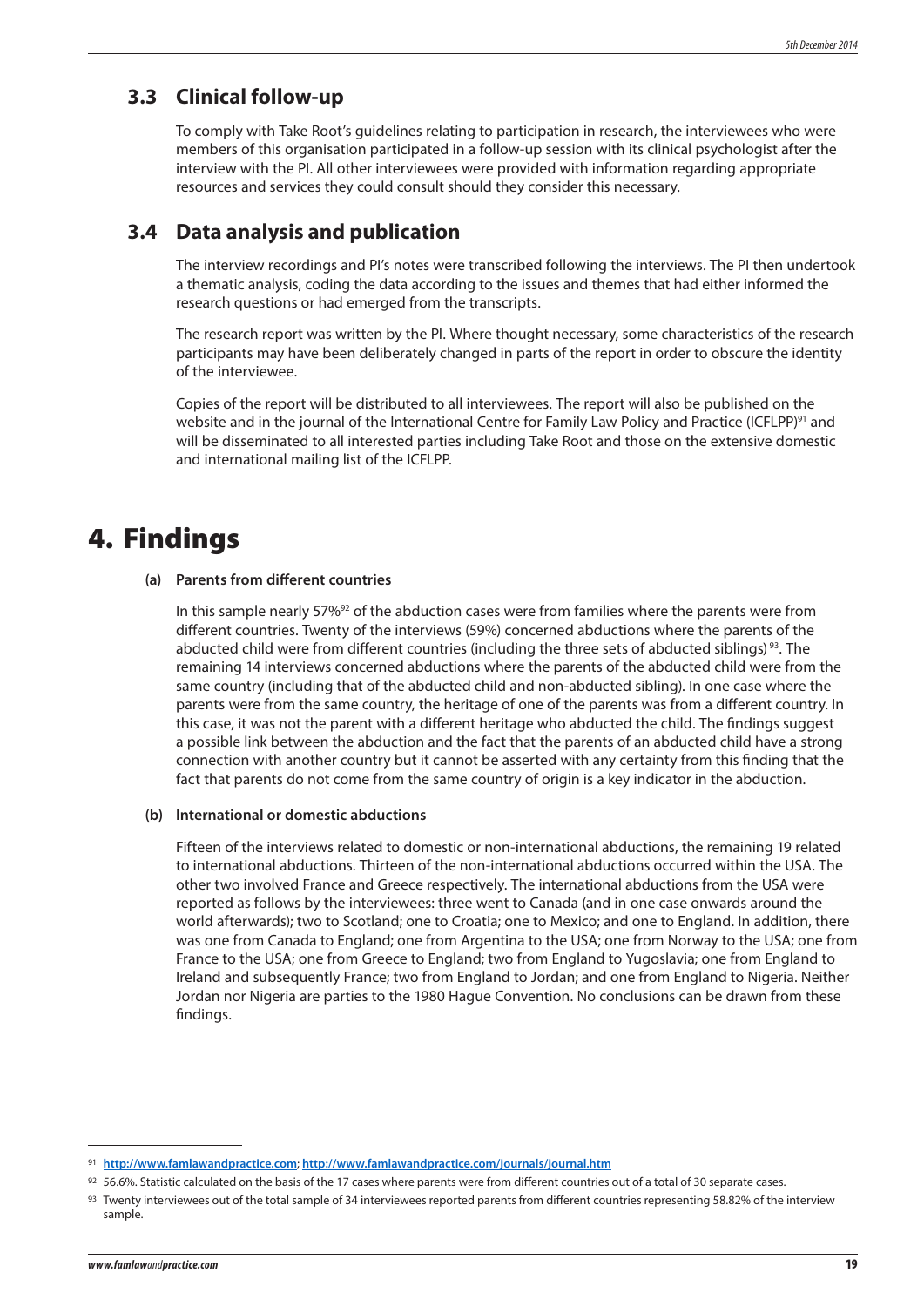## 3.3 Clinical follow-up

To comply with Take Root's guidelines relating to participation in research, the interviewees who were members of this organisation participated in a follow-up session with its clinical psychologist after the interview with the PI. All other interviewees were provided with information regarding appropriate resources and services they could consult should they consider this necessary.

## 3.4 Data analysis and publication

The interview recordings and PI's notes were transcribed following the interviews. The PI then undertook a thematic analysis, coding the data according to the issues and themes that had either informed the research questions or had emerged from the transcripts.

The research report was written by the PI. Where thought necessary, some characteristics of the research participants may have been deliberately changed in parts of the report in order to obscure the identity of the interviewee.

Copies of the report will be distributed to all interviewees. The report will also be published on the website and in the journal of the International Centre for Family Law Policy and Practice (ICFLPP)[91] and will be disseminated to all interested parties including Take Root and those on the extensive domestic and international mailing list of the ICFLPP.

# 4. Findings

**(a) Parents from different countries**

In this sample nearly 57%[92] of the abduction cases were from families where the parents were from different countries. Twenty of the interviews (59%) concerned abductions where the parents of the abducted child were from different countries (including the three sets of abducted siblings)[93]. The remaining 14 interviews concerned abductions where the parents of the abducted child were from the same country (including that of the abducted child and non-abducted sibling). In one case where the parents were from the same country, the heritage of one of the parents was from a different country. In this case, it was not the parent with a different heritage who abducted the child. The findings suggest a possible link between the abduction and the fact that the parents of an abducted child have a strong connection with another country but it cannot be asserted with any certainty from this finding that the fact that parents do not come from the same country of origin is a key indicator in the abduction.

**(b) International or domestic abductions**

Fifteen of the interviews related to domestic or non-international abductions, the remaining 19 related to international abductions. Thirteen of the non-international abductions occurred within the USA. The other two involved France and Greece respectively. The international abductions from the USA were reported as follows by the interviewees: three went to Canada (and in one case onwards around the world afterwards); two to Scotland; one to Croatia; one to Mexico; and one to England. In addition, there was one from Canada to England; one from Argentina to the USA; one from Norway to the USA; one from France to the USA; one from Greece to England; two from England to Yugoslavia; one from England to Ireland and subsequently France; two from England to Jordan; and one from England to Nigeria. Neither Jordan nor Nigeria are parties to the 1980 Hague Convention. No conclusions can be drawn from these findings.

---

[91] http://www.famlawandpractice.com; http://www.famlawandpractice.com/journals/journal.htm

[92] 56.6%. Statistic calculated on the basis of the 17 cases where parents were from different countries out of a total of 30 separate cases.

[93] Twenty interviewees out of the total sample of 34 interviewees reported parents from different countries representing 58.82% of the interview sample.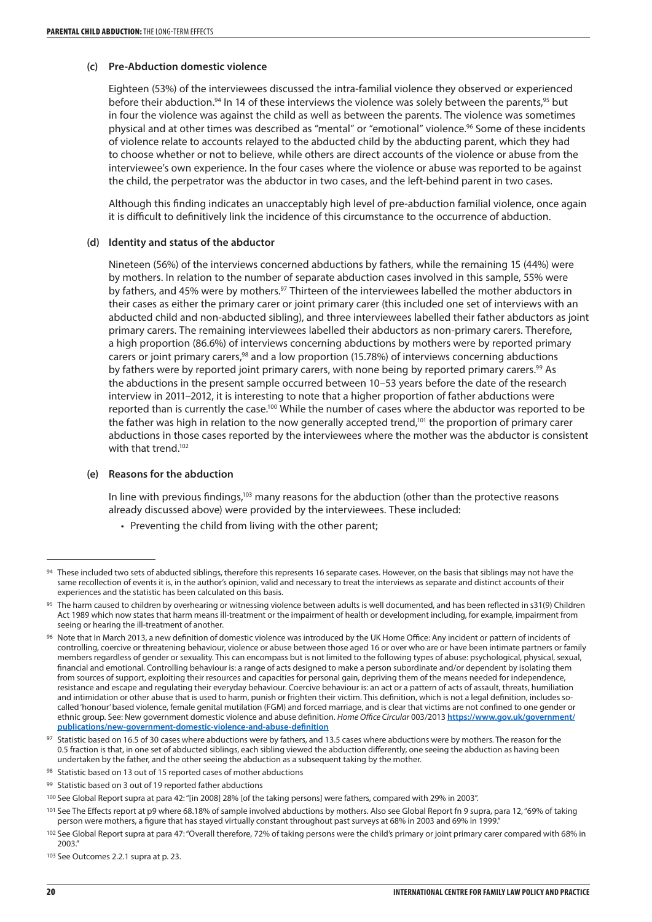**(c) Pre-Abduction domestic violence**

Eighteen (53%) of the interviewees discussed the intra-familial violence they observed or experienced before their abduction.[94] In 14 of these interviews the violence was solely between the parents,[95] but in four the violence was against the child as well as between the parents. The violence was sometimes physical and at other times was described as "mental" or "emotional" violence.[96] Some of these incidents of violence relate to accounts relayed to the abducted child by the abducting parent, which they had to choose whether or not to believe, while others are direct accounts of the violence or abuse from the interviewee's own experience. In the four cases where the violence or abuse was reported to be against the child, the perpetrator was the abductor in two cases, and the left-behind parent in two cases.

Although this finding indicates an unacceptably high level of pre-abduction familial violence, once again it is difficult to definitively link the incidence of this circumstance to the occurrence of abduction.

**(d) Identity and status of the abductor**

Nineteen (56%) of the interviews concerned abductions by fathers, while the remaining 15 (44%) were by mothers. In relation to the number of separate abduction cases involved in this sample, 55% were by fathers, and 45% were by mothers.[97] Thirteen of the interviewees labelled the mother abductors in their cases as either the primary carer or joint primary carer (this included one set of interviews with an abducted child and non-abducted sibling), and three interviewees labelled their father abductors as joint primary carers. The remaining interviewees labelled their abductors as non-primary carers. Therefore, a high proportion (86.6%) of interviews concerning abductions by mothers were by reported primary carers or joint primary carers,[98] and a low proportion (15.78%) of interviews concerning abductions by fathers were by reported joint primary carers, with none being by reported primary carers.[99] As the abductions in the present sample occurred between 10–53 years before the date of the research interview in 2011–2012, it is interesting to note that a higher proportion of father abductions were reported than is currently the case.[100] While the number of cases where the abductor was reported to be the father was high in relation to the now generally accepted trend,[101] the proportion of primary carer abductions in those cases reported by the interviewees where the mother was the abductor is consistent with that trend.[102]

**(e) Reasons for the abduction**

In line with previous findings,[103] many reasons for the abduction (other than the protective reasons already discussed above) were provided by the interviewees. These included:

- Preventing the child from living with the other parent;

---

[94] These included two sets of abducted siblings, therefore this represents 16 separate cases. However, on the basis that siblings may not have the same recollection of events it is, in the author's opinion, valid and necessary to treat the interviews as separate and distinct accounts of their experiences and the statistic has been calculated on this basis.

[95] The harm caused to children by overhearing or witnessing violence between adults is well documented, and has been reflected in s31(9) Children Act 1989 which now states that harm means ill-treatment or the impairment of health or development including, for example, impairment from seeing or hearing the ill-treatment of another.

[96] Note that In March 2013, a new definition of domestic violence was introduced by the UK Home Office: Any incident or pattern of incidents of controlling, coercive or threatening behaviour, violence or abuse between those aged 16 or over who are or have been intimate partners or family members regardless of gender or sexuality. This can encompass but is not limited to the following types of abuse: psychological, physical, sexual, financial and emotional. Controlling behaviour is: a range of acts designed to make a person subordinate and/or dependent by isolating them from sources of support, exploiting their resources and capacities for personal gain, depriving them of the means needed for independence, resistance and escape and regulating their everyday behaviour. Coercive behaviour is: an act or a pattern of acts of assault, threats, humiliation and intimidation or other abuse that is used to harm, punish or frighten their victim. This definition, which is not a legal definition, includes so-called 'honour' based violence, female genital mutilation (FGM) and forced marriage, and is clear that victims are not confined to one gender or ethnic group. See: New government domestic violence and abuse definition. *Home Office Circular* 003/2013 **https://www.gov.uk/government/publications/new-government-domestic-violence-and-abuse-definition**

[97] Statistic based on 16.5 of 30 cases where abductions were by fathers, and 13.5 cases where abductions were by mothers. The reason for the 0.5 fraction is that, in one set of abducted siblings, each sibling viewed the abduction differently, one seeing the abduction as having been undertaken by the father, and the other seeing the abduction as a subsequent taking by the mother.

[98] Statistic based on 13 out of 15 reported cases of mother abductions

[99] Statistic based on 3 out of 19 reported father abductions

[100] See Global Report supra at para 42: "[in 2008] 28% [of the taking persons] were fathers, compared with 29% in 2003".

[101] See The Effects report at p9 where 68.18% of sample involved abductions by mothers. Also see Global Report fn 9 supra, para 12, "69% of taking person were mothers, a figure that has stayed virtually constant throughout past surveys at 68% in 2003 and 69% in 1999."

[102] See Global Report supra at para 47: "Overall therefore, 72% of taking persons were the child's primary or joint primary carer compared with 68% in 2003."

[103] See Outcomes 2.2.1 supra at p. 23.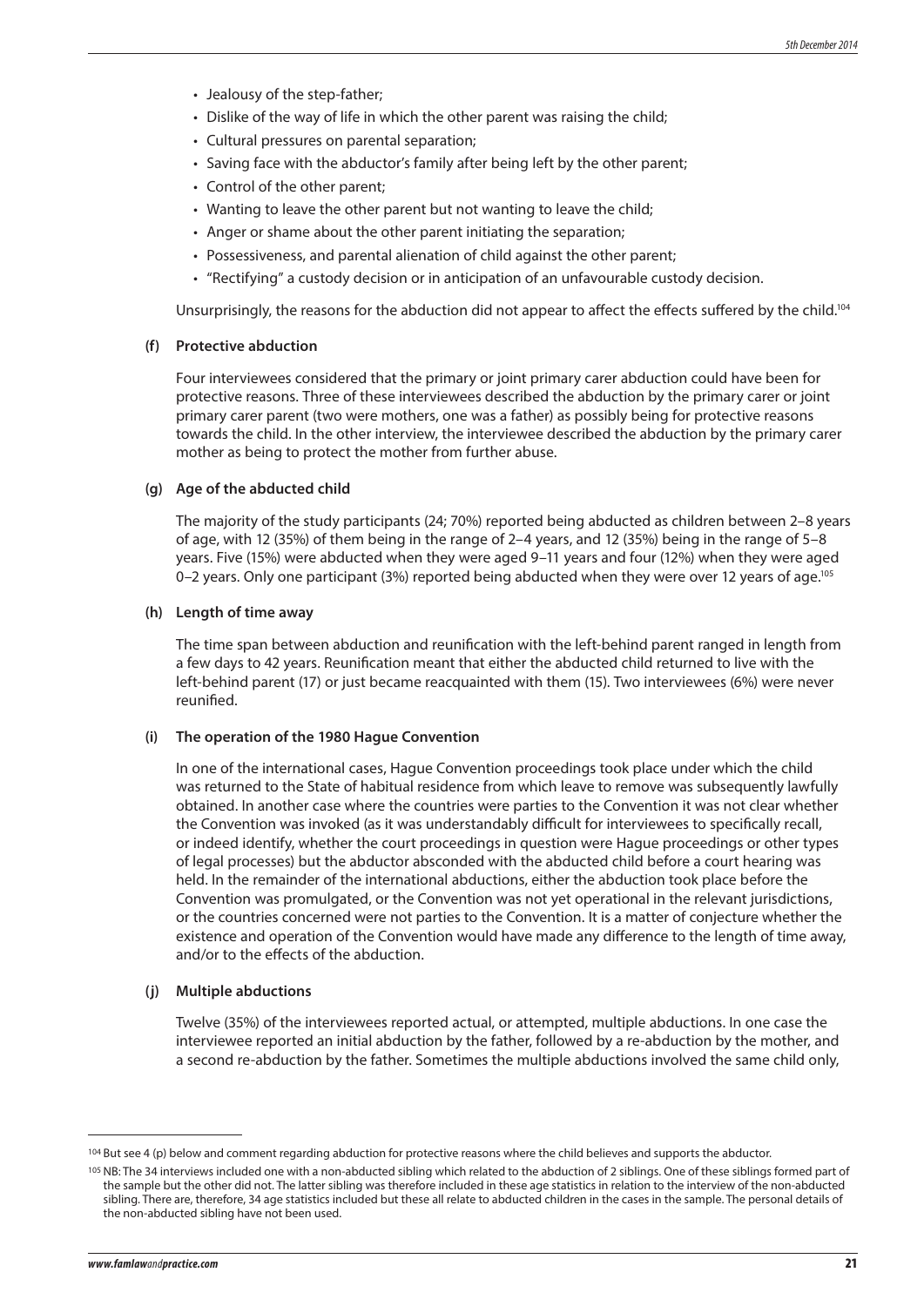- Jealousy of the step-father;
- Dislike of the way of life in which the other parent was raising the child;
- Cultural pressures on parental separation;
- Saving face with the abductor's family after being left by the other parent;
- Control of the other parent;
- Wanting to leave the other parent but not wanting to leave the child;
- Anger or shame about the other parent initiating the separation;
- Possessiveness, and parental alienation of child against the other parent;
- "Rectifying" a custody decision or in anticipation of an unfavourable custody decision.

Unsurprisingly, the reasons for the abduction did not appear to affect the effects suffered by the child.[104]

**(f) Protective abduction**

Four interviewees considered that the primary or joint primary carer abduction could have been for protective reasons. Three of these interviewees described the abduction by the primary carer or joint primary carer parent (two were mothers, one was a father) as possibly being for protective reasons towards the child. In the other interview, the interviewee described the abduction by the primary carer mother as being to protect the mother from further abuse.

**(g) Age of the abducted child**

The majority of the study participants (24; 70%) reported being abducted as children between 2–8 years of age, with 12 (35%) of them being in the range of 2–4 years, and 12 (35%) being in the range of 5–8 years. Five (15%) were abducted when they were aged 9–11 years and four (12%) when they were aged 0–2 years. Only one participant (3%) reported being abducted when they were over 12 years of age.[105]

**(h) Length of time away**

The time span between abduction and reunification with the left-behind parent ranged in length from a few days to 42 years. Reunification meant that either the abducted child returned to live with the left-behind parent (17) or just became reacquainted with them (15). Two interviewees (6%) were never reunified.

**(i) The operation of the 1980 Hague Convention**

In one of the international cases, Hague Convention proceedings took place under which the child was returned to the State of habitual residence from which leave to remove was subsequently lawfully obtained. In another case where the countries were parties to the Convention it was not clear whether the Convention was invoked (as it was understandably difficult for interviewees to specifically recall, or indeed identify, whether the court proceedings in question were Hague proceedings or other types of legal processes) but the abductor absconded with the abducted child before a court hearing was held. In the remainder of the international abductions, either the abduction took place before the Convention was promulgated, or the Convention was not yet operational in the relevant jurisdictions, or the countries concerned were not parties to the Convention. It is a matter of conjecture whether the existence and operation of the Convention would have made any difference to the length of time away, and/or to the effects of the abduction.

**(j) Multiple abductions**

Twelve (35%) of the interviewees reported actual, or attempted, multiple abductions. In one case the interviewee reported an initial abduction by the father, followed by a re-abduction by the mother, and a second re-abduction by the father. Sometimes the multiple abductions involved the same child only,

---

[104] But see 4 (p) below and comment regarding abduction for protective reasons where the child believes and supports the abductor.

[105] NB: The 34 interviews included one with a non-abducted sibling which related to the abduction of 2 siblings. One of these siblings formed part of the sample but the other did not. The latter sibling was therefore included in these age statistics in relation to the interview of the non-abducted sibling. There are, therefore, 34 age statistics included but these all relate to abducted children in the cases in the sample. The personal details of the non-abducted sibling have not been used.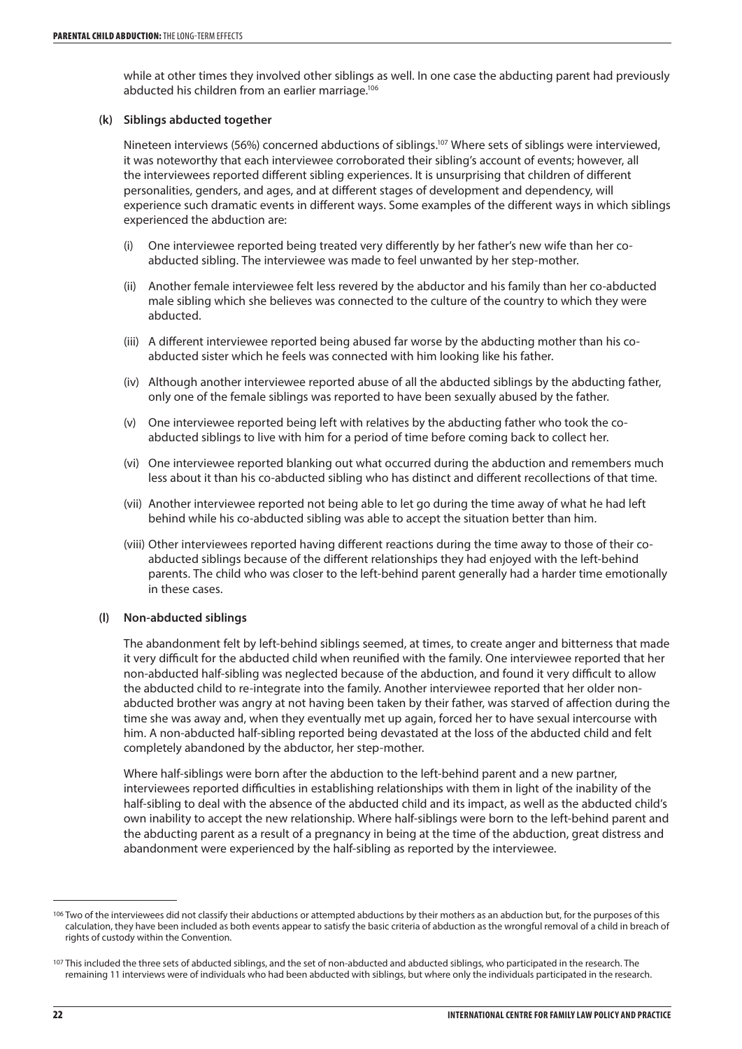while at other times they involved other siblings as well. In one case the abducting parent had previously abducted his children from an earlier marriage.[106]

**(k) Siblings abducted together**

Nineteen interviews (56%) concerned abductions of siblings.[107] Where sets of siblings were interviewed, it was noteworthy that each interviewee corroborated their sibling's account of events; however, all the interviewees reported different sibling experiences. It is unsurprising that children of different personalities, genders, and ages, and at different stages of development and dependency, will experience such dramatic events in different ways. Some examples of the different ways in which siblings experienced the abduction are:

(i) One interviewee reported being treated very differently by her father's new wife than her co-abducted sibling. The interviewee was made to feel unwanted by her step-mother.

(ii) Another female interviewee felt less revered by the abductor and his family than her co-abducted male sibling which she believes was connected to the culture of the country to which they were abducted.

(iii) A different interviewee reported being abused far worse by the abducting mother than his co-abducted sister which he feels was connected with him looking like his father.

(iv) Although another interviewee reported abuse of all the abducted siblings by the abducting father, only one of the female siblings was reported to have been sexually abused by the father.

(v) One interviewee reported being left with relatives by the abducting father who took the co-abducted siblings to live with him for a period of time before coming back to collect her.

(vi) One interviewee reported blanking out what occurred during the abduction and remembers much less about it than his co-abducted sibling who has distinct and different recollections of that time.

(vii) Another interviewee reported not being able to let go during the time away of what he had left behind while his co-abducted sibling was able to accept the situation better than him.

(viii) Other interviewees reported having different reactions during the time away to those of their co-abducted siblings because of the different relationships they had enjoyed with the left-behind parents. The child who was closer to the left-behind parent generally had a harder time emotionally in these cases.

**(l) Non-abducted siblings**

The abandonment felt by left-behind siblings seemed, at times, to create anger and bitterness that made it very difficult for the abducted child when reunified with the family. One interviewee reported that her non-abducted half-sibling was neglected because of the abduction, and found it very difficult to allow the abducted child to re-integrate into the family. Another interviewee reported that her older non-abducted brother was angry at not having been taken by their father, was starved of affection during the time she was away and, when they eventually met up again, forced her to have sexual intercourse with him. A non-abducted half-sibling reported being devastated at the loss of the abducted child and felt completely abandoned by the abductor, her step-mother.

Where half-siblings were born after the abduction to the left-behind parent and a new partner, interviewees reported difficulties in establishing relationships with them in light of the inability of the half-sibling to deal with the absence of the abducted child and its impact, as well as the abducted child's own inability to accept the new relationship. Where half-siblings were born to the left-behind parent and the abducting parent as a result of a pregnancy in being at the time of the abduction, great distress and abandonment were experienced by the half-sibling as reported by the interviewee.

---

[106] Two of the interviewees did not classify their abductions or attempted abductions by their mothers as an abduction but, for the purposes of this calculation, they have been included as both events appear to satisfy the basic criteria of abduction as the wrongful removal of a child in breach of rights of custody within the Convention.

[107] This included the three sets of abducted siblings, and the set of non-abducted and abducted siblings, who participated in the research. The remaining 11 interviews were of individuals who had been abducted with siblings, but where only the individuals participated in the research.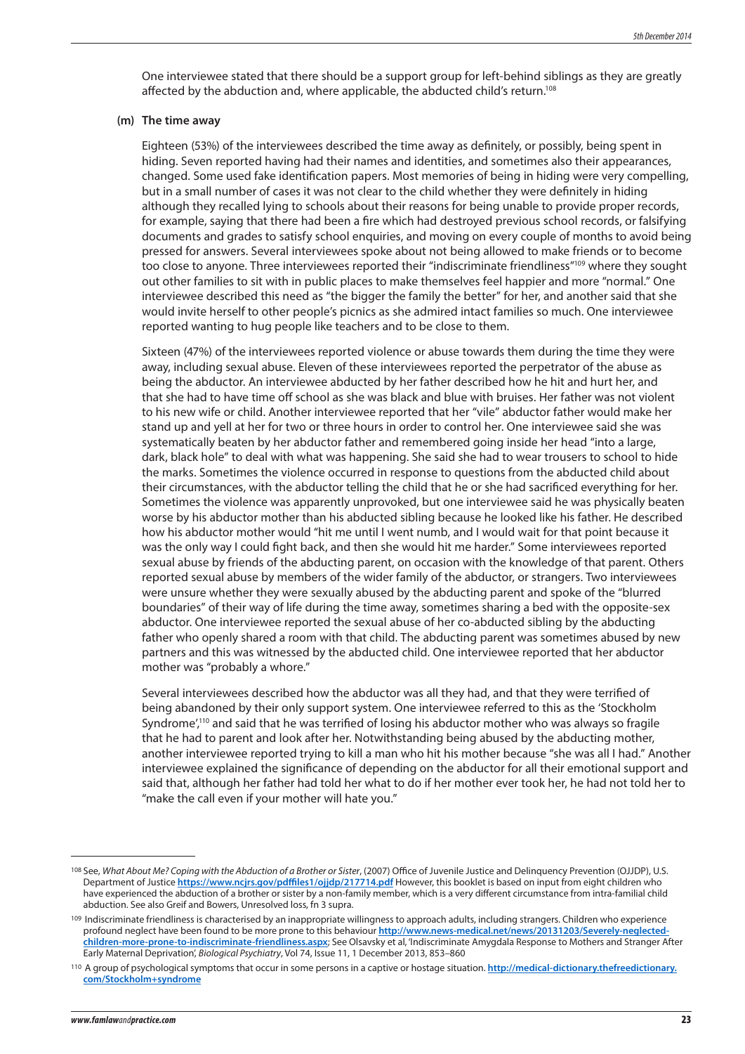One interviewee stated that there should be a support group for left-behind siblings as they are greatly affected by the abduction and, where applicable, the abducted child's return.[108]

**(m) The time away**

Eighteen (53%) of the interviewees described the time away as definitely, or possibly, being spent in hiding. Seven reported having had their names and identities, and sometimes also their appearances, changed. Some used fake identification papers. Most memories of being in hiding were very compelling, but in a small number of cases it was not clear to the child whether they were definitely in hiding although they recalled lying to schools about their reasons for being unable to provide proper records, for example, saying that there had been a fire which had destroyed previous school records, or falsifying documents and grades to satisfy school enquiries, and moving on every couple of months to avoid being pressed for answers. Several interviewees spoke about not being allowed to make friends or to become too close to anyone. Three interviewees reported their "indiscriminate friendliness"[109] where they sought out other families to sit with in public places to make themselves feel happier and more "normal." One interviewee described this need as "the bigger the family the better" for her, and another said that she would invite herself to other people's picnics as she admired intact families so much. One interviewee reported wanting to hug people like teachers and to be close to them.

Sixteen (47%) of the interviewees reported violence or abuse towards them during the time they were away, including sexual abuse. Eleven of these interviewees reported the perpetrator of the abuse as being the abductor. An interviewee abducted by her father described how he hit and hurt her, and that she had to have time off school as she was black and blue with bruises. Her father was not violent to his new wife or child. Another interviewee reported that her "vile" abductor father would make her stand up and yell at her for two or three hours in order to control her. One interviewee said she was systematically beaten by her abductor father and remembered going inside her head "into a large, dark, black hole" to deal with what was happening. She said she had to wear trousers to school to hide the marks. Sometimes the violence occurred in response to questions from the abducted child about their circumstances, with the abductor telling the child that he or she had sacrificed everything for her. Sometimes the violence was apparently unprovoked, but one interviewee said he was physically beaten worse by his abductor mother than his abducted sibling because he looked like his father. He described how his abductor mother would "hit me until I went numb, and I would wait for that point because it was the only way I could fight back, and then she would hit me harder." Some interviewees reported sexual abuse by friends of the abducting parent, on occasion with the knowledge of that parent. Others reported sexual abuse by members of the wider family of the abductor, or strangers. Two interviewees were unsure whether they were sexually abused by the abducting parent and spoke of the "blurred boundaries" of their way of life during the time away, sometimes sharing a bed with the opposite-sex abductor. One interviewee reported the sexual abuse of her co-abducted sibling by the abducting father who openly shared a room with that child. The abducting parent was sometimes abused by new partners and this was witnessed by the abducted child. One interviewee reported that her abductor mother was "probably a whore."

Several interviewees described how the abductor was all they had, and that they were terrified of being abandoned by their only support system. One interviewee referred to this as the 'Stockholm Syndrome',[110] and said that he was terrified of losing his abductor mother who was always so fragile that he had to parent and look after her. Notwithstanding being abused by the abducting mother, another interviewee reported trying to kill a man who hit his mother because "she was all I had." Another interviewee explained the significance of depending on the abductor for all their emotional support and said that, although her father had told her what to do if her mother ever took her, he had not told her to "make the call even if your mother will hate you."

---

[108] See, *What About Me? Coping with the Abduction of a Brother or Sister*, (2007) Office of Juvenile Justice and Delinquency Prevention (OJJDP), U.S. Department of Justice **https://www.ncjrs.gov/pdffiles1/ojjdp/217714.pdf** However, this booklet is based on input from eight children who have experienced the abduction of a brother or sister by a non-family member, which is a very different circumstance from intra-familial child abduction. See also Greif and Bowers, Unresolved loss, fn 3 supra.

[109] Indiscriminate friendliness is characterised by an inappropriate willingness to approach adults, including strangers. Children who experience profound neglect have been found to be more prone to this behaviour **http://www.news-medical.net/news/20131203/Severely-neglected-children-more-prone-to-indiscriminate-friendliness.aspx**; See Olsavsky et al, 'Indiscriminate Amygdala Response to Mothers and Stranger After Early Maternal Deprivation', *Biological Psychiatry*, Vol 74, Issue 11, 1 December 2013, 853–860

[110] A group of psychological symptoms that occur in some persons in a captive or hostage situation. **http://medical-dictionary.thefreedictionary.com/Stockholm+syndrome**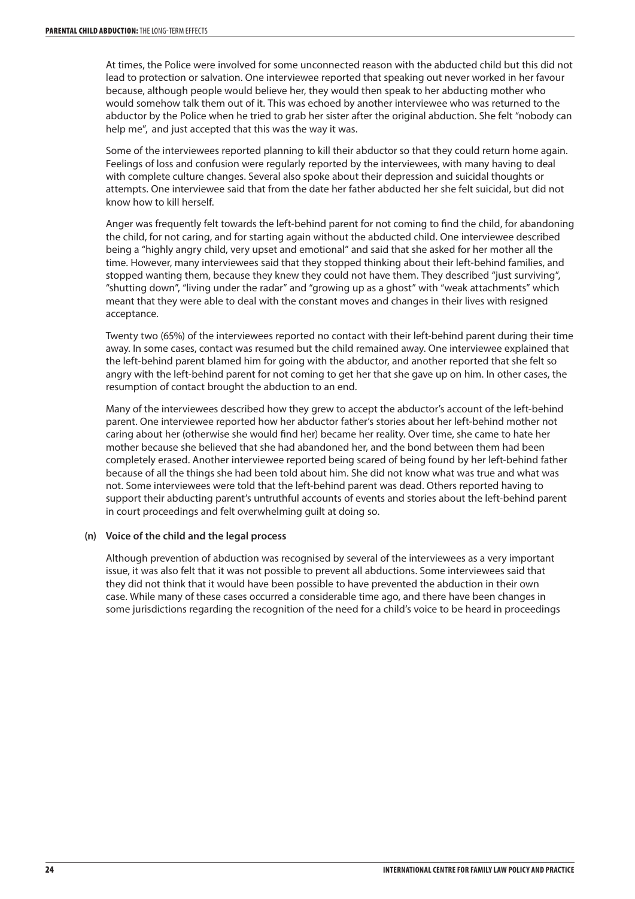At times, the Police were involved for some unconnected reason with the abducted child but this did not lead to protection or salvation. One interviewee reported that speaking out never worked in her favour because, although people would believe her, they would then speak to her abducting mother who would somehow talk them out of it. This was echoed by another interviewee who was returned to the abductor by the Police when he tried to grab her sister after the original abduction. She felt "nobody can help me", and just accepted that this was the way it was.

Some of the interviewees reported planning to kill their abductor so that they could return home again. Feelings of loss and confusion were regularly reported by the interviewees, with many having to deal with complete culture changes. Several also spoke about their depression and suicidal thoughts or attempts. One interviewee said that from the date her father abducted her she felt suicidal, but did not know how to kill herself.

Anger was frequently felt towards the left-behind parent for not coming to find the child, for abandoning the child, for not caring, and for starting again without the abducted child. One interviewee described being a "highly angry child, very upset and emotional" and said that she asked for her mother all the time. However, many interviewees said that they stopped thinking about their left-behind families, and stopped wanting them, because they knew they could not have them. They described "just surviving", "shutting down", "living under the radar" and "growing up as a ghost" with "weak attachments" which meant that they were able to deal with the constant moves and changes in their lives with resigned acceptance.

Twenty two (65%) of the interviewees reported no contact with their left-behind parent during their time away. In some cases, contact was resumed but the child remained away. One interviewee explained that the left-behind parent blamed him for going with the abductor, and another reported that she felt so angry with the left-behind parent for not coming to get her that she gave up on him. In other cases, the resumption of contact brought the abduction to an end.

Many of the interviewees described how they grew to accept the abductor's account of the left-behind parent. One interviewee reported how her abductor father's stories about her left-behind mother not caring about her (otherwise she would find her) became her reality. Over time, she came to hate her mother because she believed that she had abandoned her, and the bond between them had been completely erased. Another interviewee reported being scared of being found by her left-behind father because of all the things she had been told about him. She did not know what was true and what was not. Some interviewees were told that the left-behind parent was dead. Others reported having to support their abducting parent's untruthful accounts of events and stories about the left-behind parent in court proceedings and felt overwhelming guilt at doing so.

**(n) Voice of the child and the legal process**

Although prevention of abduction was recognised by several of the interviewees as a very important issue, it was also felt that it was not possible to prevent all abductions. Some interviewees said that they did not think that it would have been possible to have prevented the abduction in their own case. While many of these cases occurred a considerable time ago, and there have been changes in some jurisdictions regarding the recognition of the need for a child's voice to be heard in proceedings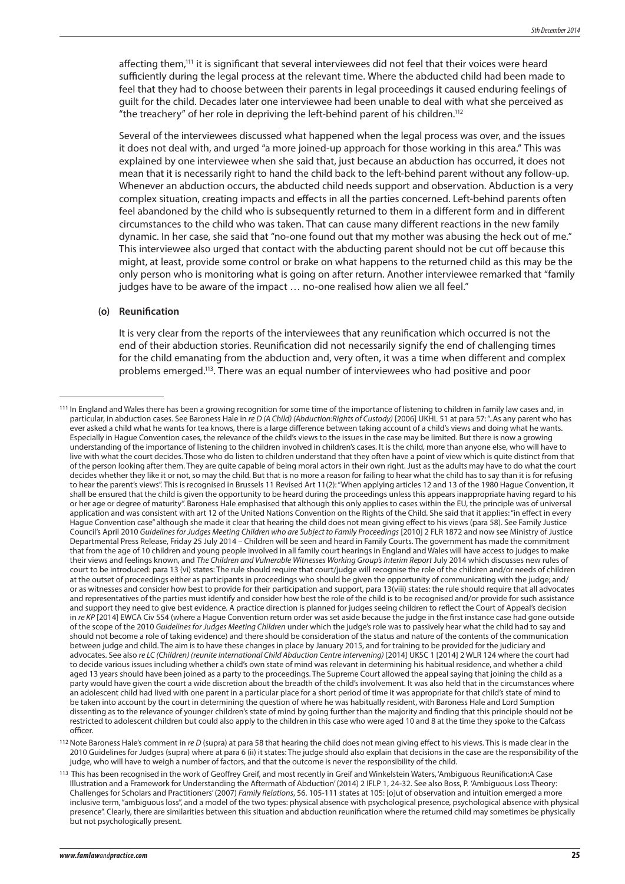affecting them,[111] it is significant that several interviewees did not feel that their voices were heard sufficiently during the legal process at the relevant time. Where the abducted child had been made to feel that they had to choose between their parents in legal proceedings it caused enduring feelings of guilt for the child. Decades later one interviewee had been unable to deal with what she perceived as "the treachery" of her role in depriving the left-behind parent of his children.[112]

Several of the interviewees discussed what happened when the legal process was over, and the issues it does not deal with, and urged "a more joined-up approach for those working in this area." This was explained by one interviewee when she said that, just because an abduction has occurred, it does not mean that it is necessarily right to hand the child back to the left-behind parent without any follow-up. Whenever an abduction occurs, the abducted child needs support and observation. Abduction is a very complex situation, creating impacts and effects in all the parties concerned. Left-behind parents often feel abandoned by the child who is subsequently returned to them in a different form and in different circumstances to the child who was taken. That can cause many different reactions in the new family dynamic. In her case, she said that "no-one found out that my mother was abusing the heck out of me." This interviewee also urged that contact with the abducting parent should not be cut off because this might, at least, provide some control or brake on what happens to the returned child as this may be the only person who is monitoring what is going on after return. Another interviewee remarked that "family judges have to be aware of the impact … no-one realised how alien we all feel."

**(o) Reunification**

It is very clear from the reports of the interviewees that any reunification which occurred is not the end of their abduction stories. Reunification did not necessarily signify the end of challenging times for the child emanating from the abduction and, very often, it was a time when different and complex problems emerged.[113]. There was an equal number of interviewees who had positive and poor

---

[111] In England and Wales there has been a growing recognition for some time of the importance of listening to children in family law cases and, in particular, in abduction cases. See Baroness Hale in *re D (A Child) (Abduction:Rights of Custody)* [2006] UKHL 51 at para 57: "..As any parent who has ever asked a child what he wants for tea knows, there is a large difference between taking account of a child's views and doing what he wants. Especially in Hague Convention cases, the relevance of the child's views to the issues in the case may be limited. But there is now a growing understanding of the importance of listening to the children involved in children's cases. It is the child, more than anyone else, who will have to live with what the court decides. Those who do listen to children understand that they often have a point of view which is quite distinct from that of the person looking after them. They are quite capable of being moral actors in their own right. Just as the adults may have to do what the court decides whether they like it or not, so may the child. But that is no more a reason for failing to hear what the child has to say than it is for refusing to hear the parent's views". This is recognised in Brussels 11 Revised Art 11(2): "When applying articles 12 and 13 of the 1980 Hague Convention, it shall be ensured that the child is given the opportunity to be heard during the proceedings unless this appears inappropriate having regard to his or her age or degree of maturity". Baroness Hale emphasised that although this only applies to cases within the EU, the principle was of universal application and was consistent with art 12 of the United Nations Convention on the Rights of the Child. She said that it applies: "in effect in every Hague Convention case" although she made it clear that hearing the child does not mean giving effect to his views (para 58). See Family Justice Council's April 2010 *Guidelines for Judges Meeting Children who are Subject to Family Proceedings* [2010] 2 FLR 1872 and now see Ministry of Justice Departmental Press Release, Friday 25 July 2014 – Children will be seen and heard in Family Courts. The government has made the commitment that from the age of 10 children and young people involved in all family court hearings in England and Wales will have access to judges to make their views and feelings known, and *The Children and Vulnerable Witnesses Working Group's Interim Report* July 2014 which discusses new rules of court to be introduced: para 13 (vi) states: The rule should require that court/judge will recognise the role of the children and/or needs of children at the outset of proceedings either as participants in proceedings who should be given the opportunity of communicating with the judge; and/or as witnesses and consider how best to provide for their participation and support, para 13(viii) states: the rule should require that all advocates and representatives of the parties must identify and consider how best the role of the child is to be recognised and/or provide for such assistance and support they need to give best evidence. A practice direction is planned for judges seeing children to reflect the Court of Appeal's decision in *re KP* [2014] EWCA Civ 554 (where a Hague Convention return order was set aside because the judge in the first instance case had gone outside of the scope of the 2010 *Guidelines for Judges Meeting Children* under which the judge's role was to passively hear what the child had to say and should not become a role of taking evidence) and there should be consideration of the status and nature of the contents of the communication between judge and child. The aim is to have these changes in place by January 2015, and for training to be provided for the judiciary and advocates. See also *re LC (Children) (reunite International Child Abduction Centre intervening)* [2014] UKSC 1 [2014] 2 WLR 124 where the court had to decide various issues including whether a child's own state of mind was relevant in determining his habitual residence, and whether a child aged 13 years should have been joined as a party to the proceedings. The Supreme Court allowed the appeal saying that joining the child as a party would have given the court a wide discretion about the breadth of the child's involvement. It was also held that in the circumstances where an adolescent child had lived with one parent in a particular place for a short period of time it was appropriate for that child's state of mind to be taken into account by the court in determining the question of where he was habitually resident, with Baroness Hale and Lord Sumption dissenting as to the relevance of younger children's state of mind by going further than the majority and finding that this principle should not be restricted to adolescent children but could also apply to the children in this case who were aged 10 and 8 at the time they spoke to the Cafcass officer.

[112] Note Baroness Hale's comment in *re D* (supra) at para 58 that hearing the child does not mean giving effect to his views. This is made clear in the 2010 Guidelines for Judges (supra) where at para 6 (ii) it states: The judge should also explain that decisions in the case are the responsibility of the judge, who will have to weigh a number of factors, and that the outcome is never the responsibility of the child.

[113] This has been recognised in the work of Geoffrey Greif, and most recently in Greif and Winkelstein Waters, 'Ambiguous Reunification:A Case Illustration and a Framework for Understanding the Aftermath of Abduction' (2014) 2 IFLP 1, 24-32. See also Boss, P. 'Ambiguous Loss Theory: Challenges for Scholars and Practitioners' (2007) *Family Relations*, 56. 105-111 states at 105: [o]ut of observation and intuition emerged a more inclusive term, "ambiguous loss", and a model of the two types: physical absence with psychological presence, psychological absence with physical presence". Clearly, there are similarities between this situation and abduction reunification where the returned child may sometimes be physically but not psychologically present.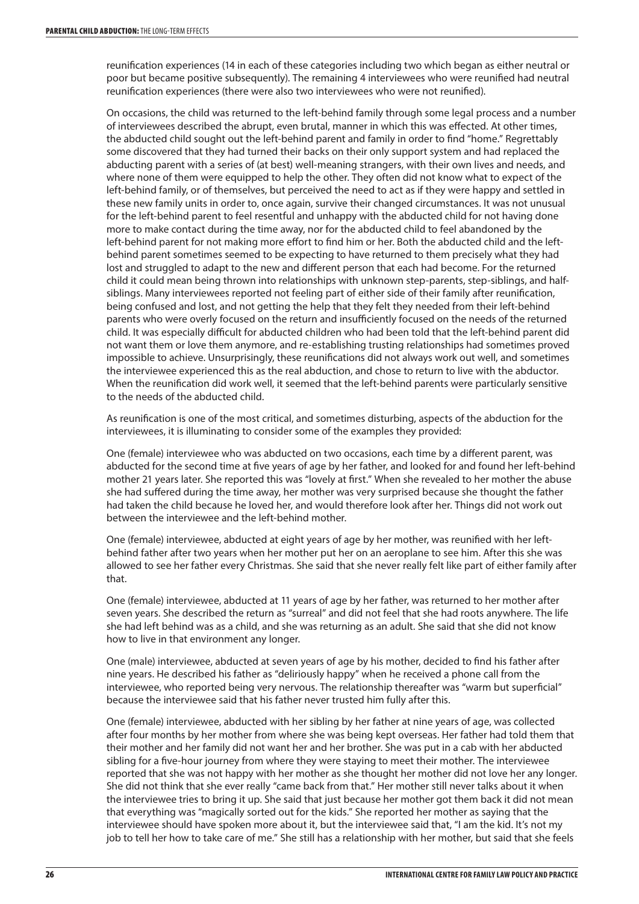reunification experiences (14 in each of these categories including two which began as either neutral or poor but became positive subsequently). The remaining 4 interviewees who were reunified had neutral reunification experiences (there were also two interviewees who were not reunified).

On occasions, the child was returned to the left-behind family through some legal process and a number of interviewees described the abrupt, even brutal, manner in which this was effected. At other times, the abducted child sought out the left-behind parent and family in order to find "home." Regrettably some discovered that they had turned their backs on their only support system and had replaced the abducting parent with a series of (at best) well-meaning strangers, with their own lives and needs, and where none of them were equipped to help the other. They often did not know what to expect of the left-behind family, or of themselves, but perceived the need to act as if they were happy and settled in these new family units in order to, once again, survive their changed circumstances. It was not unusual for the left-behind parent to feel resentful and unhappy with the abducted child for not having done more to make contact during the time away, nor for the abducted child to feel abandoned by the left-behind parent for not making more effort to find him or her. Both the abducted child and the left-behind parent sometimes seemed to be expecting to have returned to them precisely what they had lost and struggled to adapt to the new and different person that each had become. For the returned child it could mean being thrown into relationships with unknown step-parents, step-siblings, and half-siblings. Many interviewees reported not feeling part of either side of their family after reunification, being confused and lost, and not getting the help that they felt they needed from their left-behind parents who were overly focused on the return and insufficiently focused on the needs of the returned child. It was especially difficult for abducted children who had been told that the left-behind parent did not want them or love them anymore, and re-establishing trusting relationships had sometimes proved impossible to achieve. Unsurprisingly, these reunifications did not always work out well, and sometimes the interviewee experienced this as the real abduction, and chose to return to live with the abductor. When the reunification did work well, it seemed that the left-behind parents were particularly sensitive to the needs of the abducted child.

As reunification is one of the most critical, and sometimes disturbing, aspects of the abduction for the interviewees, it is illuminating to consider some of the examples they provided:

One (female) interviewee who was abducted on two occasions, each time by a different parent, was abducted for the second time at five years of age by her father, and looked for and found her left-behind mother 21 years later. She reported this was "lovely at first." When she revealed to her mother the abuse she had suffered during the time away, her mother was very surprised because she thought the father had taken the child because he loved her, and would therefore look after her. Things did not work out between the interviewee and the left-behind mother.

One (female) interviewee, abducted at eight years of age by her mother, was reunified with her left-behind father after two years when her mother put her on an aeroplane to see him. After this she was allowed to see her father every Christmas. She said that she never really felt like part of either family after that.

One (female) interviewee, abducted at 11 years of age by her father, was returned to her mother after seven years. She described the return as "surreal" and did not feel that she had roots anywhere. The life she had left behind was as a child, and she was returning as an adult. She said that she did not know how to live in that environment any longer.

One (male) interviewee, abducted at seven years of age by his mother, decided to find his father after nine years. He described his father as "deliriously happy" when he received a phone call from the interviewee, who reported being very nervous. The relationship thereafter was "warm but superficial" because the interviewee said that his father never trusted him fully after this.

One (female) interviewee, abducted with her sibling by her father at nine years of age, was collected after four months by her mother from where she was being kept overseas. Her father had told them that their mother and her family did not want her and her brother. She was put in a cab with her abducted sibling for a five-hour journey from where they were staying to meet their mother. The interviewee reported that she was not happy with her mother as she thought her mother did not love her any longer. She did not think that she ever really "came back from that." Her mother still never talks about it when the interviewee tries to bring it up. She said that just because her mother got them back it did not mean that everything was "magically sorted out for the kids." She reported her mother as saying that the interviewee should have spoken more about it, but the interviewee said that, "I am the kid. It's not my job to tell her how to take care of me." She still has a relationship with her mother, but said that she feels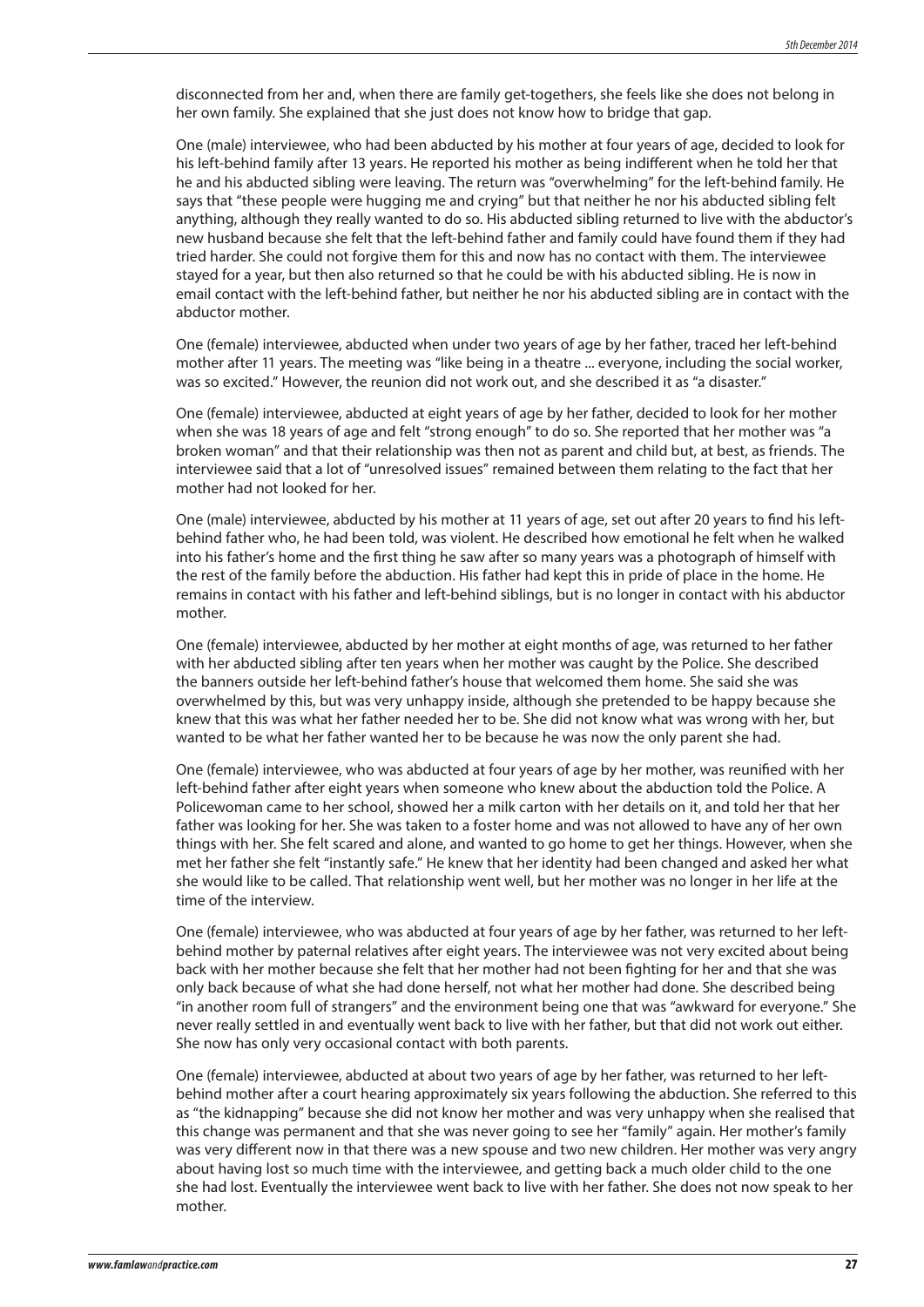disconnected from her and, when there are family get-togethers, she feels like she does not belong in her own family. She explained that she just does not know how to bridge that gap.

One (male) interviewee, who had been abducted by his mother at four years of age, decided to look for his left-behind family after 13 years. He reported his mother as being indifferent when he told her that he and his abducted sibling were leaving. The return was "overwhelming" for the left-behind family. He says that "these people were hugging me and crying" but that neither he nor his abducted sibling felt anything, although they really wanted to do so. His abducted sibling returned to live with the abductor's new husband because she felt that the left-behind father and family could have found them if they had tried harder. She could not forgive them for this and now has no contact with them. The interviewee stayed for a year, but then also returned so that he could be with his abducted sibling. He is now in email contact with the left-behind father, but neither he nor his abducted sibling are in contact with the abductor mother.

One (female) interviewee, abducted when under two years of age by her father, traced her left-behind mother after 11 years. The meeting was "like being in a theatre ... everyone, including the social worker, was so excited." However, the reunion did not work out, and she described it as "a disaster."

One (female) interviewee, abducted at eight years of age by her father, decided to look for her mother when she was 18 years of age and felt "strong enough" to do so. She reported that her mother was "a broken woman" and that their relationship was then not as parent and child but, at best, as friends. The interviewee said that a lot of "unresolved issues" remained between them relating to the fact that her mother had not looked for her.

One (male) interviewee, abducted by his mother at 11 years of age, set out after 20 years to find his left-behind father who, he had been told, was violent. He described how emotional he felt when he walked into his father's home and the first thing he saw after so many years was a photograph of himself with the rest of the family before the abduction. His father had kept this in pride of place in the home. He remains in contact with his father and left-behind siblings, but is no longer in contact with his abductor mother.

One (female) interviewee, abducted by her mother at eight months of age, was returned to her father with her abducted sibling after ten years when her mother was caught by the Police. She described the banners outside her left-behind father's house that welcomed them home. She said she was overwhelmed by this, but was very unhappy inside, although she pretended to be happy because she knew that this was what her father needed her to be. She did not know what was wrong with her, but wanted to be what her father wanted her to be because he was now the only parent she had.

One (female) interviewee, who was abducted at four years of age by her mother, was reunified with her left-behind father after eight years when someone who knew about the abduction told the Police. A Policewoman came to her school, showed her a milk carton with her details on it, and told her that her father was looking for her. She was taken to a foster home and was not allowed to have any of her own things with her. She felt scared and alone, and wanted to go home to get her things. However, when she met her father she felt "instantly safe." He knew that her identity had been changed and asked her what she would like to be called. That relationship went well, but her mother was no longer in her life at the time of the interview.

One (female) interviewee, who was abducted at four years of age by her father, was returned to her left-behind mother by paternal relatives after eight years. The interviewee was not very excited about being back with her mother because she felt that her mother had not been fighting for her and that she was only back because of what she had done herself, not what her mother had done. She described being "in another room full of strangers" and the environment being one that was "awkward for everyone." She never really settled in and eventually went back to live with her father, but that did not work out either. She now has only very occasional contact with both parents.

One (female) interviewee, abducted at about two years of age by her father, was returned to her left-behind mother after a court hearing approximately six years following the abduction. She referred to this as "the kidnapping" because she did not know her mother and was very unhappy when she realised that this change was permanent and that she was never going to see her "family" again. Her mother's family was very different now in that there was a new spouse and two new children. Her mother was very angry about having lost so much time with the interviewee, and getting back a much older child to the one she had lost. Eventually the interviewee went back to live with her father. She does not now speak to her mother.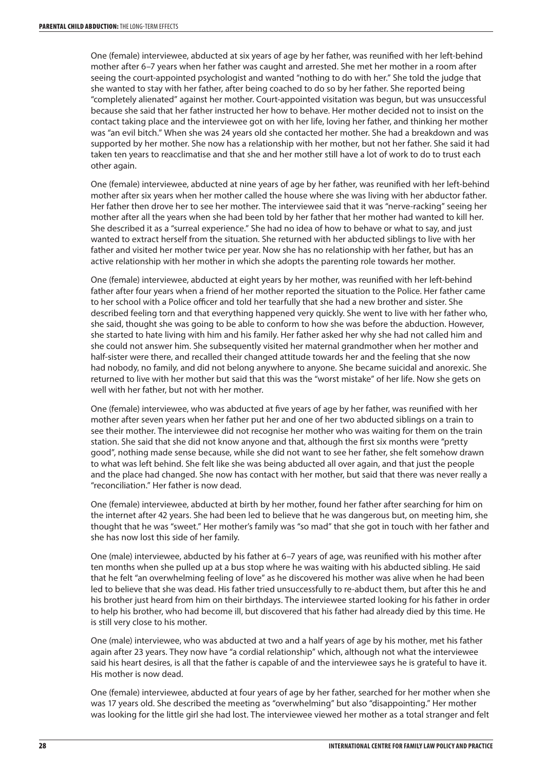One (female) interviewee, abducted at six years of age by her father, was reunified with her left-behind mother after 6–7 years when her father was caught and arrested. She met her mother in a room after seeing the court-appointed psychologist and wanted "nothing to do with her." She told the judge that she wanted to stay with her father, after being coached to do so by her father. She reported being "completely alienated" against her mother. Court-appointed visitation was begun, but was unsuccessful because she said that her father instructed her how to behave. Her mother decided not to insist on the contact taking place and the interviewee got on with her life, loving her father, and thinking her mother was "an evil bitch." When she was 24 years old she contacted her mother. She had a breakdown and was supported by her mother. She now has a relationship with her mother, but not her father. She said it had taken ten years to reacclimatise and that she and her mother still have a lot of work to do to trust each other again.

One (female) interviewee, abducted at nine years of age by her father, was reunified with her left-behind mother after six years when her mother called the house where she was living with her abductor father. Her father then drove her to see her mother. The interviewee said that it was "nerve-racking" seeing her mother after all the years when she had been told by her father that her mother had wanted to kill her. She described it as a "surreal experience." She had no idea of how to behave or what to say, and just wanted to extract herself from the situation. She returned with her abducted siblings to live with her father and visited her mother twice per year. Now she has no relationship with her father, but has an active relationship with her mother in which she adopts the parenting role towards her mother.

One (female) interviewee, abducted at eight years by her mother, was reunified with her left-behind father after four years when a friend of her mother reported the situation to the Police. Her father came to her school with a Police officer and told her tearfully that she had a new brother and sister. She described feeling torn and that everything happened very quickly. She went to live with her father who, she said, thought she was going to be able to conform to how she was before the abduction. However, she started to hate living with him and his family. Her father asked her why she had not called him and she could not answer him. She subsequently visited her maternal grandmother when her mother and half-sister were there, and recalled their changed attitude towards her and the feeling that she now had nobody, no family, and did not belong anywhere to anyone. She became suicidal and anorexic. She returned to live with her mother but said that this was the "worst mistake" of her life. Now she gets on well with her father, but not with her mother.

One (female) interviewee, who was abducted at five years of age by her father, was reunified with her mother after seven years when her father put her and one of her two abducted siblings on a train to see their mother. The interviewee did not recognise her mother who was waiting for them on the train station. She said that she did not know anyone and that, although the first six months were "pretty good", nothing made sense because, while she did not want to see her father, she felt somehow drawn to what was left behind. She felt like she was being abducted all over again, and that just the people and the place had changed. She now has contact with her mother, but said that there was never really a "reconciliation." Her father is now dead.

One (female) interviewee, abducted at birth by her mother, found her father after searching for him on the internet after 42 years. She had been led to believe that he was dangerous but, on meeting him, she thought that he was "sweet." Her mother's family was "so mad" that she got in touch with her father and she has now lost this side of her family.

One (male) interviewee, abducted by his father at 6–7 years of age, was reunified with his mother after ten months when she pulled up at a bus stop where he was waiting with his abducted sibling. He said that he felt "an overwhelming feeling of love" as he discovered his mother was alive when he had been led to believe that she was dead. His father tried unsuccessfully to re-abduct them, but after this he and his brother just heard from him on their birthdays. The interviewee started looking for his father in order to help his brother, who had become ill, but discovered that his father had already died by this time. He is still very close to his mother.

One (male) interviewee, who was abducted at two and a half years of age by his mother, met his father again after 23 years. They now have "a cordial relationship" which, although not what the interviewee said his heart desires, is all that the father is capable of and the interviewee says he is grateful to have it. His mother is now dead.

One (female) interviewee, abducted at four years of age by her father, searched for her mother when she was 17 years old. She described the meeting as "overwhelming" but also "disappointing." Her mother was looking for the little girl she had lost. The interviewee viewed her mother as a total stranger and felt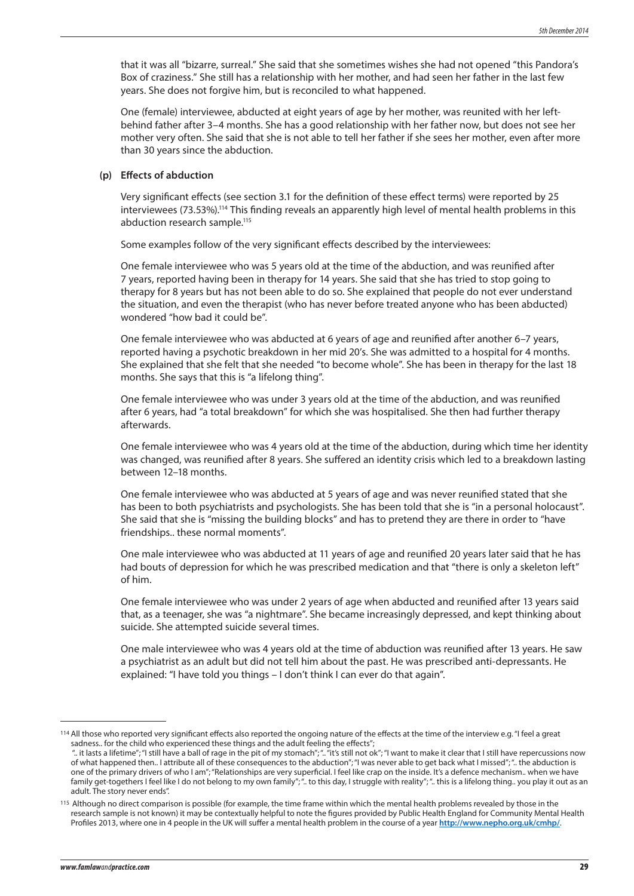that it was all "bizarre, surreal." She said that she sometimes wishes she had not opened "this Pandora's Box of craziness." She still has a relationship with her mother, and had seen her father in the last few years. She does not forgive him, but is reconciled to what happened.

One (female) interviewee, abducted at eight years of age by her mother, was reunited with her left-behind father after 3–4 months. She has a good relationship with her father now, but does not see her mother very often. She said that she is not able to tell her father if she sees her mother, even after more than 30 years since the abduction.

**(p) Effects of abduction**

Very significant effects (see section 3.1 for the definition of these effect terms) were reported by 25 interviewees (73.53%).[114] This finding reveals an apparently high level of mental health problems in this abduction research sample.[115]

Some examples follow of the very significant effects described by the interviewees:

One female interviewee who was 5 years old at the time of the abduction, and was reunified after 7 years, reported having been in therapy for 14 years. She said that she has tried to stop going to therapy for 8 years but has not been able to do so. She explained that people do not ever understand the situation, and even the therapist (who has never before treated anyone who has been abducted) wondered "how bad it could be".

One female interviewee who was abducted at 6 years of age and reunified after another 6–7 years, reported having a psychotic breakdown in her mid 20's. She was admitted to a hospital for 4 months. She explained that she felt that she needed "to become whole". She has been in therapy for the last 18 months. She says that this is "a lifelong thing".

One female interviewee who was under 3 years old at the time of the abduction, and was reunified after 6 years, had "a total breakdown" for which she was hospitalised. She then had further therapy afterwards.

One female interviewee who was 4 years old at the time of the abduction, during which time her identity was changed, was reunified after 8 years. She suffered an identity crisis which led to a breakdown lasting between 12–18 months.

One female interviewee who was abducted at 5 years of age and was never reunified stated that she has been to both psychiatrists and psychologists. She has been told that she is "in a personal holocaust". She said that she is "missing the building blocks" and has to pretend they are there in order to "have friendships.. these normal moments".

One male interviewee who was abducted at 11 years of age and reunified 20 years later said that he has had bouts of depression for which he was prescribed medication and that "there is only a skeleton left" of him.

One female interviewee who was under 2 years of age when abducted and reunified after 13 years said that, as a teenager, she was "a nightmare". She became increasingly depressed, and kept thinking about suicide. She attempted suicide several times.

One male interviewee who was 4 years old at the time of abduction was reunified after 13 years. He saw a psychiatrist as an adult but did not tell him about the past. He was prescribed anti-depressants. He explained: "I have told you things – I don't think I can ever do that again".

---

[114] All those who reported very significant effects also reported the ongoing nature of the effects at the time of the interview e.g. "I feel a great sadness.. for the child who experienced these things and the adult feeling the effects"; ".. it lasts a lifetime"; "I still have a ball of rage in the pit of my stomach"; ".. "it's still not ok"; "I want to make it clear that I still have repercussions now of what happened then.. I attribute all of these consequences to the abduction"; "I was never able to get back what I missed"; ".. the abduction is one of the primary drivers of who I am"; "Relationships are very superficial. I feel like crap on the inside. It's a defence mechanism.. when we have family get-togethers I feel like I do not belong to my own family"; ".. to this day, I struggle with reality"; ".. this is a lifelong thing.. you play it out as an adult. The story never ends".

[115] Although no direct comparison is possible (for example, the time frame within which the mental health problems revealed by those in the research sample is not known) it may be contextually helpful to note the figures provided by Public Health England for Community Mental Health Profiles 2013, where one in 4 people in the UK will suffer a mental health problem in the course of a year **http://www.nepho.org.uk/cmhp/**.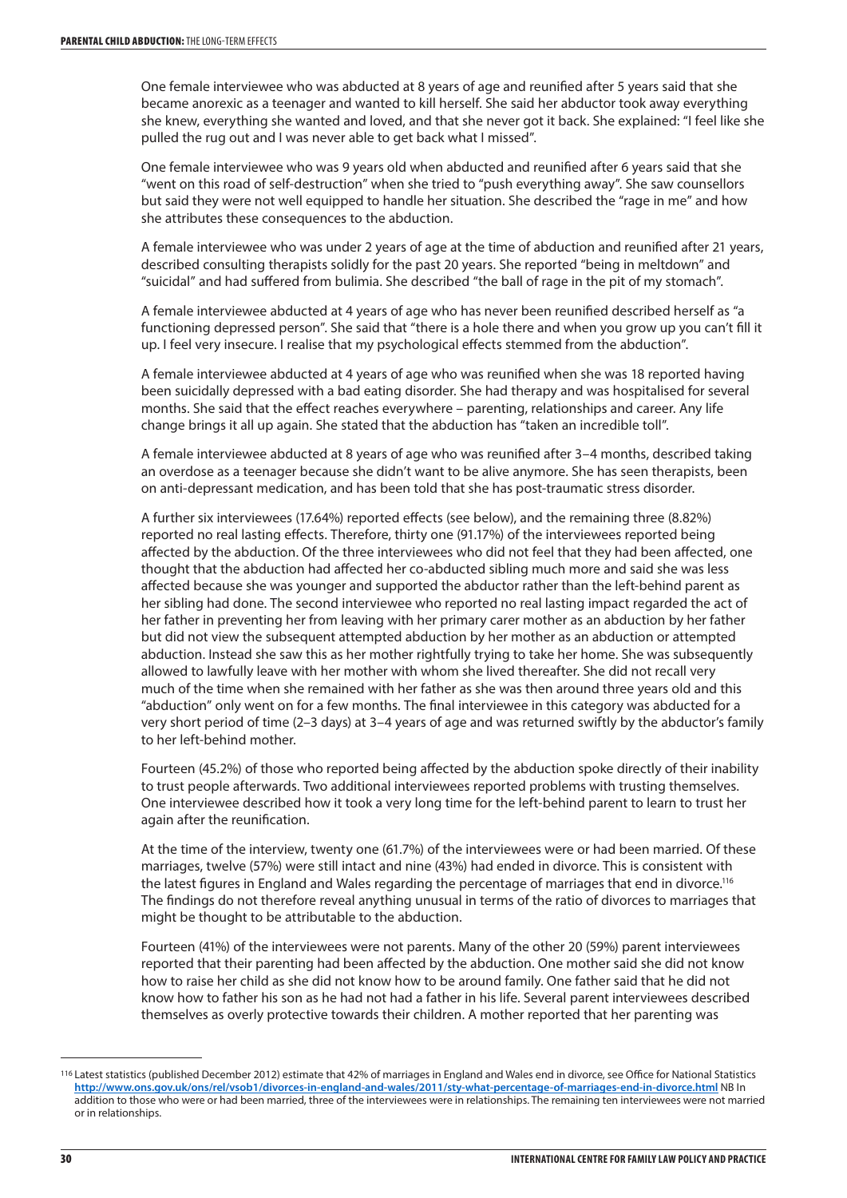One female interviewee who was abducted at 8 years of age and reunified after 5 years said that she became anorexic as a teenager and wanted to kill herself. She said her abductor took away everything she knew, everything she wanted and loved, and that she never got it back. She explained: "I feel like she pulled the rug out and I was never able to get back what I missed".

One female interviewee who was 9 years old when abducted and reunified after 6 years said that she "went on this road of self-destruction" when she tried to "push everything away". She saw counsellors but said they were not well equipped to handle her situation. She described the "rage in me" and how she attributes these consequences to the abduction.

A female interviewee who was under 2 years of age at the time of abduction and reunified after 21 years, described consulting therapists solidly for the past 20 years. She reported "being in meltdown" and "suicidal" and had suffered from bulimia. She described "the ball of rage in the pit of my stomach".

A female interviewee abducted at 4 years of age who has never been reunified described herself as "a functioning depressed person". She said that "there is a hole there and when you grow up you can't fill it up. I feel very insecure. I realise that my psychological effects stemmed from the abduction".

A female interviewee abducted at 4 years of age who was reunified when she was 18 reported having been suicidally depressed with a bad eating disorder. She had therapy and was hospitalised for several months. She said that the effect reaches everywhere – parenting, relationships and career. Any life change brings it all up again. She stated that the abduction has "taken an incredible toll".

A female interviewee abducted at 8 years of age who was reunified after 3–4 months, described taking an overdose as a teenager because she didn't want to be alive anymore. She has seen therapists, been on anti-depressant medication, and has been told that she has post-traumatic stress disorder.

A further six interviewees (17.64%) reported effects (see below), and the remaining three (8.82%) reported no real lasting effects. Therefore, thirty one (91.17%) of the interviewees reported being affected by the abduction. Of the three interviewees who did not feel that they had been affected, one thought that the abduction had affected her co-abducted sibling much more and said she was less affected because she was younger and supported the abductor rather than the left-behind parent as her sibling had done. The second interviewee who reported no real lasting impact regarded the act of her father in preventing her from leaving with her primary carer mother as an abduction by her father but did not view the subsequent attempted abduction by her mother as an abduction or attempted abduction. Instead she saw this as her mother rightfully trying to take her home. She was subsequently allowed to lawfully leave with her mother with whom she lived thereafter. She did not recall very much of the time when she remained with her father as she was then around three years old and this "abduction" only went on for a few months. The final interviewee in this category was abducted for a very short period of time (2–3 days) at 3–4 years of age and was returned swiftly by the abductor's family to her left-behind mother.

Fourteen (45.2%) of those who reported being affected by the abduction spoke directly of their inability to trust people afterwards. Two additional interviewees reported problems with trusting themselves. One interviewee described how it took a very long time for the left-behind parent to learn to trust her again after the reunification.

At the time of the interview, twenty one (61.7%) of the interviewees were or had been married. Of these marriages, twelve (57%) were still intact and nine (43%) had ended in divorce. This is consistent with the latest figures in England and Wales regarding the percentage of marriages that end in divorce.[116] The findings do not therefore reveal anything unusual in terms of the ratio of divorces to marriages that might be thought to be attributable to the abduction.

Fourteen (41%) of the interviewees were not parents. Many of the other 20 (59%) parent interviewees reported that their parenting had been affected by the abduction. One mother said she did not know how to raise her child as she did not know how to be around family. One father said that he did not know how to father his son as he had not had a father in his life. Several parent interviewees described themselves as overly protective towards their children. A mother reported that her parenting was

[116] Latest statistics (published December 2012) estimate that 42% of marriages in England and Wales end in divorce, see Office for National Statistics **http://www.ons.gov.uk/ons/rel/vsob1/divorces-in-england-and-wales/2011/sty-what-percentage-of-marriages-end-in-divorce.html** NB In addition to those who were or had been married, three of the interviewees were in relationships. The remaining ten interviewees were not married or in relationships.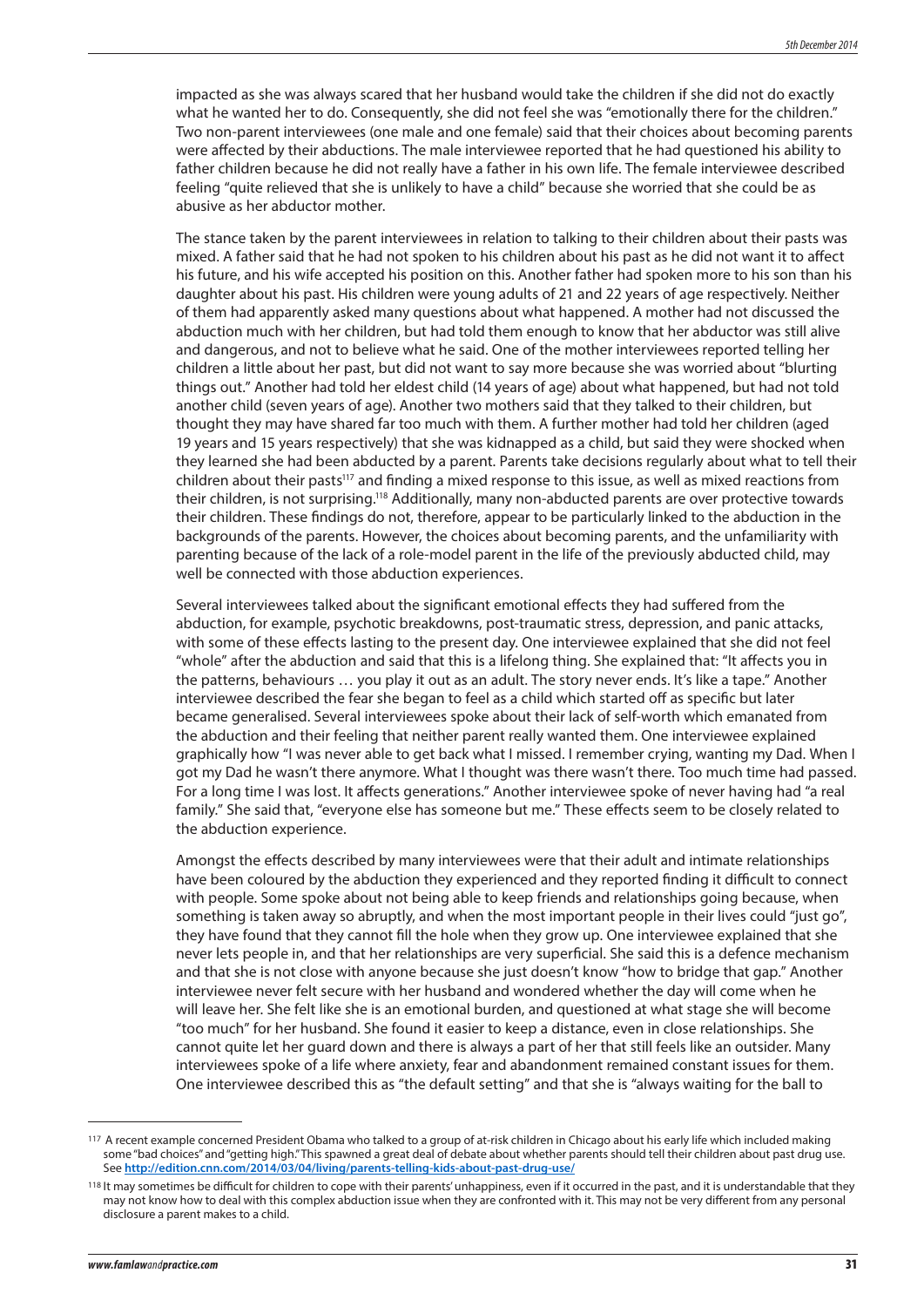impacted as she was always scared that her husband would take the children if she did not do exactly what he wanted her to do. Consequently, she did not feel she was "emotionally there for the children." Two non-parent interviewees (one male and one female) said that their choices about becoming parents were affected by their abductions. The male interviewee reported that he had questioned his ability to father children because he did not really have a father in his own life. The female interviewee described feeling "quite relieved that she is unlikely to have a child" because she worried that she could be as abusive as her abductor mother.

The stance taken by the parent interviewees in relation to talking to their children about their pasts was mixed. A father said that he had not spoken to his children about his past as he did not want it to affect his future, and his wife accepted his position on this. Another father had spoken more to his son than his daughter about his past. His children were young adults of 21 and 22 years of age respectively. Neither of them had apparently asked many questions about what happened. A mother had not discussed the abduction much with her children, but had told them enough to know that her abductor was still alive and dangerous, and not to believe what he said. One of the mother interviewees reported telling her children a little about her past, but did not want to say more because she was worried about "blurting things out." Another had told her eldest child (14 years of age) about what happened, but had not told another child (seven years of age). Another two mothers said that they talked to their children, but thought they may have shared far too much with them. A further mother had told her children (aged 19 years and 15 years respectively) that she was kidnapped as a child, but said they were shocked when they learned she had been abducted by a parent. Parents take decisions regularly about what to tell their children about their pasts[117] and finding a mixed response to this issue, as well as mixed reactions from their children, is not surprising.[118] Additionally, many non-abducted parents are over protective towards their children. These findings do not, therefore, appear to be particularly linked to the abduction in the backgrounds of the parents. However, the choices about becoming parents, and the unfamiliarity with parenting because of the lack of a role-model parent in the life of the previously abducted child, may well be connected with those abduction experiences.

Several interviewees talked about the significant emotional effects they had suffered from the abduction, for example, psychotic breakdowns, post-traumatic stress, depression, and panic attacks, with some of these effects lasting to the present day. One interviewee explained that she did not feel "whole" after the abduction and said that this is a lifelong thing. She explained that: "It affects you in the patterns, behaviours … you play it out as an adult. The story never ends. It's like a tape." Another interviewee described the fear she began to feel as a child which started off as specific but later became generalised. Several interviewees spoke about their lack of self-worth which emanated from the abduction and their feeling that neither parent really wanted them. One interviewee explained graphically how "I was never able to get back what I missed. I remember crying, wanting my Dad. When I got my Dad he wasn't there anymore. What I thought was there wasn't there. Too much time had passed. For a long time I was lost. It affects generations." Another interviewee spoke of never having had "a real family." She said that, "everyone else has someone but me." These effects seem to be closely related to the abduction experience.

Amongst the effects described by many interviewees were that their adult and intimate relationships have been coloured by the abduction they experienced and they reported finding it difficult to connect with people. Some spoke about not being able to keep friends and relationships going because, when something is taken away so abruptly, and when the most important people in their lives could "just go", they have found that they cannot fill the hole when they grow up. One interviewee explained that she never lets people in, and that her relationships are very superficial. She said this is a defence mechanism and that she is not close with anyone because she just doesn't know "how to bridge that gap." Another interviewee never felt secure with her husband and wondered whether the day will come when he will leave her. She felt like she is an emotional burden, and questioned at what stage she will become "too much" for her husband. She found it easier to keep a distance, even in close relationships. She cannot quite let her guard down and there is always a part of her that still feels like an outsider. Many interviewees spoke of a life where anxiety, fear and abandonment remained constant issues for them. One interviewee described this as "the default setting" and that she is "always waiting for the ball to

---

[117] A recent example concerned President Obama who talked to a group of at-risk children in Chicago about his early life which included making some "bad choices" and "getting high." This spawned a great deal of debate about whether parents should tell their children about past drug use. See **http://edition.cnn.com/2014/03/04/living/parents-telling-kids-about-past-drug-use/**

[118] It may sometimes be difficult for children to cope with their parents' unhappiness, even if it occurred in the past, and it is understandable that they may not know how to deal with this complex abduction issue when they are confronted with it. This may not be very different from any personal disclosure a parent makes to a child.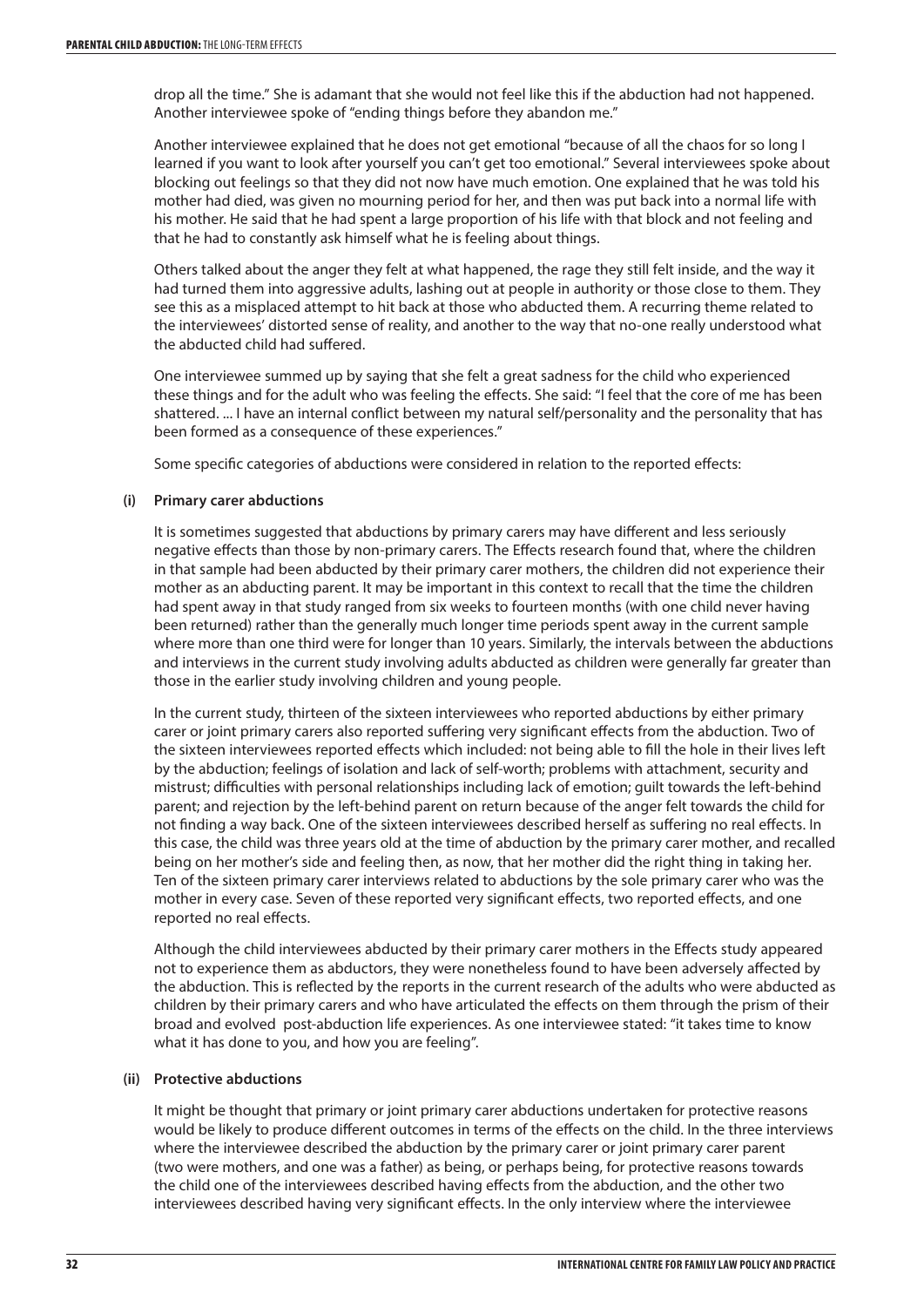drop all the time." She is adamant that she would not feel like this if the abduction had not happened. Another interviewee spoke of "ending things before they abandon me."

Another interviewee explained that he does not get emotional "because of all the chaos for so long I learned if you want to look after yourself you can't get too emotional." Several interviewees spoke about blocking out feelings so that they did not now have much emotion. One explained that he was told his mother had died, was given no mourning period for her, and then was put back into a normal life with his mother. He said that he had spent a large proportion of his life with that block and not feeling and that he had to constantly ask himself what he is feeling about things.

Others talked about the anger they felt at what happened, the rage they still felt inside, and the way it had turned them into aggressive adults, lashing out at people in authority or those close to them. They see this as a misplaced attempt to hit back at those who abducted them. A recurring theme related to the interviewees' distorted sense of reality, and another to the way that no-one really understood what the abducted child had suffered.

One interviewee summed up by saying that she felt a great sadness for the child who experienced these things and for the adult who was feeling the effects. She said: "I feel that the core of me has been shattered. ... I have an internal conflict between my natural self/personality and the personality that has been formed as a consequence of these experiences."

Some specific categories of abductions were considered in relation to the reported effects:

**(i) Primary carer abductions**

It is sometimes suggested that abductions by primary carers may have different and less seriously negative effects than those by non-primary carers. The Effects research found that, where the children in that sample had been abducted by their primary carer mothers, the children did not experience their mother as an abducting parent. It may be important in this context to recall that the time the children had spent away in that study ranged from six weeks to fourteen months (with one child never having been returned) rather than the generally much longer time periods spent away in the current sample where more than one third were for longer than 10 years. Similarly, the intervals between the abductions and interviews in the current study involving adults abducted as children were generally far greater than those in the earlier study involving children and young people.

In the current study, thirteen of the sixteen interviewees who reported abductions by either primary carer or joint primary carers also reported suffering very significant effects from the abduction. Two of the sixteen interviewees reported effects which included: not being able to fill the hole in their lives left by the abduction; feelings of isolation and lack of self-worth; problems with attachment, security and mistrust; difficulties with personal relationships including lack of emotion; guilt towards the left-behind parent; and rejection by the left-behind parent on return because of the anger felt towards the child for not finding a way back. One of the sixteen interviewees described herself as suffering no real effects. In this case, the child was three years old at the time of abduction by the primary carer mother, and recalled being on her mother's side and feeling then, as now, that her mother did the right thing in taking her. Ten of the sixteen primary carer interviews related to abductions by the sole primary carer who was the mother in every case. Seven of these reported very significant effects, two reported effects, and one reported no real effects.

Although the child interviewees abducted by their primary carer mothers in the Effects study appeared not to experience them as abductors, they were nonetheless found to have been adversely affected by the abduction. This is reflected by the reports in the current research of the adults who were abducted as children by their primary carers and who have articulated the effects on them through the prism of their broad and evolved post-abduction life experiences. As one interviewee stated: "it takes time to know what it has done to you, and how you are feeling".

**(ii) Protective abductions**

It might be thought that primary or joint primary carer abductions undertaken for protective reasons would be likely to produce different outcomes in terms of the effects on the child. In the three interviews where the interviewee described the abduction by the primary carer or joint primary carer parent (two were mothers, and one was a father) as being, or perhaps being, for protective reasons towards the child one of the interviewees described having effects from the abduction, and the other two interviewees described having very significant effects. In the only interview where the interviewee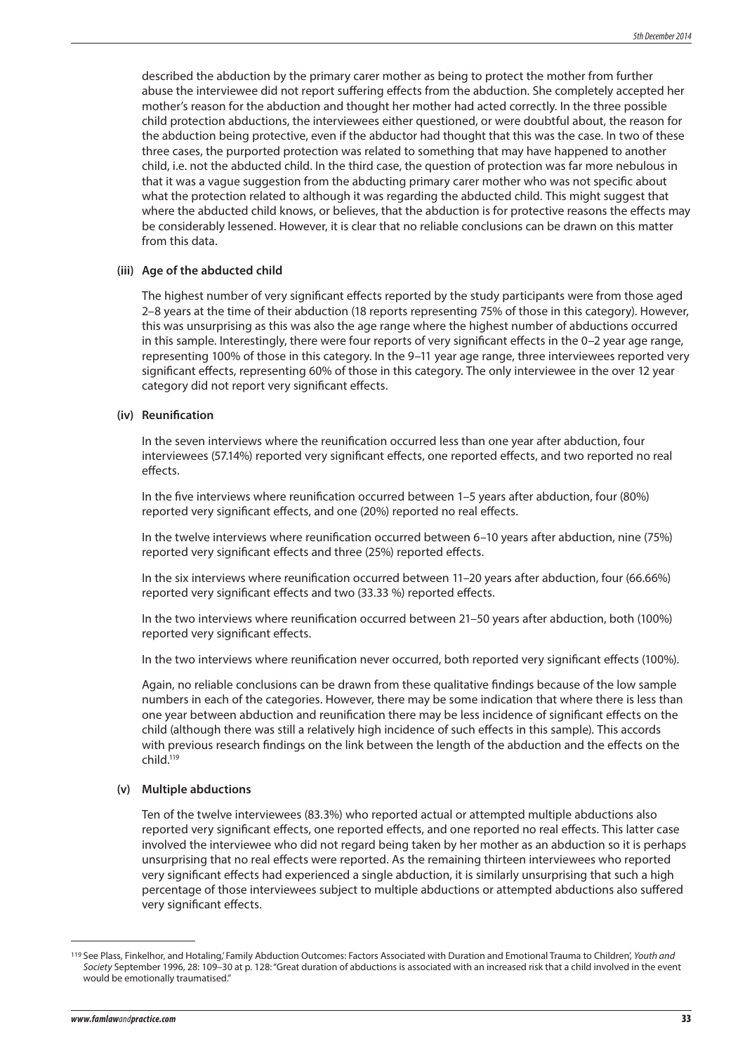described the abduction by the primary carer mother as being to protect the mother from further abuse the interviewee did not report suffering effects from the abduction. She completely accepted her mother's reason for the abduction and thought her mother had acted correctly. In the three possible child protection abductions, the interviewees either questioned, or were doubtful about, the reason for the abduction being protective, even if the abductor had thought that this was the case. In two of these three cases, the purported protection was related to something that may have happened to another child, i.e. not the abducted child. In the third case, the question of protection was far more nebulous in that it was a vague suggestion from the abducting primary carer mother who was not specific about what the protection related to although it was regarding the abducted child. This might suggest that where the abducted child knows, or believes, that the abduction is for protective reasons the effects may be considerably lessened. However, it is clear that no reliable conclusions can be drawn on this matter from this data.

**(iii) Age of the abducted child**

The highest number of very significant effects reported by the study participants were from those aged 2–8 years at the time of their abduction (18 reports representing 75% of those in this category). However, this was unsurprising as this was also the age range where the highest number of abductions occurred in this sample. Interestingly, there were four reports of very significant effects in the 0–2 year age range, representing 100% of those in this category. In the 9–11 year age range, three interviewees reported very significant effects, representing 60% of those in this category. The only interviewee in the over 12 year category did not report very significant effects.

**(iv) Reunification**

In the seven interviews where the reunification occurred less than one year after abduction, four interviewees (57.14%) reported very significant effects, one reported effects, and two reported no real effects.

In the five interviews where reunification occurred between 1–5 years after abduction, four (80%) reported very significant effects, and one (20%) reported no real effects.

In the twelve interviews where reunification occurred between 6–10 years after abduction, nine (75%) reported very significant effects and three (25%) reported effects.

In the six interviews where reunification occurred between 11–20 years after abduction, four (66.66%) reported very significant effects and two (33.33 %) reported effects.

In the two interviews where reunification occurred between 21–50 years after abduction, both (100%) reported very significant effects.

In the two interviews where reunification never occurred, both reported very significant effects (100%).

Again, no reliable conclusions can be drawn from these qualitative findings because of the low sample numbers in each of the categories. However, there may be some indication that where there is less than one year between abduction and reunification there may be less incidence of significant effects on the child (although there was still a relatively high incidence of such effects in this sample). This accords with previous research findings on the link between the length of the abduction and the effects on the child.[119]

**(v) Multiple abductions**

Ten of the twelve interviewees (83.3%) who reported actual or attempted multiple abductions also reported very significant effects, one reported effects, and one reported no real effects. This latter case involved the interviewee who did not regard being taken by her mother as an abduction so it is perhaps unsurprising that no real effects were reported. As the remaining thirteen interviewees who reported very significant effects had experienced a single abduction, it is similarly unsurprising that such a high percentage of those interviewees subject to multiple abductions or attempted abductions also suffered very significant effects.

---

[119] See Plass, Finkelhor, and Hotaling,' Family Abduction Outcomes: Factors Associated with Duration and Emotional Trauma to Children', *Youth and Society* September 1996, 28: 109–30 at p. 128: "Great duration of abductions is associated with an increased risk that a child involved in the event would be emotionally traumatised."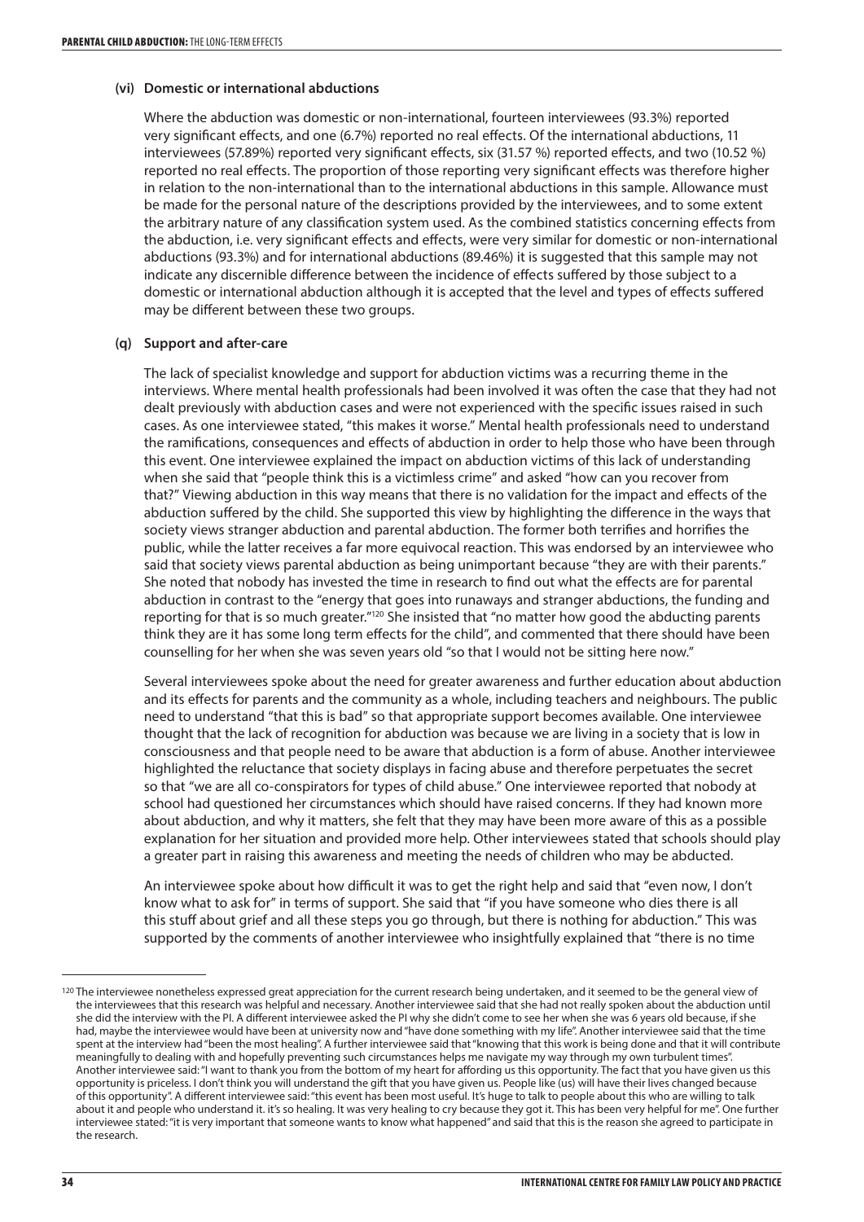#### (vi) Domestic or international abductions

Where the abduction was domestic or non-international, fourteen interviewees (93.3%) reported very significant effects, and one (6.7%) reported no real effects. Of the international abductions, 11 interviewees (57.89%) reported very significant effects, six (31.57 %) reported effects, and two (10.52 %) reported no real effects. The proportion of those reporting very significant effects was therefore higher in relation to the non-international than to the international abductions in this sample. Allowance must be made for the personal nature of the descriptions provided by the interviewees, and to some extent the arbitrary nature of any classification system used. As the combined statistics concerning effects from the abduction, i.e. very significant effects and effects, were very similar for domestic or non-international abductions (93.3%) and for international abductions (89.46%) it is suggested that this sample may not indicate any discernible difference between the incidence of effects suffered by those subject to a domestic or international abduction although it is accepted that the level and types of effects suffered may be different between these two groups.

### (q) Support and after-care

The lack of specialist knowledge and support for abduction victims was a recurring theme in the interviews. Where mental health professionals had been involved it was often the case that they had not dealt previously with abduction cases and were not experienced with the specific issues raised in such cases. As one interviewee stated, "this makes it worse." Mental health professionals need to understand the ramifications, consequences and effects of abduction in order to help those who have been through this event. One interviewee explained the impact on abduction victims of this lack of understanding when she said that "people think this is a victimless crime" and asked "how can you recover from that?" Viewing abduction in this way means that there is no validation for the impact and effects of the abduction suffered by the child. She supported this view by highlighting the difference in the ways that society views stranger abduction and parental abduction. The former both terrifies and horrifies the public, while the latter receives a far more equivocal reaction. This was endorsed by an interviewee who said that society views parental abduction as being unimportant because "they are with their parents." She noted that nobody has invested the time in research to find out what the effects are for parental abduction in contrast to the "energy that goes into runaways and stranger abductions, the funding and reporting for that is so much greater."[120] She insisted that "no matter how good the abducting parents think they are it has some long term effects for the child", and commented that there should have been counselling for her when she was seven years old "so that I would not be sitting here now."

Several interviewees spoke about the need for greater awareness and further education about abduction and its effects for parents and the community as a whole, including teachers and neighbours. The public need to understand "that this is bad" so that appropriate support becomes available. One interviewee thought that the lack of recognition for abduction was because we are living in a society that is low in consciousness and that people need to be aware that abduction is a form of abuse. Another interviewee highlighted the reluctance that society displays in facing abuse and therefore perpetuates the secret so that "we are all co-conspirators for types of child abuse." One interviewee reported that nobody at school had questioned her circumstances which should have raised concerns. If they had known more about abduction, and why it matters, she felt that they may have been more aware of this as a possible explanation for her situation and provided more help. Other interviewees stated that schools should play a greater part in raising this awareness and meeting the needs of children who may be abducted.

An interviewee spoke about how difficult it was to get the right help and said that "even now, I don't know what to ask for" in terms of support. She said that "if you have someone who dies there is all this stuff about grief and all these steps you go through, but there is nothing for abduction." This was supported by the comments of another interviewee who insightfully explained that "there is no time

---

[120] The interviewee nonetheless expressed great appreciation for the current research being undertaken, and it seemed to be the general view of the interviewees that this research was helpful and necessary. Another interviewee said that she had not really spoken about the abduction until she did the interview with the PI. A different interviewee asked the PI why she didn't come to see her when she was 6 years old because, if she had, maybe the interviewee would have been at university now and "have done something with my life". Another interviewee said that the time spent at the interview had "been the most healing". A further interviewee said that "knowing that this work is being done and that it will contribute meaningfully to dealing with and hopefully preventing such circumstances helps me navigate my way through my own turbulent times". Another interviewee said: "I want to thank you from the bottom of my heart for affording us this opportunity. The fact that you have given us this opportunity is priceless. I don't think you will understand the gift that you have given us. People like (us) will have their lives changed because of this opportunity". A different interviewee said: "this event has been most useful. It's huge to talk to people about this who are willing to talk about it and people who understand it. it's so healing. It was very healing to cry because they got it. This has been very helpful for me". One further interviewee stated: "it is very important that someone wants to know what happened" and said that this is the reason she agreed to participate in the research.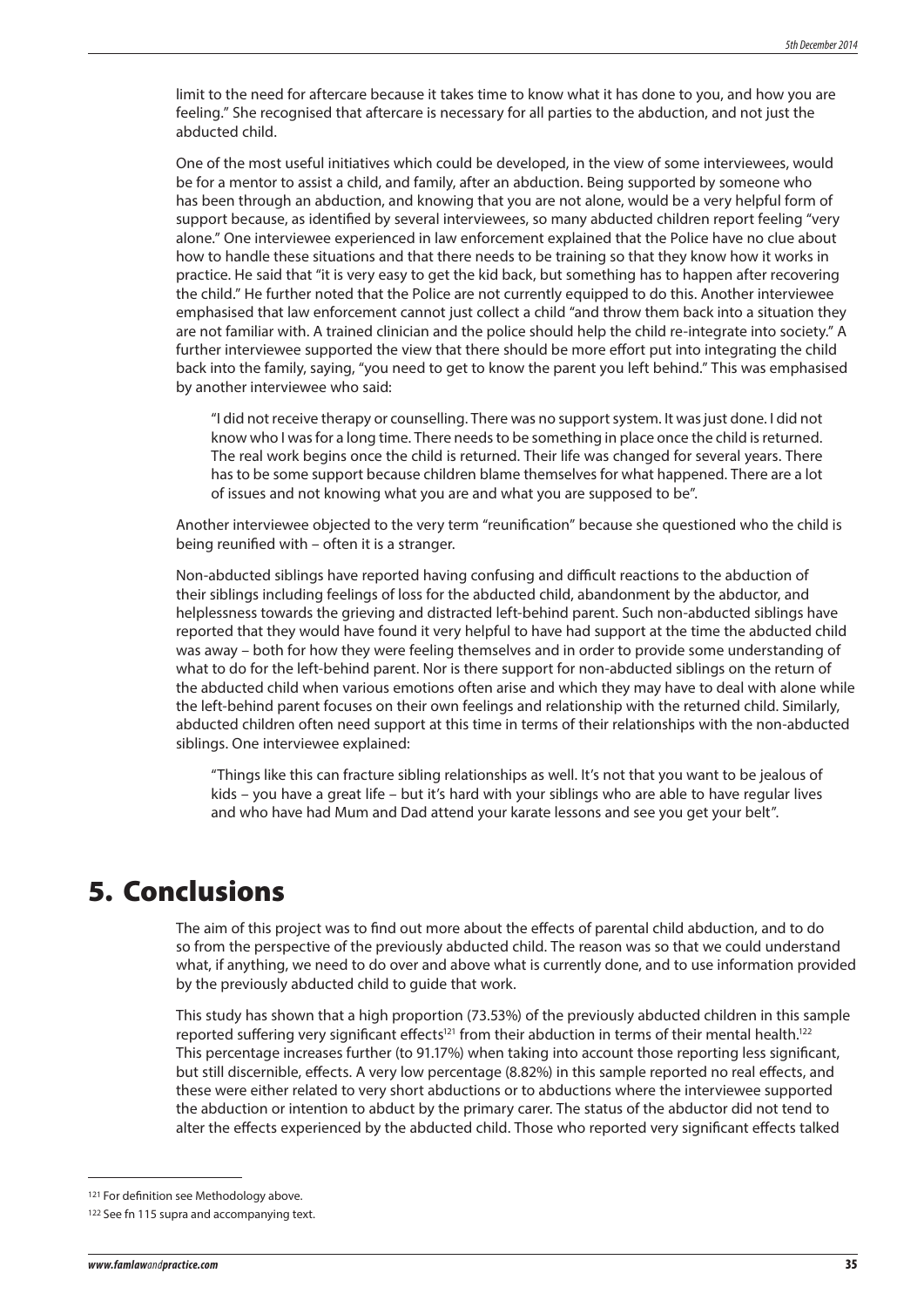limit to the need for aftercare because it takes time to know what it has done to you, and how you are feeling." She recognised that aftercare is necessary for all parties to the abduction, and not just the abducted child.

One of the most useful initiatives which could be developed, in the view of some interviewees, would be for a mentor to assist a child, and family, after an abduction. Being supported by someone who has been through an abduction, and knowing that you are not alone, would be a very helpful form of support because, as identified by several interviewees, so many abducted children report feeling "very alone." One interviewee experienced in law enforcement explained that the Police have no clue about how to handle these situations and that there needs to be training so that they know how it works in practice. He said that "it is very easy to get the kid back, but something has to happen after recovering the child." He further noted that the Police are not currently equipped to do this. Another interviewee emphasised that law enforcement cannot just collect a child "and throw them back into a situation they are not familiar with. A trained clinician and the police should help the child re-integrate into society." A further interviewee supported the view that there should be more effort put into integrating the child back into the family, saying, "you need to get to know the parent you left behind." This was emphasised by another interviewee who said:

> "I did not receive therapy or counselling. There was no support system. It was just done. I did not know who I was for a long time. There needs to be something in place once the child is returned. The real work begins once the child is returned. Their life was changed for several years. There has to be some support because children blame themselves for what happened. There are a lot of issues and not knowing what you are and what you are supposed to be".

Another interviewee objected to the very term "reunification" because she questioned who the child is being reunified with – often it is a stranger.

Non-abducted siblings have reported having confusing and difficult reactions to the abduction of their siblings including feelings of loss for the abducted child, abandonment by the abductor, and helplessness towards the grieving and distracted left-behind parent. Such non-abducted siblings have reported that they would have found it very helpful to have had support at the time the abducted child was away – both for how they were feeling themselves and in order to provide some understanding of what to do for the left-behind parent. Nor is there support for non-abducted siblings on the return of the abducted child when various emotions often arise and which they may have to deal with alone while the left-behind parent focuses on their own feelings and relationship with the returned child. Similarly, abducted children often need support at this time in terms of their relationships with the non-abducted siblings. One interviewee explained:

> "Things like this can fracture sibling relationships as well. It's not that you want to be jealous of kids – you have a great life – but it's hard with your siblings who are able to have regular lives and who have had Mum and Dad attend your karate lessons and see you get your belt".

# 5. Conclusions

The aim of this project was to find out more about the effects of parental child abduction, and to do so from the perspective of the previously abducted child. The reason was so that we could understand what, if anything, we need to do over and above what is currently done, and to use information provided by the previously abducted child to guide that work.

This study has shown that a high proportion (73.53%) of the previously abducted children in this sample reported suffering very significant effects[121] from their abduction in terms of their mental health.[122] This percentage increases further (to 91.17%) when taking into account those reporting less significant, but still discernible, effects. A very low percentage (8.82%) in this sample reported no real effects, and these were either related to very short abductions or to abductions where the interviewee supported the abduction or intention to abduct by the primary carer. The status of the abductor did not tend to alter the effects experienced by the abducted child. Those who reported very significant effects talked

---

[121] For definition see Methodology above.

[122] See fn 115 supra and accompanying text.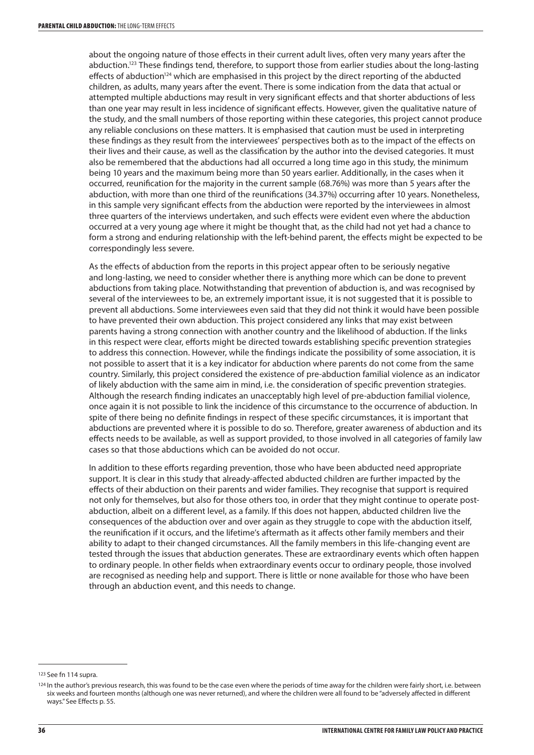about the ongoing nature of those effects in their current adult lives, often very many years after the abduction.[123] These findings tend, therefore, to support those from earlier studies about the long-lasting effects of abduction[124] which are emphasised in this project by the direct reporting of the abducted children, as adults, many years after the event. There is some indication from the data that actual or attempted multiple abductions may result in very significant effects and that shorter abductions of less than one year may result in less incidence of significant effects. However, given the qualitative nature of the study, and the small numbers of those reporting within these categories, this project cannot produce any reliable conclusions on these matters. It is emphasised that caution must be used in interpreting these findings as they result from the interviewees' perspectives both as to the impact of the effects on their lives and their cause, as well as the classification by the author into the devised categories. It must also be remembered that the abductions had all occurred a long time ago in this study, the minimum being 10 years and the maximum being more than 50 years earlier. Additionally, in the cases when it occurred, reunification for the majority in the current sample (68.76%) was more than 5 years after the abduction, with more than one third of the reunifications (34.37%) occurring after 10 years. Nonetheless, in this sample very significant effects from the abduction were reported by the interviewees in almost three quarters of the interviews undertaken, and such effects were evident even where the abduction occurred at a very young age where it might be thought that, as the child had not yet had a chance to form a strong and enduring relationship with the left-behind parent, the effects might be expected to be correspondingly less severe.

As the effects of abduction from the reports in this project appear often to be seriously negative and long-lasting, we need to consider whether there is anything more which can be done to prevent abductions from taking place. Notwithstanding that prevention of abduction is, and was recognised by several of the interviewees to be, an extremely important issue, it is not suggested that it is possible to prevent all abductions. Some interviewees even said that they did not think it would have been possible to have prevented their own abduction. This project considered any links that may exist between parents having a strong connection with another country and the likelihood of abduction. If the links in this respect were clear, efforts might be directed towards establishing specific prevention strategies to address this connection. However, while the findings indicate the possibility of some association, it is not possible to assert that it is a key indicator for abduction where parents do not come from the same country. Similarly, this project considered the existence of pre-abduction familial violence as an indicator of likely abduction with the same aim in mind, i.e. the consideration of specific prevention strategies. Although the research finding indicates an unacceptably high level of pre-abduction familial violence, once again it is not possible to link the incidence of this circumstance to the occurrence of abduction. In spite of there being no definite findings in respect of these specific circumstances, it is important that abductions are prevented where it is possible to do so. Therefore, greater awareness of abduction and its effects needs to be available, as well as support provided, to those involved in all categories of family law cases so that those abductions which can be avoided do not occur.

In addition to these efforts regarding prevention, those who have been abducted need appropriate support. It is clear in this study that already-affected abducted children are further impacted by the effects of their abduction on their parents and wider families. They recognise that support is required not only for themselves, but also for those others too, in order that they might continue to operate post-abduction, albeit on a different level, as a family. If this does not happen, abducted children live the consequences of the abduction over and over again as they struggle to cope with the abduction itself, the reunification if it occurs, and the lifetime's aftermath as it affects other family members and their ability to adapt to their changed circumstances. All the family members in this life-changing event are tested through the issues that abduction generates. These are extraordinary events which often happen to ordinary people. In other fields when extraordinary events occur to ordinary people, those involved are recognised as needing help and support. There is little or none available for those who have been through an abduction event, and this needs to change.

---

[123] See fn 114 supra.

[124] In the author's previous research, this was found to be the case even where the periods of time away for the children were fairly short, i.e. between six weeks and fourteen months (although one was never returned), and where the children were all found to be "adversely affected in different ways." See Effects p. 55.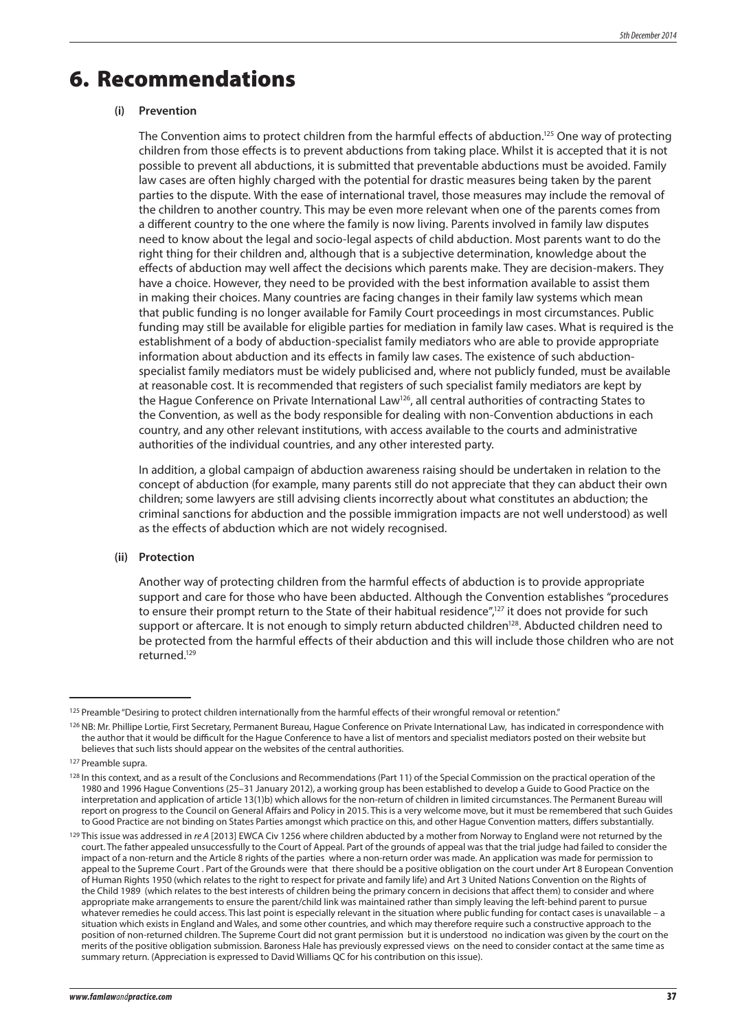# 6. Recommendations

**(i) Prevention**

The Convention aims to protect children from the harmful effects of abduction.[125] One way of protecting children from those effects is to prevent abductions from taking place. Whilst it is accepted that it is not possible to prevent all abductions, it is submitted that preventable abductions must be avoided. Family law cases are often highly charged with the potential for drastic measures being taken by the parent parties to the dispute. With the ease of international travel, those measures may include the removal of the children to another country. This may be even more relevant when one of the parents comes from a different country to the one where the family is now living. Parents involved in family law disputes need to know about the legal and socio-legal aspects of child abduction. Most parents want to do the right thing for their children and, although that is a subjective determination, knowledge about the effects of abduction may well affect the decisions which parents make. They are decision-makers. They have a choice. However, they need to be provided with the best information available to assist them in making their choices. Many countries are facing changes in their family law systems which mean that public funding is no longer available for Family Court proceedings in most circumstances. Public funding may still be available for eligible parties for mediation in family law cases. What is required is the establishment of a body of abduction-specialist family mediators who are able to provide appropriate information about abduction and its effects in family law cases. The existence of such abduction-specialist family mediators must be widely publicised and, where not publicly funded, must be available at reasonable cost. It is recommended that registers of such specialist family mediators are kept by the Hague Conference on Private International Law[126], all central authorities of contracting States to the Convention, as well as the body responsible for dealing with non-Convention abductions in each country, and any other relevant institutions, with access available to the courts and administrative authorities of the individual countries, and any other interested party.

In addition, a global campaign of abduction awareness raising should be undertaken in relation to the concept of abduction (for example, many parents still do not appreciate that they can abduct their own children; some lawyers are still advising clients incorrectly about what constitutes an abduction; the criminal sanctions for abduction and the possible immigration impacts are not well understood) as well as the effects of abduction which are not widely recognised.

**(ii) Protection**

Another way of protecting children from the harmful effects of abduction is to provide appropriate support and care for those who have been abducted. Although the Convention establishes "procedures to ensure their prompt return to the State of their habitual residence",[127] it does not provide for such support or aftercare. It is not enough to simply return abducted children[128]. Abducted children need to be protected from the harmful effects of their abduction and this will include those children who are not returned.[129]

---

[125] Preamble "Desiring to protect children internationally from the harmful effects of their wrongful removal or retention."

[126] NB: Mr. Phillipe Lortie, First Secretary, Permanent Bureau, Hague Conference on Private International Law, has indicated in correspondence with the author that it would be difficult for the Hague Conference to have a list of mentors and specialist mediators posted on their website but believes that such lists should appear on the websites of the central authorities.

[127] Preamble supra.

[128] In this context, and as a result of the Conclusions and Recommendations (Part 11) of the Special Commission on the practical operation of the 1980 and 1996 Hague Conventions (25–31 January 2012), a working group has been established to develop a Guide to Good Practice on the interpretation and application of article 13(1)b) which allows for the non-return of children in limited circumstances. The Permanent Bureau will report on progress to the Council on General Affairs and Policy in 2015. This is a very welcome move, but it must be remembered that such Guides to Good Practice are not binding on States Parties amongst which practice on this, and other Hague Convention matters, differs substantially.

[129] This issue was addressed in *re A* [2013] EWCA Civ 1256 where children abducted by a mother from Norway to England were not returned by the court. The father appealed unsuccessfully to the Court of Appeal. Part of the grounds of appeal was that the trial judge had failed to consider the impact of a non-return and the Article 8 rights of the parties where a non-return order was made. An application was made for permission to appeal to the Supreme Court . Part of the Grounds were that there should be a positive obligation on the court under Art 8 European Convention of Human Rights 1950 (which relates to the right to respect for private and family life) and Art 3 United Nations Convention on the Rights of the Child 1989 (which relates to the best interests of children being the primary concern in decisions that affect them) to consider and where appropriate make arrangements to ensure the parent/child link was maintained rather than simply leaving the left-behind parent to pursue whatever remedies he could access. This last point is especially relevant in the situation where public funding for contact cases is unavailable – a situation which exists in England and Wales, and some other countries, and which may therefore require such a constructive approach to the position of non-returned children. The Supreme Court did not grant permission but it is understood no indication was given by the court on the merits of the positive obligation submission. Baroness Hale has previously expressed views on the need to consider contact at the same time as summary return. (Appreciation is expressed to David Williams QC for his contribution on this issue).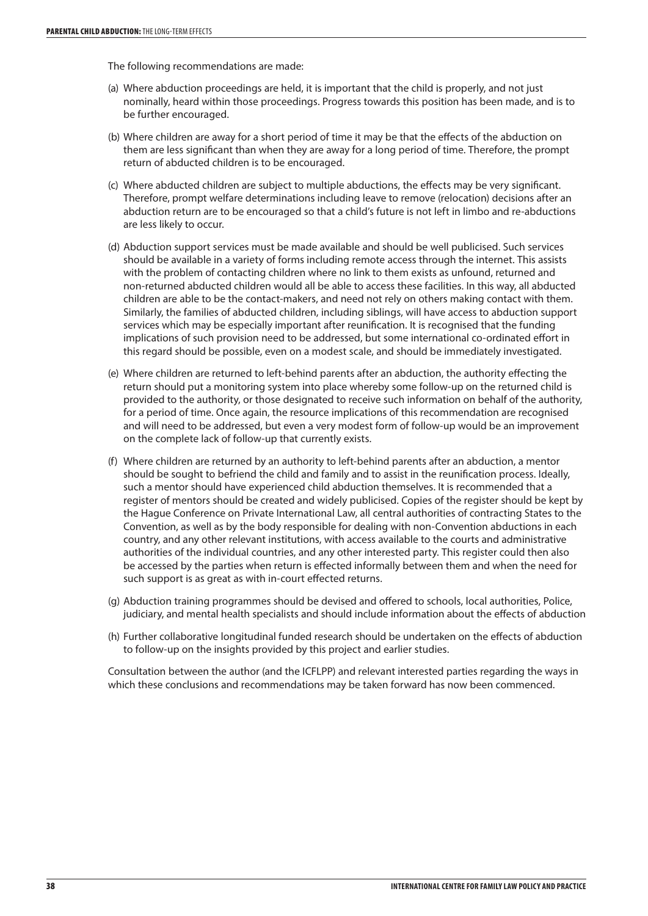The following recommendations are made:

(a) Where abduction proceedings are held, it is important that the child is properly, and not just nominally, heard within those proceedings. Progress towards this position has been made, and is to be further encouraged.

(b) Where children are away for a short period of time it may be that the effects of the abduction on them are less significant than when they are away for a long period of time. Therefore, the prompt return of abducted children is to be encouraged.

(c) Where abducted children are subject to multiple abductions, the effects may be very significant. Therefore, prompt welfare determinations including leave to remove (relocation) decisions after an abduction return are to be encouraged so that a child's future is not left in limbo and re-abductions are less likely to occur.

(d) Abduction support services must be made available and should be well publicised. Such services should be available in a variety of forms including remote access through the internet. This assists with the problem of contacting children where no link to them exists as unfound, returned and non-returned abducted children would all be able to access these facilities. In this way, all abducted children are able to be the contact-makers, and need not rely on others making contact with them. Similarly, the families of abducted children, including siblings, will have access to abduction support services which may be especially important after reunification. It is recognised that the funding implications of such provision need to be addressed, but some international co-ordinated effort in this regard should be possible, even on a modest scale, and should be immediately investigated.

(e) Where children are returned to left-behind parents after an abduction, the authority effecting the return should put a monitoring system into place whereby some follow-up on the returned child is provided to the authority, or those designated to receive such information on behalf of the authority, for a period of time. Once again, the resource implications of this recommendation are recognised and will need to be addressed, but even a very modest form of follow-up would be an improvement on the complete lack of follow-up that currently exists.

(f) Where children are returned by an authority to left-behind parents after an abduction, a mentor should be sought to befriend the child and family and to assist in the reunification process. Ideally, such a mentor should have experienced child abduction themselves. It is recommended that a register of mentors should be created and widely publicised. Copies of the register should be kept by the Hague Conference on Private International Law, all central authorities of contracting States to the Convention, as well as by the body responsible for dealing with non-Convention abductions in each country, and any other relevant institutions, with access available to the courts and administrative authorities of the individual countries, and any other interested party. This register could then also be accessed by the parties when return is effected informally between them and when the need for such support is as great as with in-court effected returns.

(g) Abduction training programmes should be devised and offered to schools, local authorities, Police, judiciary, and mental health specialists and should include information about the effects of abduction

(h) Further collaborative longitudinal funded research should be undertaken on the effects of abduction to follow-up on the insights provided by this project and earlier studies.

Consultation between the author (and the ICFLPP) and relevant interested parties regarding the ways in which these conclusions and recommendations may be taken forward has now been commenced.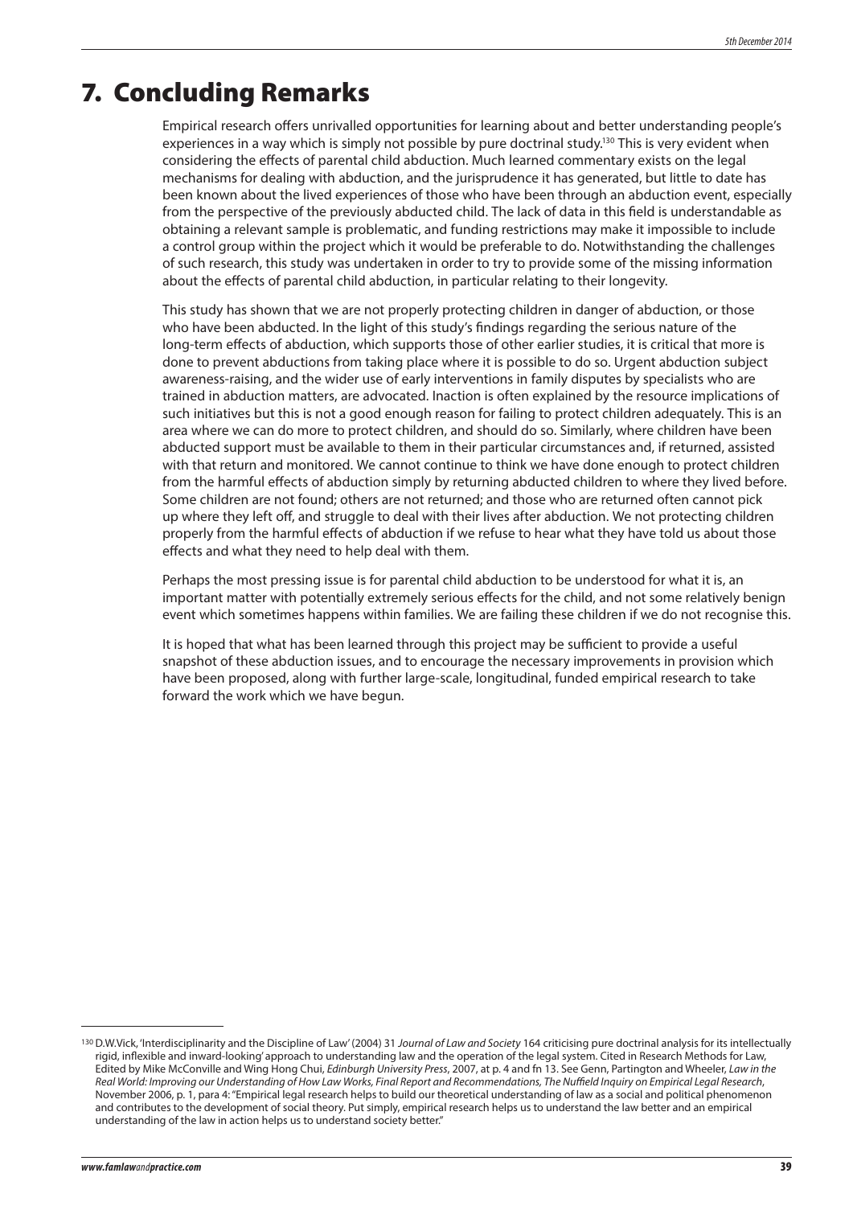# 7. Concluding Remarks

Empirical research offers unrivalled opportunities for learning about and better understanding people's experiences in a way which is simply not possible by pure doctrinal study.[130] This is very evident when considering the effects of parental child abduction. Much learned commentary exists on the legal mechanisms for dealing with abduction, and the jurisprudence it has generated, but little to date has been known about the lived experiences of those who have been through an abduction event, especially from the perspective of the previously abducted child. The lack of data in this field is understandable as obtaining a relevant sample is problematic, and funding restrictions may make it impossible to include a control group within the project which it would be preferable to do. Notwithstanding the challenges of such research, this study was undertaken in order to try to provide some of the missing information about the effects of parental child abduction, in particular relating to their longevity.

This study has shown that we are not properly protecting children in danger of abduction, or those who have been abducted. In the light of this study's findings regarding the serious nature of the long-term effects of abduction, which supports those of other earlier studies, it is critical that more is done to prevent abductions from taking place where it is possible to do so. Urgent abduction subject awareness-raising, and the wider use of early interventions in family disputes by specialists who are trained in abduction matters, are advocated. Inaction is often explained by the resource implications of such initiatives but this is not a good enough reason for failing to protect children adequately. This is an area where we can do more to protect children, and should do so. Similarly, where children have been abducted support must be available to them in their particular circumstances and, if returned, assisted with that return and monitored. We cannot continue to think we have done enough to protect children from the harmful effects of abduction simply by returning abducted children to where they lived before. Some children are not found; others are not returned; and those who are returned often cannot pick up where they left off, and struggle to deal with their lives after abduction. We not protecting children properly from the harmful effects of abduction if we refuse to hear what they have told us about those effects and what they need to help deal with them.

Perhaps the most pressing issue is for parental child abduction to be understood for what it is, an important matter with potentially extremely serious effects for the child, and not some relatively benign event which sometimes happens within families. We are failing these children if we do not recognise this.

It is hoped that what has been learned through this project may be sufficient to provide a useful snapshot of these abduction issues, and to encourage the necessary improvements in provision which have been proposed, along with further large-scale, longitudinal, funded empirical research to take forward the work which we have begun.

---

[130] D.W.Vick, 'Interdisciplinarity and the Discipline of Law' (2004) 31 *Journal of Law and Society* 164 criticising pure doctrinal analysis for its intellectually rigid, inflexible and inward-looking' approach to understanding law and the operation of the legal system. Cited in Research Methods for Law, Edited by Mike McConville and Wing Hong Chui, *Edinburgh University Press*, 2007, at p. 4 and fn 13. See Genn, Partington and Wheeler, *Law in the Real World: Improving our Understanding of How Law Works, Final Report and Recommendations, The Nuffield Inquiry on Empirical Legal Research*, November 2006, p. 1, para 4: "Empirical legal research helps to build our theoretical understanding of law as a social and political phenomenon and contributes to the development of social theory. Put simply, empirical research helps us to understand the law better and an empirical understanding of the law in action helps us to understand society better."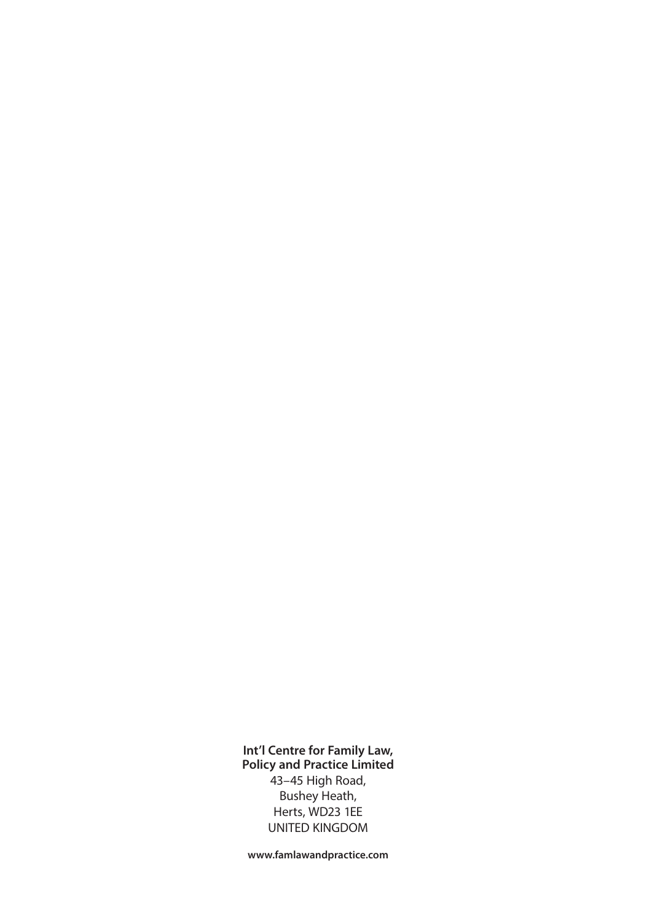**Int'l Centre for Family Law, Policy and Practice Limited**

43–45 High Road,
Bushey Heath,
Herts, WD23 1EE
UNITED KINGDOM

**www.famlawandpractice.com**